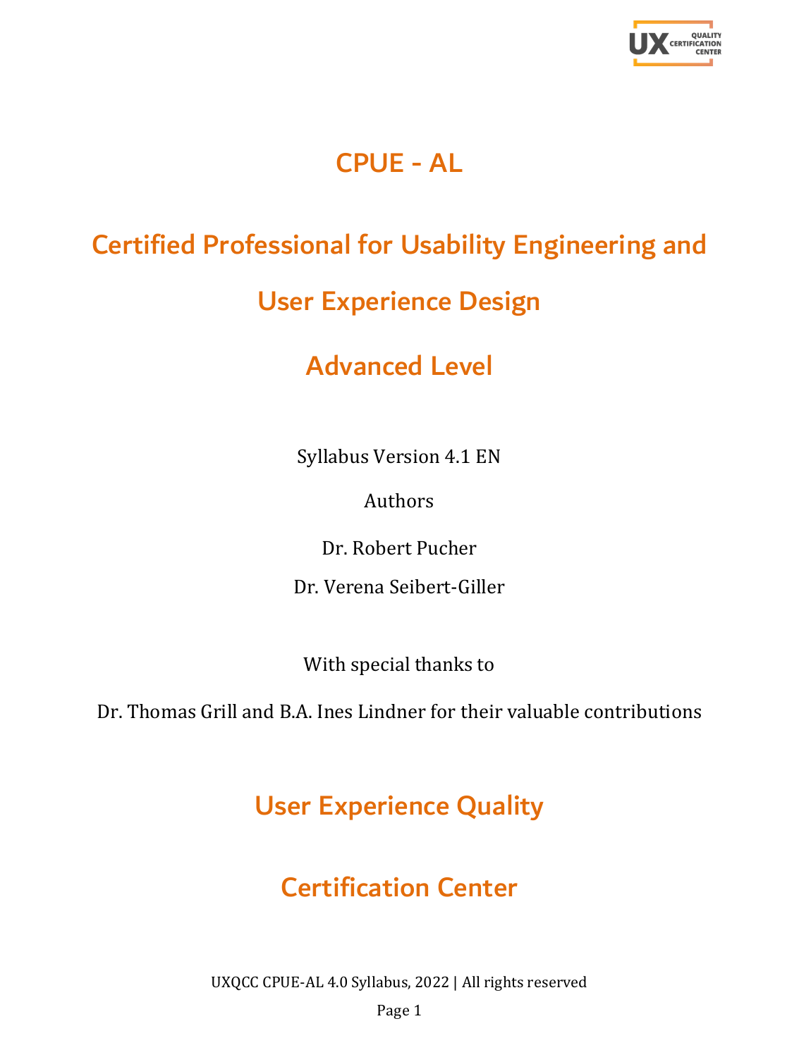# CPUE - AL

# Certified Professional for Usability Engineering and User Experience Design

# Advanced Level

Syllabus Version 4.1 EN

Authors

Dr. Robert Pucher

Dr. Verena Seibert-Giller

With special thanks to

Dr. Thomas Grill and B.A. Ines Lindner for their valuable contributions

## User Experience Quality

## Certification Center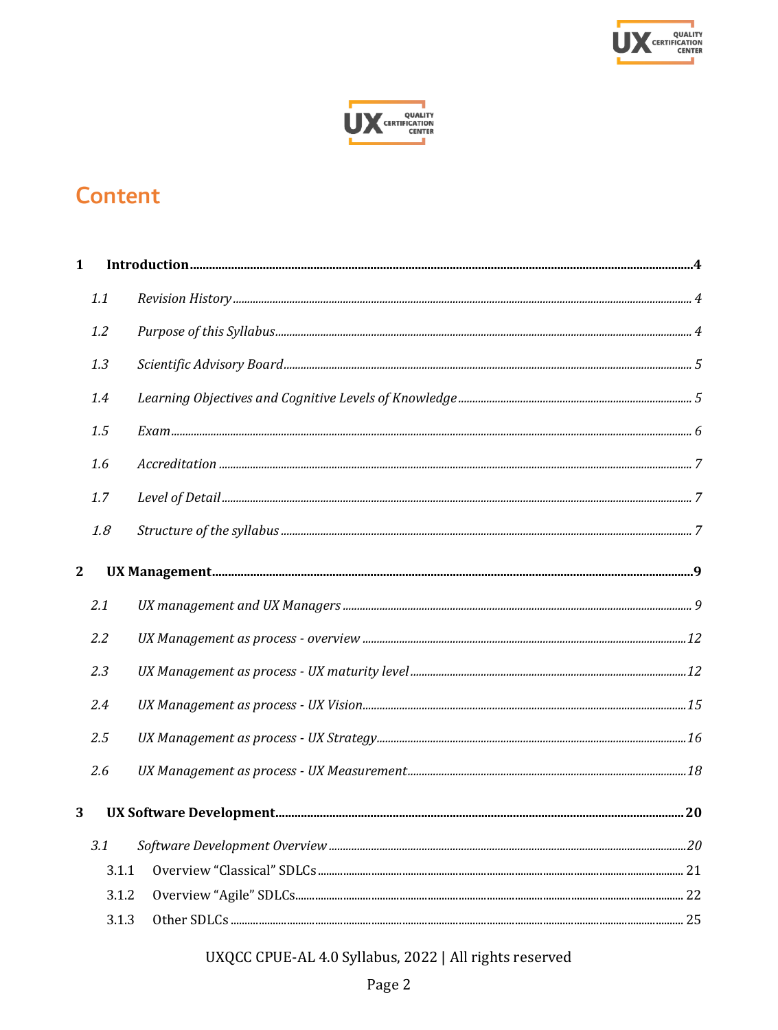# Content

**1 Introduction** .......... **4**

*1.1 Revision History* .......... *4*

*1.2 Purpose of this Syllabus* .......... *4*

*1.3 Scientific Advisory Board* .......... *5*

*1.4 Learning Objectives and Cognitive Levels of Knowledge* .......... *5*

*1.5 Exam* .......... *6*

*1.6 Accreditation* .......... *7*

*1.7 Level of Detail* .......... *7*

*1.8 Structure of the syllabus* .......... *7*

**2 UX Management** .......... **9**

*2.1 UX management and UX Managers* .......... *9*

*2.2 UX Management as process - overview* .......... *12*

*2.3 UX Management as process - UX maturity level* .......... *12*

*2.4 UX Management as process - UX Vision* .......... *15*

*2.5 UX Management as process - UX Strategy* .......... *16*

*2.6 UX Management as process - UX Measurement* .......... *18*

**3 UX Software Development** .......... **20**

*3.1 Software Development Overview* .......... *20*

3.1.1 Overview “Classical” SDLCs .......... 21

3.1.2 Overview “Agile” SDLCs .......... 22

3.1.3 Other SDLCs .......... 25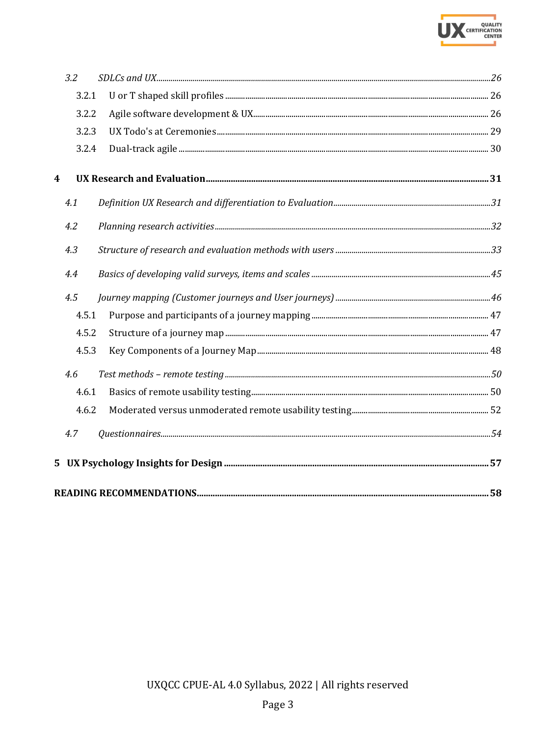*3.2 SDLCs and UX ........ 26*

3.2.1 U or T shaped skill profiles ........ 26

3.2.2 Agile software development & UX ........ 26

3.2.3 UX Todo's at Ceremonies ........ 29

3.2.4 Dual-track agile ........ 30

**4 UX Research and Evaluation ........ 31**

*4.1 Definition UX Research and differentiation to Evaluation ........ 31*

*4.2 Planning research activities ........ 32*

*4.3 Structure of research and evaluation methods with users ........ 33*

*4.4 Basics of developing valid surveys, items and scales ........ 45*

*4.5 Journey mapping (Customer journeys and User journeys) ........ 46*

4.5.1 Purpose and participants of a journey mapping ........ 47

4.5.2 Structure of a journey map ........ 47

4.5.3 Key Components of a Journey Map ........ 48

*4.6 Test methods – remote testing ........ 50*

4.6.1 Basics of remote usability testing ........ 50

4.6.2 Moderated versus unmoderated remote usability testing ........ 52

*4.7 Questionnaires ........ 54*

**5 UX Psychology Insights for Design ........ 57**

**READING RECOMMENDATIONS ........ 58**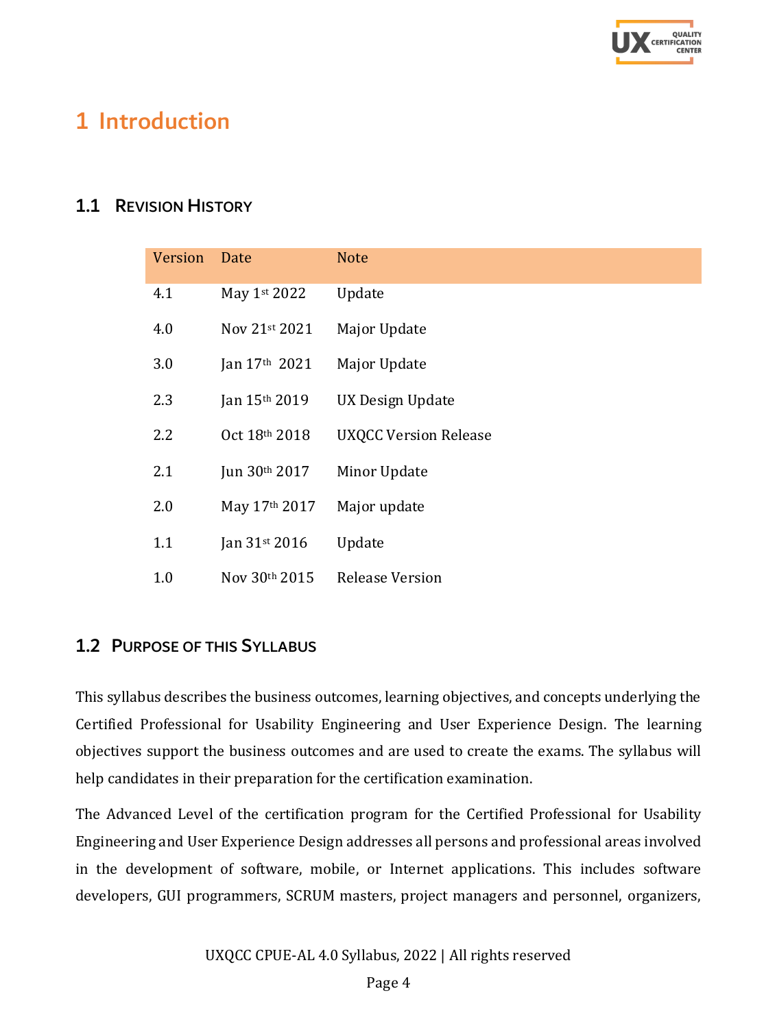# 1 Introduction

## 1.1 Revision History

| Version | Date | Note |
|---|---|---|
| 4.1 | May 1st 2022 | Update |
| 4.0 | Nov 21st 2021 | Major Update |
| 3.0 | Jan 17th 2021 | Major Update |
| 2.3 | Jan 15th 2019 | UX Design Update |
| 2.2 | Oct 18th 2018 | UXQCC Version Release |
| 2.1 | Jun 30th 2017 | Minor Update |
| 2.0 | May 17th 2017 | Major update |
| 1.1 | Jan 31st 2016 | Update |
| 1.0 | Nov 30th 2015 | Release Version |

## 1.2 Purpose of this Syllabus

This syllabus describes the business outcomes, learning objectives, and concepts underlying the Certified Professional for Usability Engineering and User Experience Design. The learning objectives support the business outcomes and are used to create the exams. The syllabus will help candidates in their preparation for the certification examination.

The Advanced Level of the certification program for the Certified Professional for Usability Engineering and User Experience Design addresses all persons and professional areas involved in the development of software, mobile, or Internet applications. This includes software developers, GUI programmers, SCRUM masters, project managers and personnel, organizers,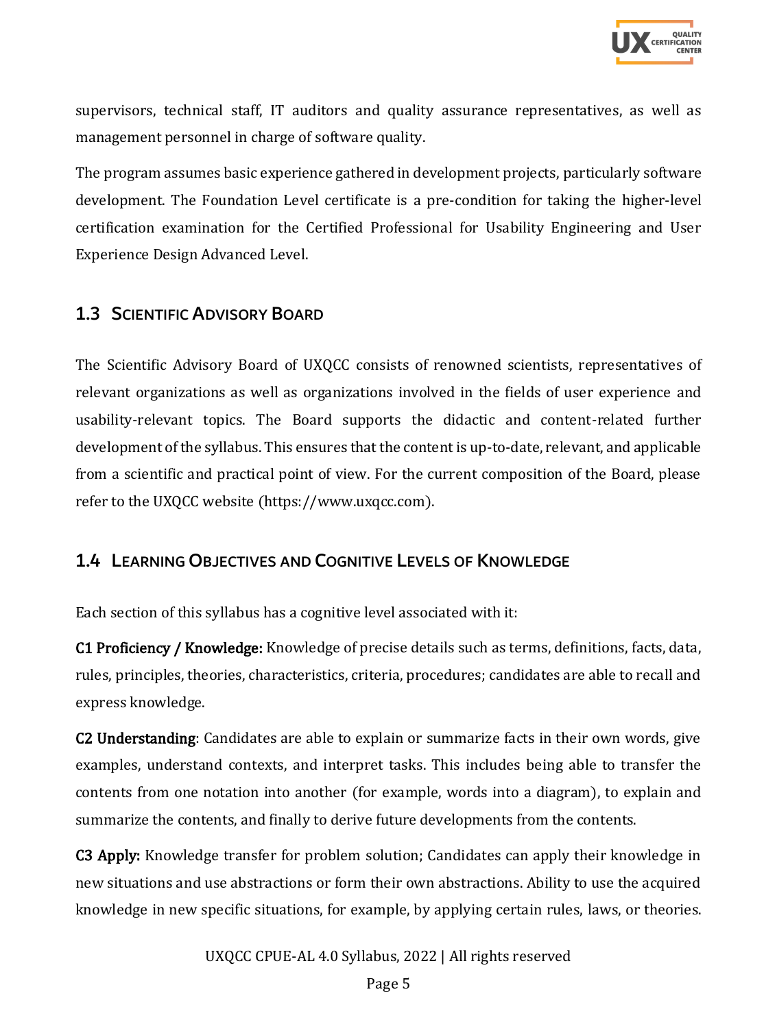supervisors, technical staff, IT auditors and quality assurance representatives, as well as management personnel in charge of software quality.

The program assumes basic experience gathered in development projects, particularly software development. The Foundation Level certificate is a pre-condition for taking the higher-level certification examination for the Certified Professional for Usability Engineering and User Experience Design Advanced Level.

## 1.3 Scientific Advisory Board

The Scientific Advisory Board of UXQCC consists of renowned scientists, representatives of relevant organizations as well as organizations involved in the fields of user experience and usability-relevant topics. The Board supports the didactic and content-related further development of the syllabus. This ensures that the content is up-to-date, relevant, and applicable from a scientific and practical point of view. For the current composition of the Board, please refer to the UXQCC website (https://www.uxqcc.com).

## 1.4 Learning Objectives and Cognitive Levels of Knowledge

Each section of this syllabus has a cognitive level associated with it:

**C1 Proficiency / Knowledge:** Knowledge of precise details such as terms, definitions, facts, data, rules, principles, theories, characteristics, criteria, procedures; candidates are able to recall and express knowledge.

**C2 Understanding**: Candidates are able to explain or summarize facts in their own words, give examples, understand contexts, and interpret tasks. This includes being able to transfer the contents from one notation into another (for example, words into a diagram), to explain and summarize the contents, and finally to derive future developments from the contents.

**C3 Apply:** Knowledge transfer for problem solution; Candidates can apply their knowledge in new situations and use abstractions or form their own abstractions. Ability to use the acquired knowledge in new specific situations, for example, by applying certain rules, laws, or theories.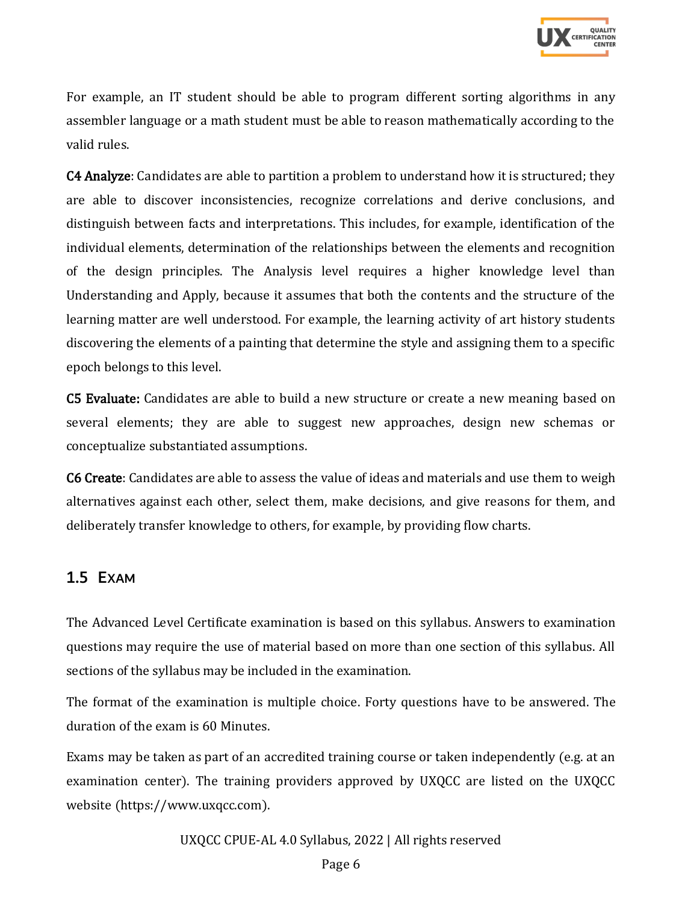For example, an IT student should be able to program different sorting algorithms in any assembler language or a math student must be able to reason mathematically according to the valid rules.

**C4 Analyze**: Candidates are able to partition a problem to understand how it is structured; they are able to discover inconsistencies, recognize correlations and derive conclusions, and distinguish between facts and interpretations. This includes, for example, identification of the individual elements, determination of the relationships between the elements and recognition of the design principles. The Analysis level requires a higher knowledge level than Understanding and Apply, because it assumes that both the contents and the structure of the learning matter are well understood. For example, the learning activity of art history students discovering the elements of a painting that determine the style and assigning them to a specific epoch belongs to this level.

**C5 Evaluate:** Candidates are able to build a new structure or create a new meaning based on several elements; they are able to suggest new approaches, design new schemas or conceptualize substantiated assumptions.

**C6 Create**: Candidates are able to assess the value of ideas and materials and use them to weigh alternatives against each other, select them, make decisions, and give reasons for them, and deliberately transfer knowledge to others, for example, by providing flow charts.

## 1.5 Exam

The Advanced Level Certificate examination is based on this syllabus. Answers to examination questions may require the use of material based on more than one section of this syllabus. All sections of the syllabus may be included in the examination.

The format of the examination is multiple choice. Forty questions have to be answered. The duration of the exam is 60 Minutes.

Exams may be taken as part of an accredited training course or taken independently (e.g. at an examination center). The training providers approved by UXQCC are listed on the UXQCC website (https://www.uxqcc.com).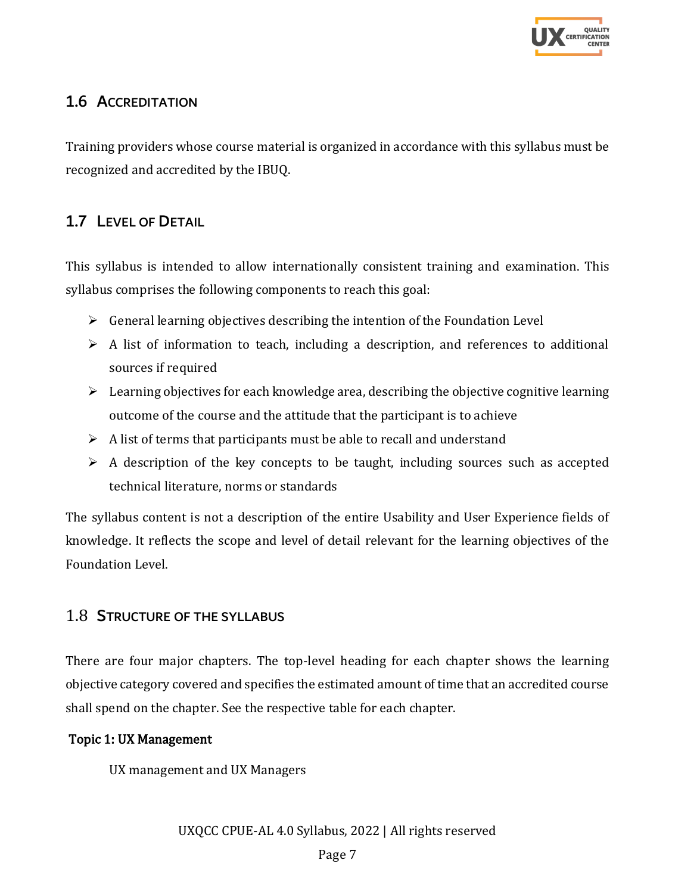## 1.6 Accreditation

Training providers whose course material is organized in accordance with this syllabus must be recognized and accredited by the IBUQ.

## 1.7 Level of Detail

This syllabus is intended to allow internationally consistent training and examination. This syllabus comprises the following components to reach this goal:

- General learning objectives describing the intention of the Foundation Level
- A list of information to teach, including a description, and references to additional sources if required
- Learning objectives for each knowledge area, describing the objective cognitive learning outcome of the course and the attitude that the participant is to achieve
- A list of terms that participants must be able to recall and understand
- A description of the key concepts to be taught, including sources such as accepted technical literature, norms or standards

The syllabus content is not a description of the entire Usability and User Experience fields of knowledge. It reflects the scope and level of detail relevant for the learning objectives of the Foundation Level.

## 1.8 Structure of the Syllabus

There are four major chapters. The top-level heading for each chapter shows the learning objective category covered and specifies the estimated amount of time that an accredited course shall spend on the chapter. See the respective table for each chapter.

**Topic 1: UX Management**

UX management and UX Managers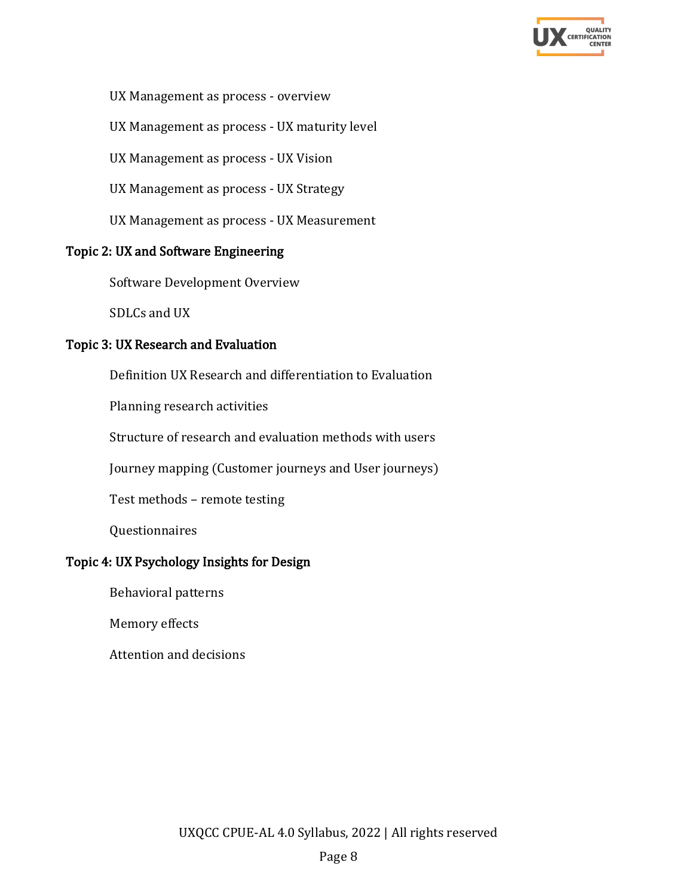UX Management as process - overview

UX Management as process - UX maturity level

UX Management as process - UX Vision

UX Management as process - UX Strategy

UX Management as process - UX Measurement

### Topic 2: UX and Software Engineering

Software Development Overview

SDLCs and UX

### Topic 3: UX Research and Evaluation

Definition UX Research and differentiation to Evaluation

Planning research activities

Structure of research and evaluation methods with users

Journey mapping (Customer journeys and User journeys)

Test methods – remote testing

Questionnaires

### Topic 4: UX Psychology Insights for Design

Behavioral patterns

Memory effects

Attention and decisions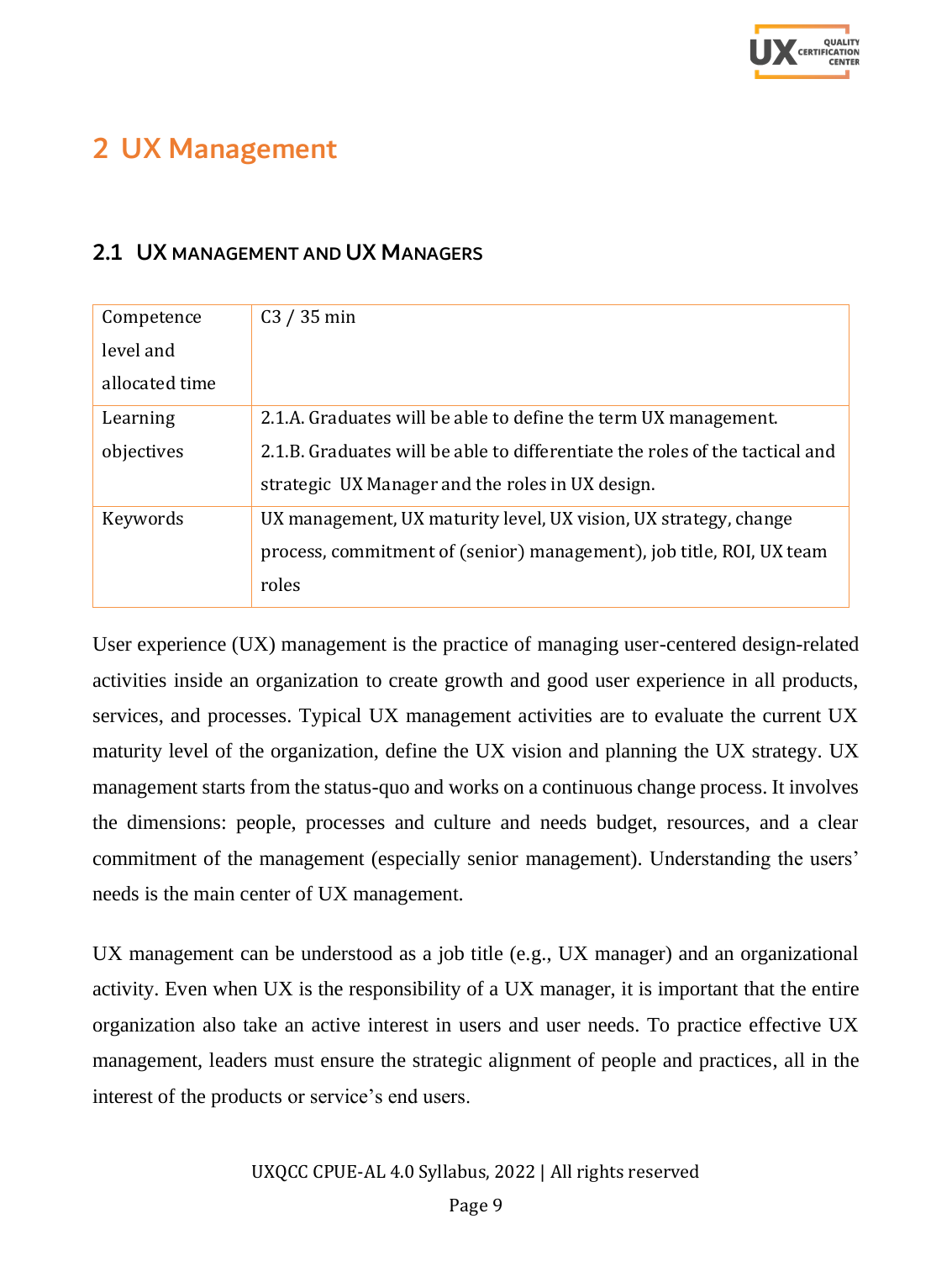# 2 UX Management

## 2.1 UX MANAGEMENT AND UX MANAGERS

| Competence level and allocated time | C3 / 35 min |
|---|---|
| Learning objectives | 2.1.A. Graduates will be able to define the term UX management.<br>2.1.B. Graduates will be able to differentiate the roles of the tactical and strategic UX Manager and the roles in UX design. |
| Keywords | UX management, UX maturity level, UX vision, UX strategy, change process, commitment of (senior) management), job title, ROI, UX team roles |

User experience (UX) management is the practice of managing user-centered design-related activities inside an organization to create growth and good user experience in all products, services, and processes. Typical UX management activities are to evaluate the current UX maturity level of the organization, define the UX vision and planning the UX strategy. UX management starts from the status-quo and works on a continuous change process. It involves the dimensions: people, processes and culture and needs budget, resources, and a clear commitment of the management (especially senior management). Understanding the users' needs is the main center of UX management.

UX management can be understood as a job title (e.g., UX manager) and an organizational activity. Even when UX is the responsibility of a UX manager, it is important that the entire organization also take an active interest in users and user needs. To practice effective UX management, leaders must ensure the strategic alignment of people and practices, all in the interest of the products or service's end users.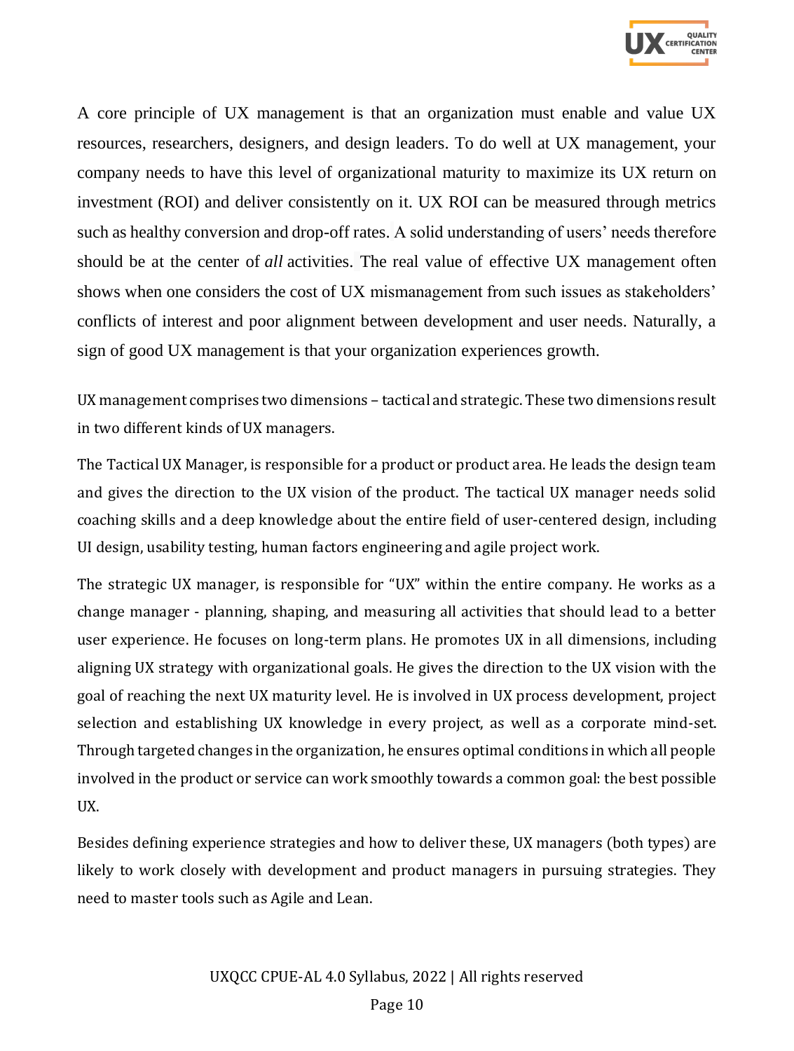A core principle of UX management is that an organization must enable and value UX resources, researchers, designers, and design leaders. To do well at UX management, your company needs to have this level of organizational maturity to maximize its UX return on investment (ROI) and deliver consistently on it. UX ROI can be measured through metrics such as healthy conversion and drop-off rates. A solid understanding of users' needs therefore should be at the center of *all* activities. The real value of effective UX management often shows when one considers the cost of UX mismanagement from such issues as stakeholders' conflicts of interest and poor alignment between development and user needs. Naturally, a sign of good UX management is that your organization experiences growth.

UX management comprises two dimensions – tactical and strategic. These two dimensions result in two different kinds of UX managers.

The Tactical UX Manager, is responsible for a product or product area. He leads the design team and gives the direction to the UX vision of the product. The tactical UX manager needs solid coaching skills and a deep knowledge about the entire field of user-centered design, including UI design, usability testing, human factors engineering and agile project work.

The strategic UX manager, is responsible for "UX" within the entire company. He works as a change manager - planning, shaping, and measuring all activities that should lead to a better user experience. He focuses on long-term plans. He promotes UX in all dimensions, including aligning UX strategy with organizational goals. He gives the direction to the UX vision with the goal of reaching the next UX maturity level. He is involved in UX process development, project selection and establishing UX knowledge in every project, as well as a corporate mind-set. Through targeted changes in the organization, he ensures optimal conditions in which all people involved in the product or service can work smoothly towards a common goal: the best possible UX.

Besides defining experience strategies and how to deliver these, UX managers (both types) are likely to work closely with development and product managers in pursuing strategies. They need to master tools such as Agile and Lean.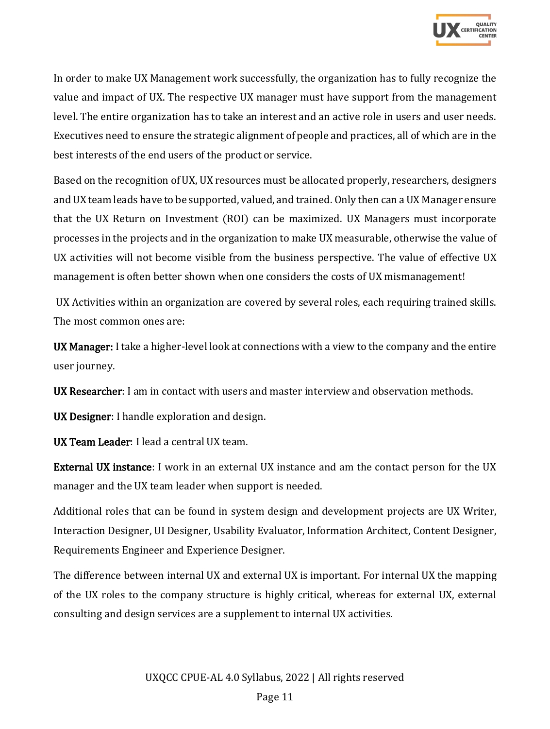In order to make UX Management work successfully, the organization has to fully recognize the value and impact of UX. The respective UX manager must have support from the management level. The entire organization has to take an interest and an active role in users and user needs. Executives need to ensure the strategic alignment of people and practices, all of which are in the best interests of the end users of the product or service.

Based on the recognition of UX, UX resources must be allocated properly, researchers, designers and UX team leads have to be supported, valued, and trained. Only then can a UX Manager ensure that the UX Return on Investment (ROI) can be maximized. UX Managers must incorporate processes in the projects and in the organization to make UX measurable, otherwise the value of UX activities will not become visible from the business perspective. The value of effective UX management is often better shown when one considers the costs of UX mismanagement!

UX Activities within an organization are covered by several roles, each requiring trained skills. The most common ones are:

**UX Manager:** I take a higher-level look at connections with a view to the company and the entire user journey.

**UX Researcher**: I am in contact with users and master interview and observation methods.

**UX Designer**: I handle exploration and design.

**UX Team Leader**: I lead a central UX team.

**External UX instance**: I work in an external UX instance and am the contact person for the UX manager and the UX team leader when support is needed.

Additional roles that can be found in system design and development projects are UX Writer, Interaction Designer, UI Designer, Usability Evaluator, Information Architect, Content Designer, Requirements Engineer and Experience Designer.

The difference between internal UX and external UX is important. For internal UX the mapping of the UX roles to the company structure is highly critical, whereas for external UX, external consulting and design services are a supplement to internal UX activities.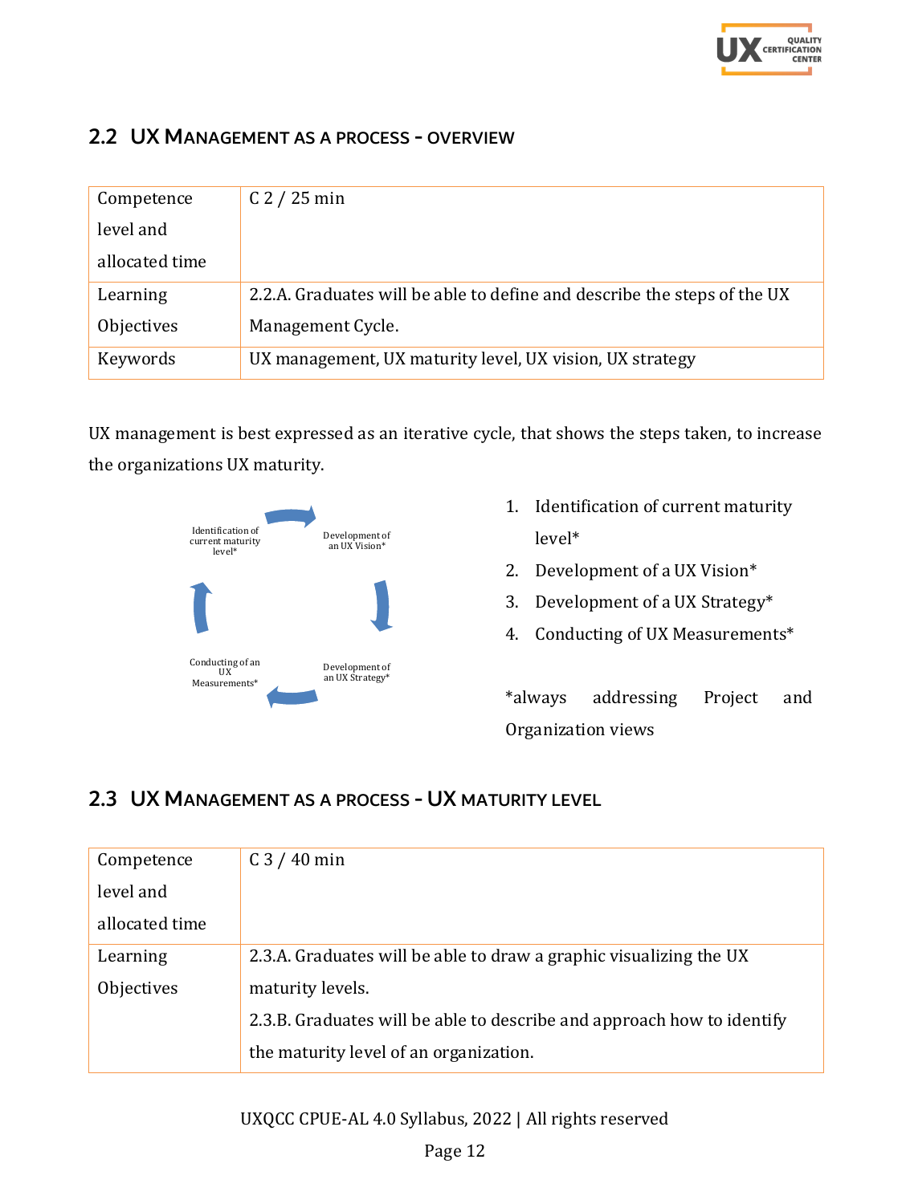## 2.2 UX MANAGEMENT AS A PROCESS - OVERVIEW

| Competence level and allocated time | C 2 / 25 min |
|---|---|
| Learning Objectives | 2.2.A. Graduates will be able to define and describe the steps of the UX Management Cycle. |
| Keywords | UX management, UX maturity level, UX vision, UX strategy |

UX management is best expressed as an iterative cycle, that shows the steps taken, to increase the organizations UX maturity.

Identification of current maturity level*

Development of an UX Vision*

Development of an UX Strategy*

Conducting of an UX Measurements*

1. Identification of current maturity level*
2. Development of a UX Vision*
3. Development of a UX Strategy*
4. Conducting of UX Measurements*

*always addressing Project and Organization views

## 2.3 UX MANAGEMENT AS A PROCESS - UX MATURITY LEVEL

| Competence level and allocated time | C 3 / 40 min |
|---|---|
| Learning Objectives | 2.3.A. Graduates will be able to draw a graphic visualizing the UX maturity levels.<br>2.3.B. Graduates will be able to describe and approach how to identify the maturity level of an organization. |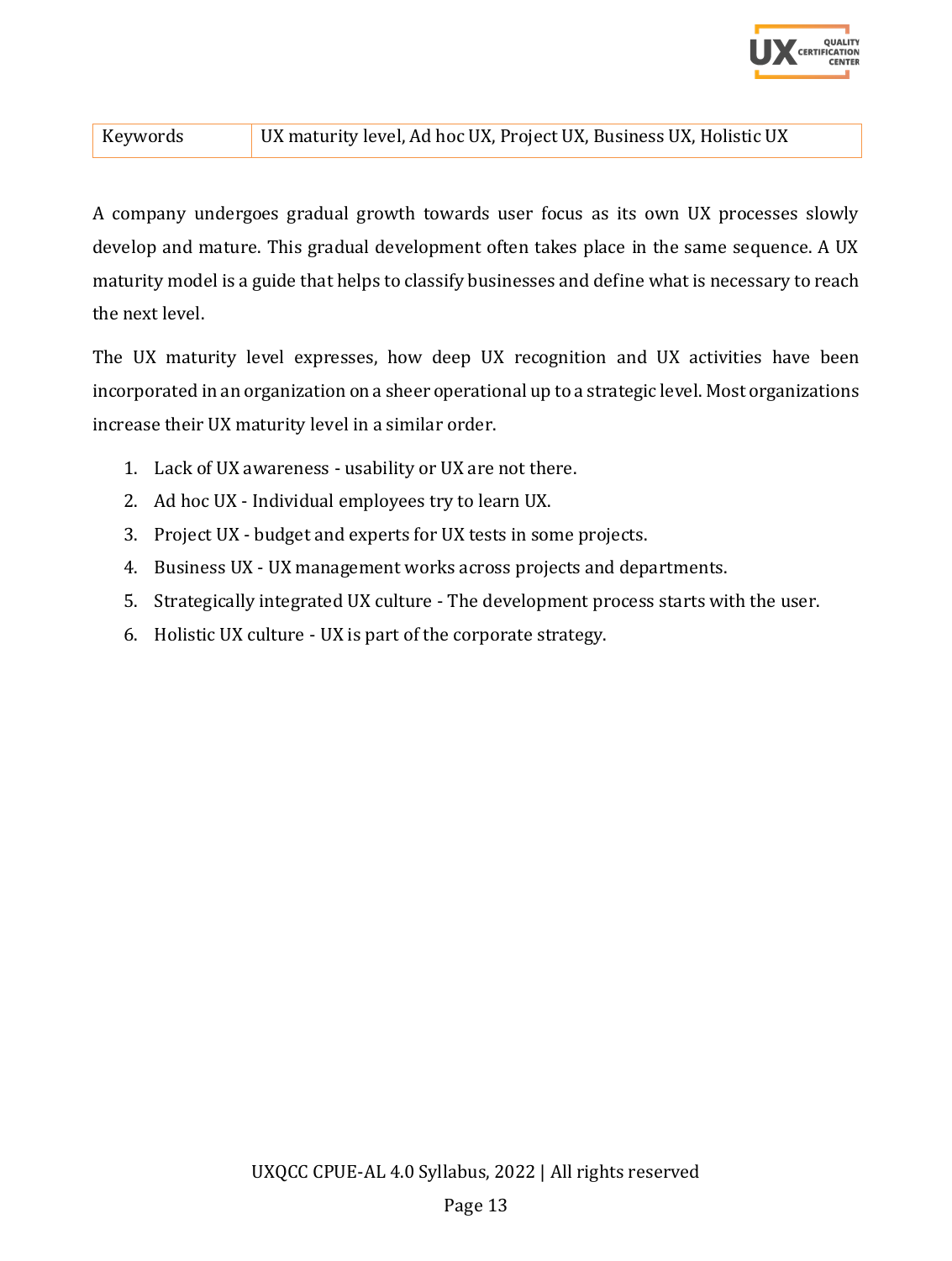| Keywords | UX maturity level, Ad hoc UX, Project UX, Business UX, Holistic UX |
|---|---|

A company undergoes gradual growth towards user focus as its own UX processes slowly develop and mature. This gradual development often takes place in the same sequence. A UX maturity model is a guide that helps to classify businesses and define what is necessary to reach the next level.

The UX maturity level expresses, how deep UX recognition and UX activities have been incorporated in an organization on a sheer operational up to a strategic level. Most organizations increase their UX maturity level in a similar order.

1. Lack of UX awareness - usability or UX are not there.
2. Ad hoc UX - Individual employees try to learn UX.
3. Project UX - budget and experts for UX tests in some projects.
4. Business UX - UX management works across projects and departments.
5. Strategically integrated UX culture - The development process starts with the user.
6. Holistic UX culture - UX is part of the corporate strategy.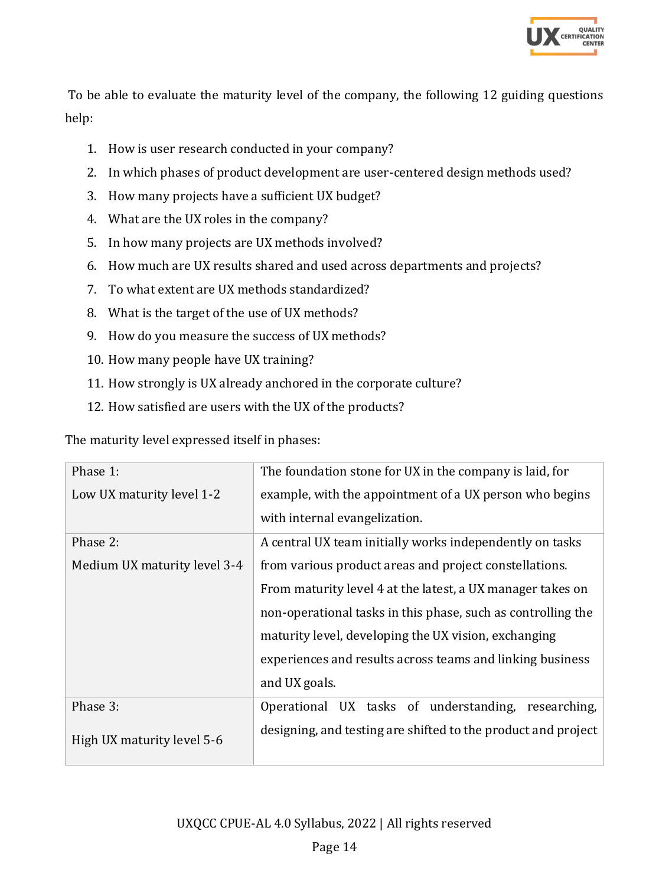To be able to evaluate the maturity level of the company, the following 12 guiding questions help:

1. How is user research conducted in your company?
2. In which phases of product development are user-centered design methods used?
3. How many projects have a sufficient UX budget?
4. What are the UX roles in the company?
5. In how many projects are UX methods involved?
6. How much are UX results shared and used across departments and projects?
7. To what extent are UX methods standardized?
8. What is the target of the use of UX methods?
9. How do you measure the success of UX methods?
10. How many people have UX training?
11. How strongly is UX already anchored in the corporate culture?
12. How satisfied are users with the UX of the products?

The maturity level expressed itself in phases:

| | |
|---|---|
| Phase 1:<br>Low UX maturity level 1-2 | The foundation stone for UX in the company is laid, for example, with the appointment of a UX person who begins with internal evangelization. |
| Phase 2:<br>Medium UX maturity level 3-4 | A central UX team initially works independently on tasks from various product areas and project constellations. From maturity level 4 at the latest, a UX manager takes on non-operational tasks in this phase, such as controlling the maturity level, developing the UX vision, exchanging experiences and results across teams and linking business and UX goals. |
| Phase 3:<br>High UX maturity level 5-6 | Operational UX tasks of understanding, researching, designing, and testing are shifted to the product and project |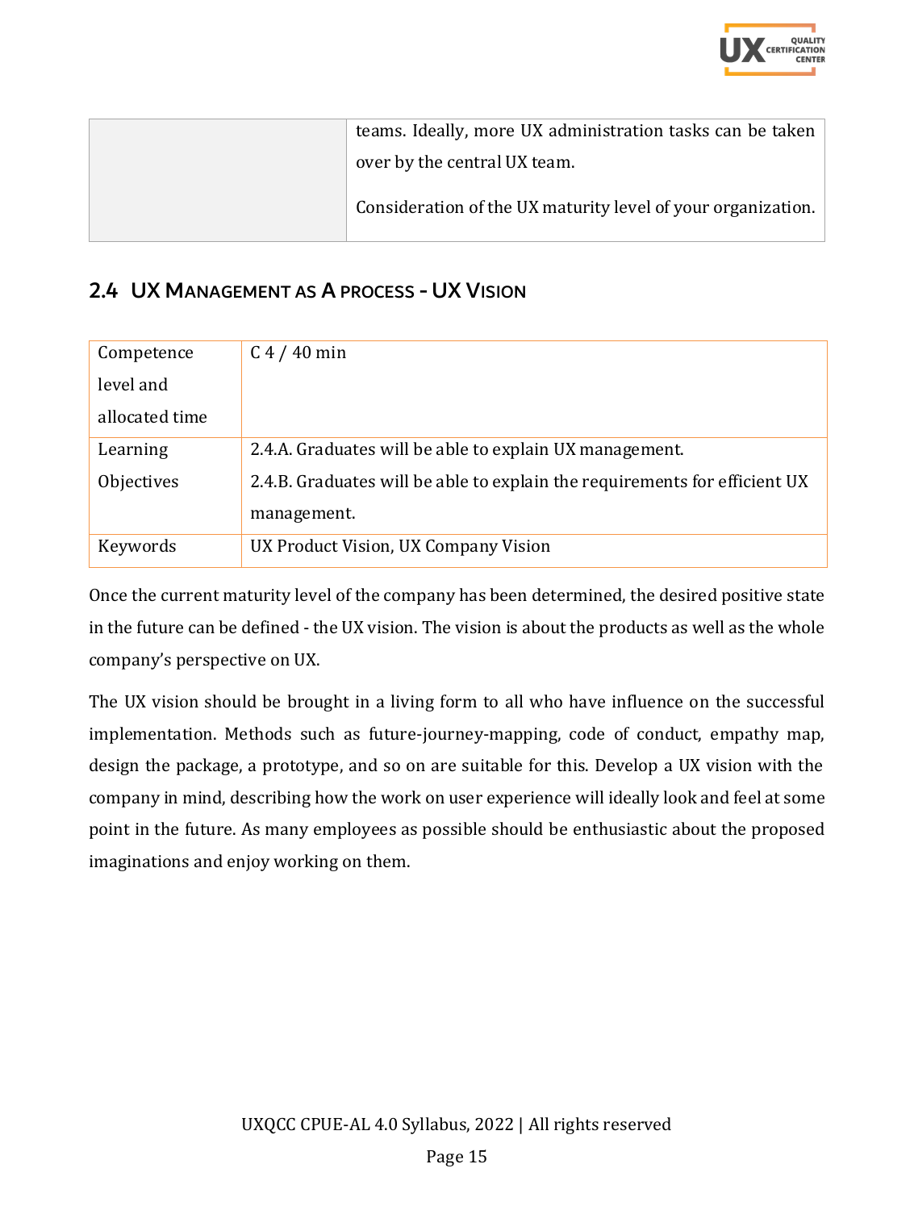| | |
|---|---|
| | teams. Ideally, more UX administration tasks can be taken over by the central UX team.<br><br>Consideration of the UX maturity level of your organization. |

## 2.4 UX Management as a process - UX Vision

| | |
|---|---|
| Competence level and allocated time | C 4 / 40 min |
| Learning Objectives | 2.4.A. Graduates will be able to explain UX management.<br>2.4.B. Graduates will be able to explain the requirements for efficient UX management. |
| Keywords | UX Product Vision, UX Company Vision |

Once the current maturity level of the company has been determined, the desired positive state in the future can be defined - the UX vision. The vision is about the products as well as the whole company's perspective on UX.

The UX vision should be brought in a living form to all who have influence on the successful implementation. Methods such as future-journey-mapping, code of conduct, empathy map, design the package, a prototype, and so on are suitable for this. Develop a UX vision with the company in mind, describing how the work on user experience will ideally look and feel at some point in the future. As many employees as possible should be enthusiastic about the proposed imaginations and enjoy working on them.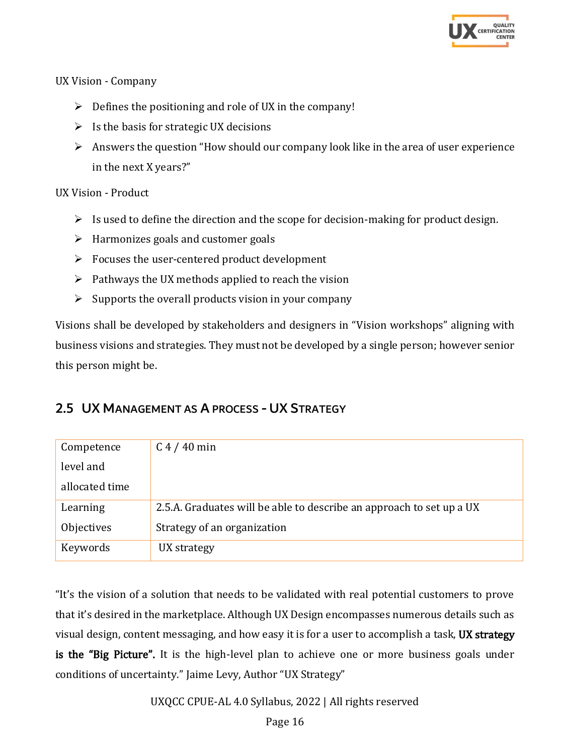UX Vision - Company

- Defines the positioning and role of UX in the company!
- Is the basis for strategic UX decisions
- Answers the question "How should our company look like in the area of user experience in the next X years?"

UX Vision - Product

- Is used to define the direction and the scope for decision-making for product design.
- Harmonizes goals and customer goals
- Focuses the user-centered product development
- Pathways the UX methods applied to reach the vision
- Supports the overall products vision in your company

Visions shall be developed by stakeholders and designers in "Vision workshops" aligning with business visions and strategies. They must not be developed by a single person; however senior this person might be.

## 2.5 UX Management as a process - UX Strategy

| Competence level and allocated time | C 4 / 40 min |
|---|---|
| Learning Objectives | 2.5.A. Graduates will be able to describe an approach to set up a UX Strategy of an organization |
| Keywords | UX strategy |

"It's the vision of a solution that needs to be validated with real potential customers to prove that it's desired in the marketplace. Although UX Design encompasses numerous details such as visual design, content messaging, and how easy it is for a user to accomplish a task, **UX strategy is the "Big Picture".** It is the high-level plan to achieve one or more business goals under conditions of uncertainty." Jaime Levy, Author "UX Strategy"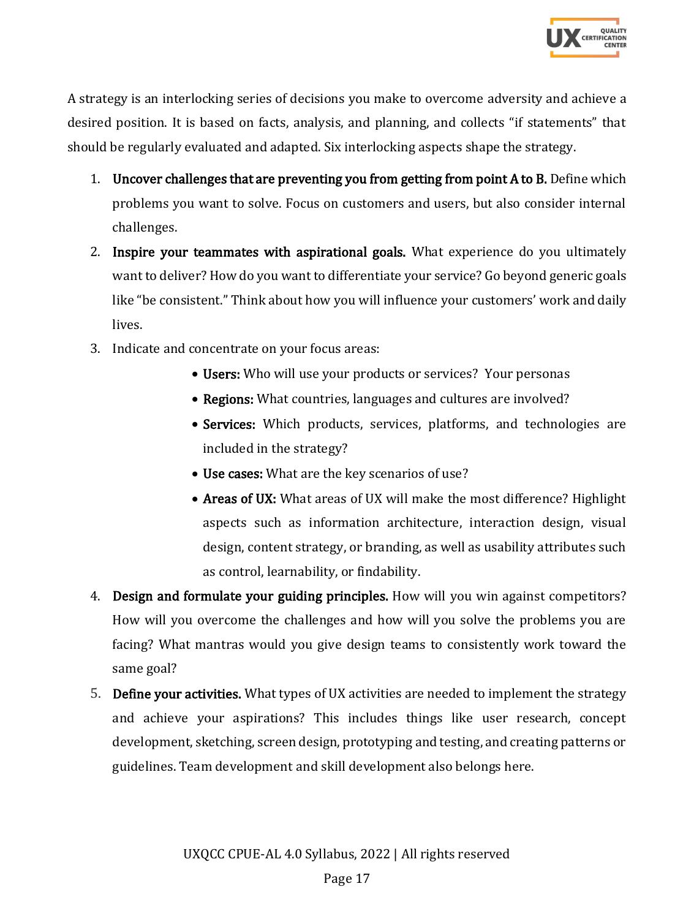A strategy is an interlocking series of decisions you make to overcome adversity and achieve a desired position. It is based on facts, analysis, and planning, and collects "if statements" that should be regularly evaluated and adapted. Six interlocking aspects shape the strategy.

1. **Uncover challenges that are preventing you from getting from point A to B.** Define which problems you want to solve. Focus on customers and users, but also consider internal challenges.
2. **Inspire your teammates with aspirational goals.** What experience do you ultimately want to deliver? How do you want to differentiate your service? Go beyond generic goals like "be consistent." Think about how you will influence your customers' work and daily lives.
3. Indicate and concentrate on your focus areas:
   - **Users:** Who will use your products or services? Your personas
   - **Regions:** What countries, languages and cultures are involved?
   - **Services:** Which products, services, platforms, and technologies are included in the strategy?
   - **Use cases:** What are the key scenarios of use?
   - **Areas of UX:** What areas of UX will make the most difference? Highlight aspects such as information architecture, interaction design, visual design, content strategy, or branding, as well as usability attributes such as control, learnability, or findability.
4. **Design and formulate your guiding principles.** How will you win against competitors? How will you overcome the challenges and how will you solve the problems you are facing? What mantras would you give design teams to consistently work toward the same goal?
5. **Define your activities.** What types of UX activities are needed to implement the strategy and achieve your aspirations? This includes things like user research, concept development, sketching, screen design, prototyping and testing, and creating patterns or guidelines. Team development and skill development also belongs here.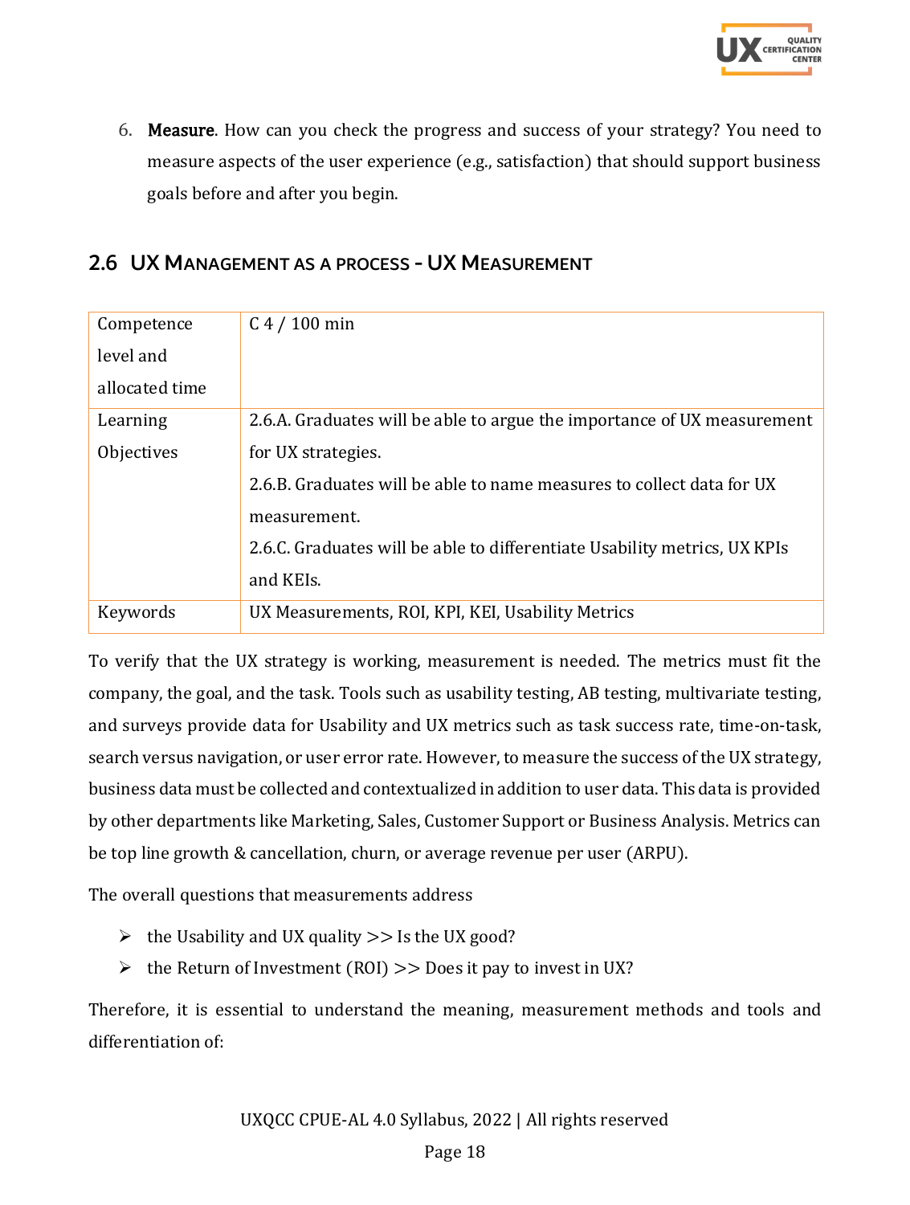6. **Measure**. How can you check the progress and success of your strategy? You need to measure aspects of the user experience (e.g., satisfaction) that should support business goals before and after you begin.

## 2.6 UX Management as a process - UX Measurement

| Competence level and allocated time | C 4 / 100 min |
|---|---|
| Learning Objectives | 2.6.A. Graduates will be able to argue the importance of UX measurement for UX strategies.<br>2.6.B. Graduates will be able to name measures to collect data for UX measurement.<br>2.6.C. Graduates will be able to differentiate Usability metrics, UX KPIs and KEIs. |
| Keywords | UX Measurements, ROI, KPI, KEI, Usability Metrics |

To verify that the UX strategy is working, measurement is needed. The metrics must fit the company, the goal, and the task. Tools such as usability testing, AB testing, multivariate testing, and surveys provide data for Usability and UX metrics such as task success rate, time-on-task, search versus navigation, or user error rate. However, to measure the success of the UX strategy, business data must be collected and contextualized in addition to user data. This data is provided by other departments like Marketing, Sales, Customer Support or Business Analysis. Metrics can be top line growth & cancellation, churn, or average revenue per user (ARPU).

The overall questions that measurements address

- the Usability and UX quality >> Is the UX good?
- the Return of Investment (ROI) >> Does it pay to invest in UX?

Therefore, it is essential to understand the meaning, measurement methods and tools and differentiation of: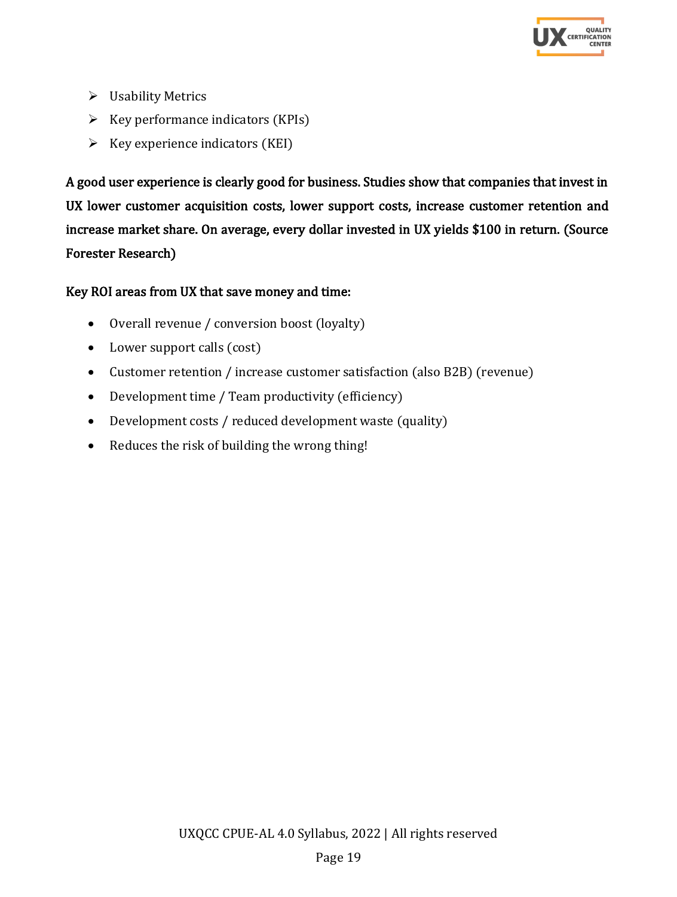- Usability Metrics
- Key performance indicators (KPIs)
- Key experience indicators (KEI)

**A good user experience is clearly good for business. Studies show that companies that invest in UX lower customer acquisition costs, lower support costs, increase customer retention and increase market share. On average, every dollar invested in UX yields $100 in return. (Source Forester Research)**

**Key ROI areas from UX that save money and time:**

- Overall revenue / conversion boost (loyalty)
- Lower support calls (cost)
- Customer retention / increase customer satisfaction (also B2B) (revenue)
- Development time / Team productivity (efficiency)
- Development costs / reduced development waste (quality)
- Reduces the risk of building the wrong thing!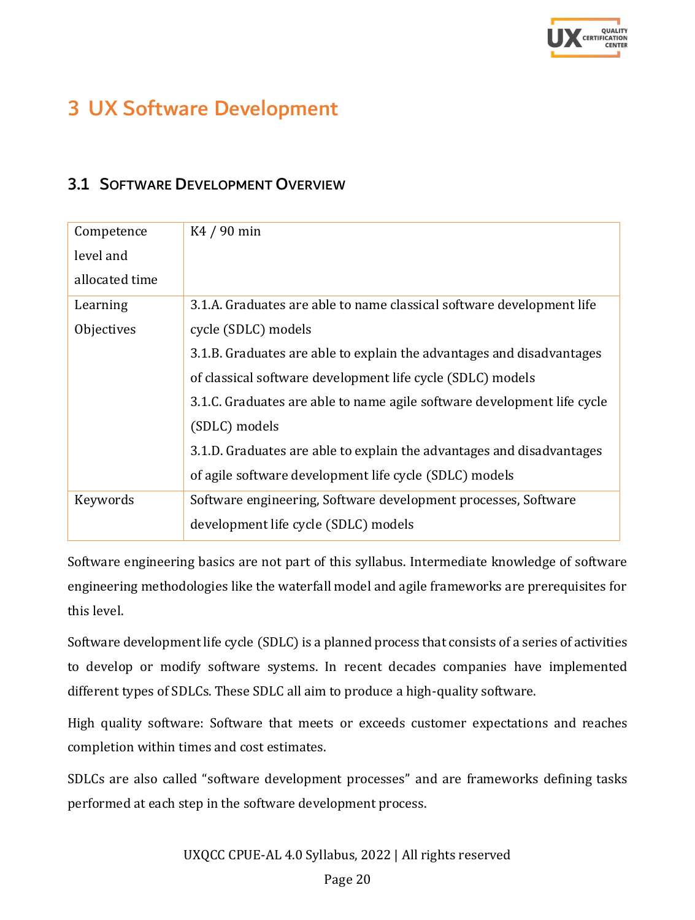# 3 UX Software Development

## 3.1 Software Development Overview

| Competence level and allocated time | K4 / 90 min |
|---|---|
| Learning Objectives | 3.1.A. Graduates are able to name classical software development life cycle (SDLC) models<br>3.1.B. Graduates are able to explain the advantages and disadvantages of classical software development life cycle (SDLC) models<br>3.1.C. Graduates are able to name agile software development life cycle (SDLC) models<br>3.1.D. Graduates are able to explain the advantages and disadvantages of agile software development life cycle (SDLC) models |
| Keywords | Software engineering, Software development processes, Software development life cycle (SDLC) models |

Software engineering basics are not part of this syllabus. Intermediate knowledge of software engineering methodologies like the waterfall model and agile frameworks are prerequisites for this level.

Software development life cycle (SDLC) is a planned process that consists of a series of activities to develop or modify software systems. In recent decades companies have implemented different types of SDLCs. These SDLC all aim to produce a high-quality software.

High quality software: Software that meets or exceeds customer expectations and reaches completion within times and cost estimates.

SDLCs are also called "software development processes" and are frameworks defining tasks performed at each step in the software development process.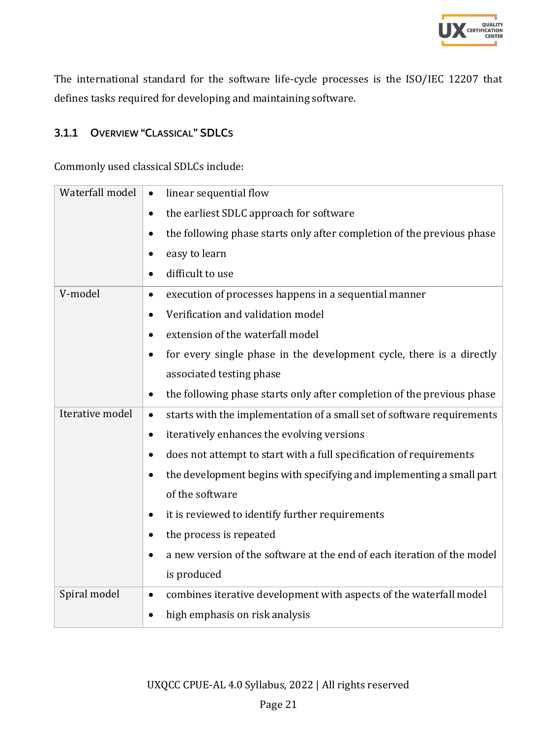The international standard for the software life-cycle processes is the ISO/IEC 12207 that defines tasks required for developing and maintaining software.

### 3.1.1 Overview "Classical" SDLCs

Commonly used classical SDLCs include:

| | |
|---|---|
| Waterfall model | • linear sequential flow<br>• the earliest SDLC approach for software<br>• the following phase starts only after completion of the previous phase<br>• easy to learn<br>• difficult to use |
| V-model | • execution of processes happens in a sequential manner<br>• Verification and validation model<br>• extension of the waterfall model<br>• for every single phase in the development cycle, there is a directly associated testing phase<br>• the following phase starts only after completion of the previous phase |
| Iterative model | • starts with the implementation of a small set of software requirements<br>• iteratively enhances the evolving versions<br>• does not attempt to start with a full specification of requirements<br>• the development begins with specifying and implementing a small part of the software<br>• it is reviewed to identify further requirements<br>• the process is repeated<br>• a new version of the software at the end of each iteration of the model is produced |
| Spiral model | • combines iterative development with aspects of the waterfall model<br>• high emphasis on risk analysis |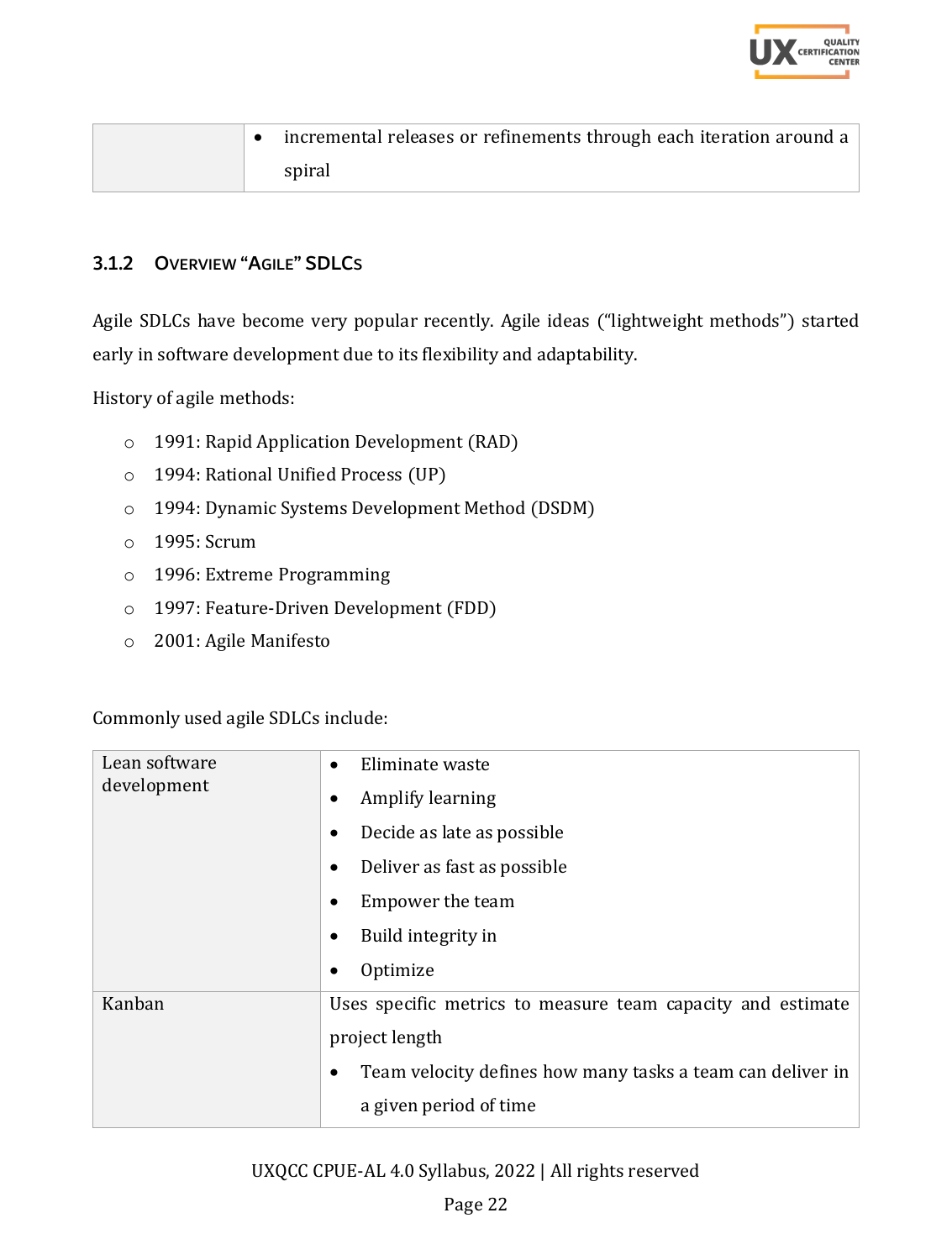| | |
|---|---|
| | • incremental releases or refinements through each iteration around a spiral |

### 3.1.2 Overview "Agile" SDLCs

Agile SDLCs have become very popular recently. Agile ideas ("lightweight methods") started early in software development due to its flexibility and adaptability.

History of agile methods:

- 1991: Rapid Application Development (RAD)
- 1994: Rational Unified Process (UP)
- 1994: Dynamic Systems Development Method (DSDM)
- 1995: Scrum
- 1996: Extreme Programming
- 1997: Feature-Driven Development (FDD)
- 2001: Agile Manifesto

Commonly used agile SDLCs include:

| | |
|---|---|
| Lean software development | • Eliminate waste<br>• Amplify learning<br>• Decide as late as possible<br>• Deliver as fast as possible<br>• Empower the team<br>• Build integrity in<br>• Optimize |
| Kanban | Uses specific metrics to measure team capacity and estimate project length<br>• Team velocity defines how many tasks a team can deliver in a given period of time |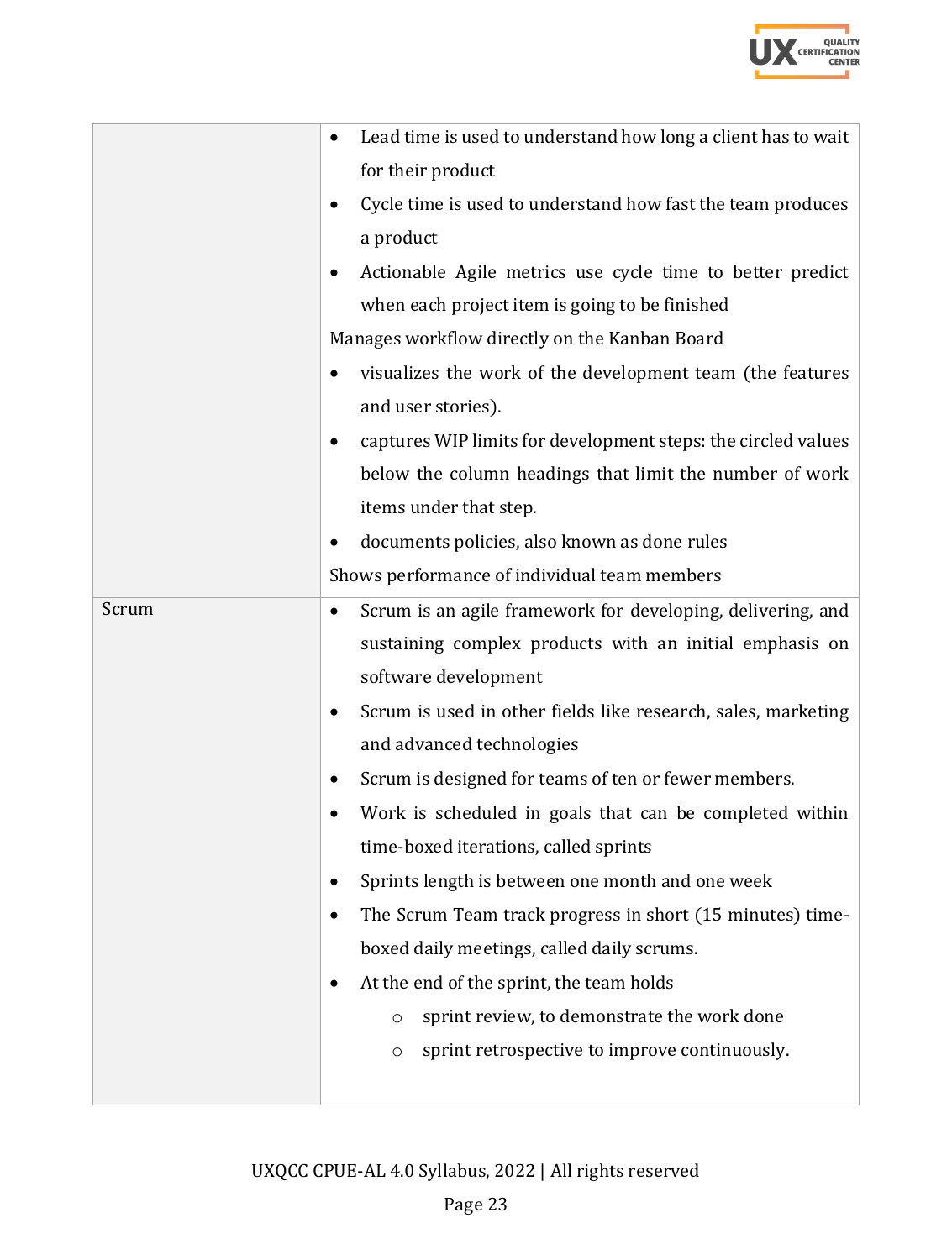| | |
|---|---|
| | <ul><li>Lead time is used to understand how long a client has to wait for their product</li><li>Cycle time is used to understand how fast the team produces a product</li><li>Actionable Agile metrics use cycle time to better predict when each project item is going to be finished</li></ul>Manages workflow directly on the Kanban Board<ul><li>visualizes the work of the development team (the features and user stories).</li><li>captures WIP limits for development steps: the circled values below the column headings that limit the number of work items under that step.</li><li>documents policies, also known as done rules</li></ul>Shows performance of individual team members |
| Scrum | <ul><li>Scrum is an agile framework for developing, delivering, and sustaining complex products with an initial emphasis on software development</li><li>Scrum is used in other fields like research, sales, marketing and advanced technologies</li><li>Scrum is designed for teams of ten or fewer members.</li><li>Work is scheduled in goals that can be completed within time-boxed iterations, called sprints</li><li>Sprints length is between one month and one week</li><li>The Scrum Team track progress in short (15 minutes) time-boxed daily meetings, called daily scrums.</li><li>At the end of the sprint, the team holds<ul><li>sprint review, to demonstrate the work done</li><li>sprint retrospective to improve continuously.</li></ul></li></ul> |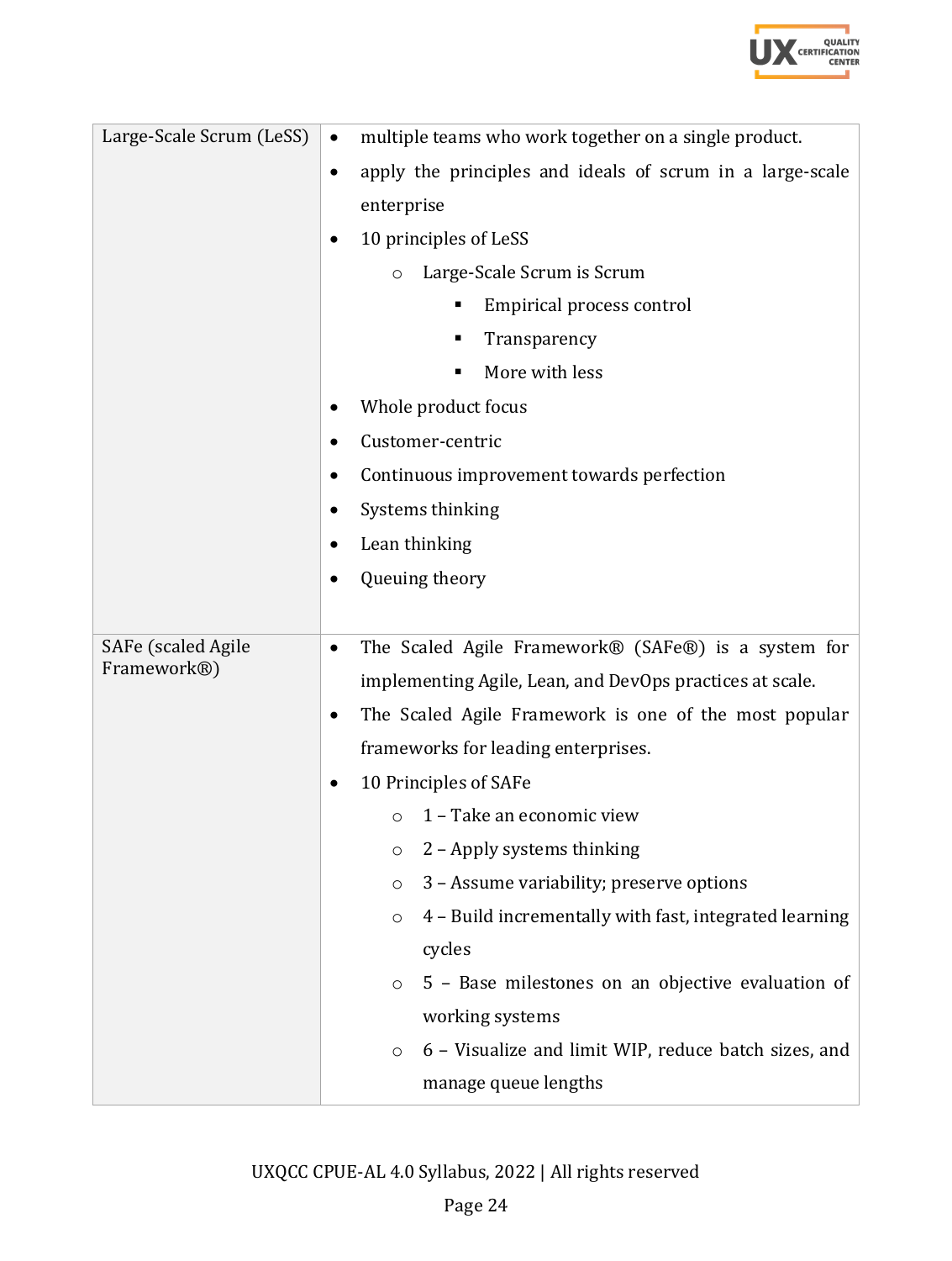| | |
|---|---|
| Large-Scale Scrum (LeSS) | <ul><li>multiple teams who work together on a single product.</li><li>apply the principles and ideals of scrum in a large-scale enterprise</li><li>10 principles of LeSS<ul><li>Large-Scale Scrum is Scrum<ul><li>Empirical process control</li><li>Transparency</li><li>More with less</li></ul></li></ul></li><li>Whole product focus</li><li>Customer-centric</li><li>Continuous improvement towards perfection</li><li>Systems thinking</li><li>Lean thinking</li><li>Queuing theory</li></ul> |
| SAFe (scaled Agile Framework®) | <ul><li>The Scaled Agile Framework® (SAFe®) is a system for implementing Agile, Lean, and DevOps practices at scale.</li><li>The Scaled Agile Framework is one of the most popular frameworks for leading enterprises.</li><li>10 Principles of SAFe<ul><li>1 – Take an economic view</li><li>2 – Apply systems thinking</li><li>3 – Assume variability; preserve options</li><li>4 – Build incrementally with fast, integrated learning cycles</li><li>5 – Base milestones on an objective evaluation of working systems</li><li>6 – Visualize and limit WIP, reduce batch sizes, and manage queue lengths</li></ul></li></ul> |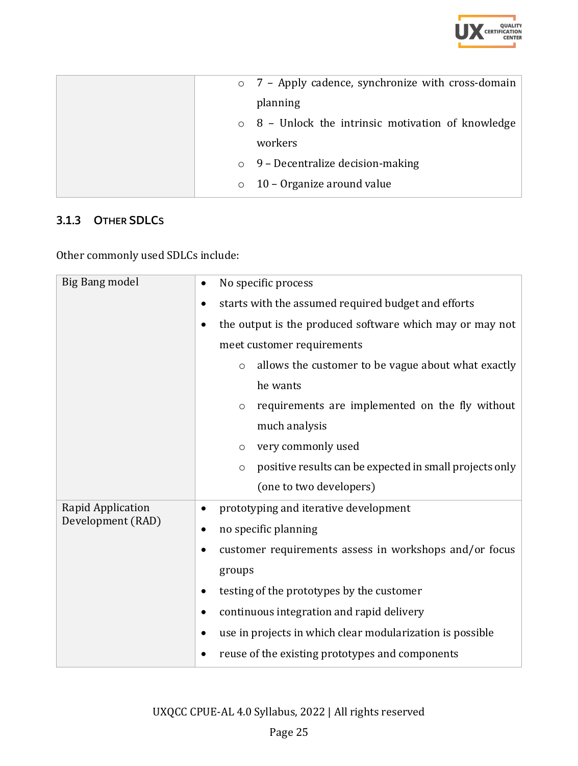| | |
|---|---|
| | ◦ 7 – Apply cadence, synchronize with cross-domain planning<br>◦ 8 – Unlock the intrinsic motivation of knowledge workers<br>◦ 9 – Decentralize decision-making<br>◦ 10 – Organize around value |

### 3.1.3 Other SDLCs

Other commonly used SDLCs include:

| | |
|---|---|
| Big Bang model | • No specific process<br>• starts with the assumed required budget and efforts<br>• the output is the produced software which may or may not meet customer requirements<br>&nbsp;&nbsp;&nbsp;&nbsp;◦ allows the customer to be vague about what exactly he wants<br>&nbsp;&nbsp;&nbsp;&nbsp;◦ requirements are implemented on the fly without much analysis<br>&nbsp;&nbsp;&nbsp;&nbsp;◦ very commonly used<br>&nbsp;&nbsp;&nbsp;&nbsp;◦ positive results can be expected in small projects only (one to two developers) |
| Rapid Application Development (RAD) | • prototyping and iterative development<br>• no specific planning<br>• customer requirements assess in workshops and/or focus groups<br>• testing of the prototypes by the customer<br>• continuous integration and rapid delivery<br>• use in projects in which clear modularization is possible<br>• reuse of the existing prototypes and components |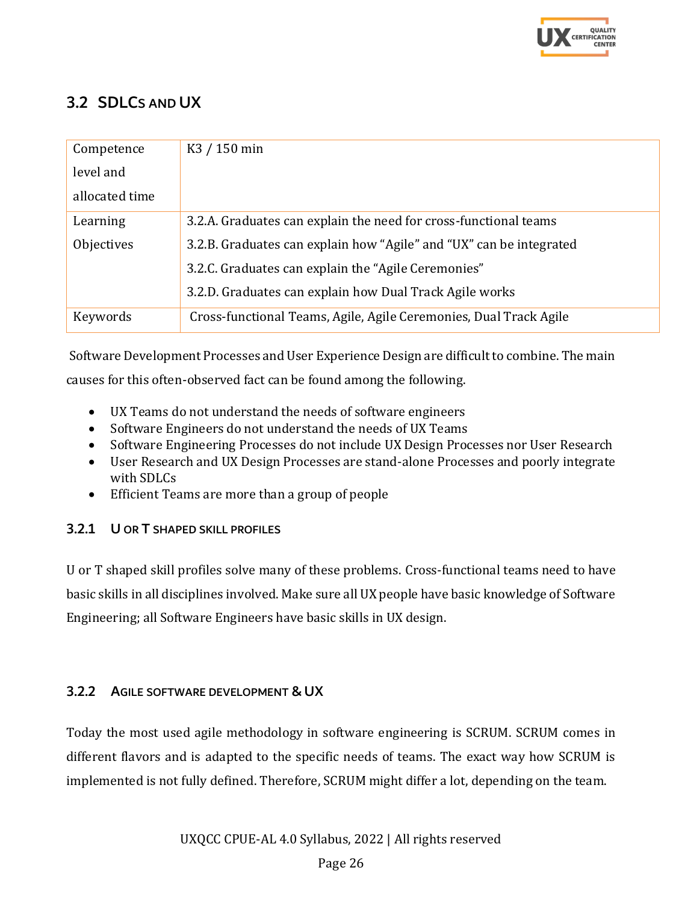## 3.2 SDLCs and UX

| Competence level and allocated time | K3 / 150 min |
|---|---|
| Learning Objectives | 3.2.A. Graduates can explain the need for cross-functional teams<br>3.2.B. Graduates can explain how "Agile" and "UX" can be integrated<br>3.2.C. Graduates can explain the "Agile Ceremonies"<br>3.2.D. Graduates can explain how Dual Track Agile works |
| Keywords | Cross-functional Teams, Agile, Agile Ceremonies, Dual Track Agile |

Software Development Processes and User Experience Design are difficult to combine. The main causes for this often-observed fact can be found among the following.

- UX Teams do not understand the needs of software engineers
- Software Engineers do not understand the needs of UX Teams
- Software Engineering Processes do not include UX Design Processes nor User Research
- User Research and UX Design Processes are stand-alone Processes and poorly integrate with SDLCs
- Efficient Teams are more than a group of people

### 3.2.1 U or T shaped skill profiles

U or T shaped skill profiles solve many of these problems. Cross-functional teams need to have basic skills in all disciplines involved. Make sure all UX people have basic knowledge of Software Engineering; all Software Engineers have basic skills in UX design.

### 3.2.2 Agile software development & UX

Today the most used agile methodology in software engineering is SCRUM. SCRUM comes in different flavors and is adapted to the specific needs of teams. The exact way how SCRUM is implemented is not fully defined. Therefore, SCRUM might differ a lot, depending on the team.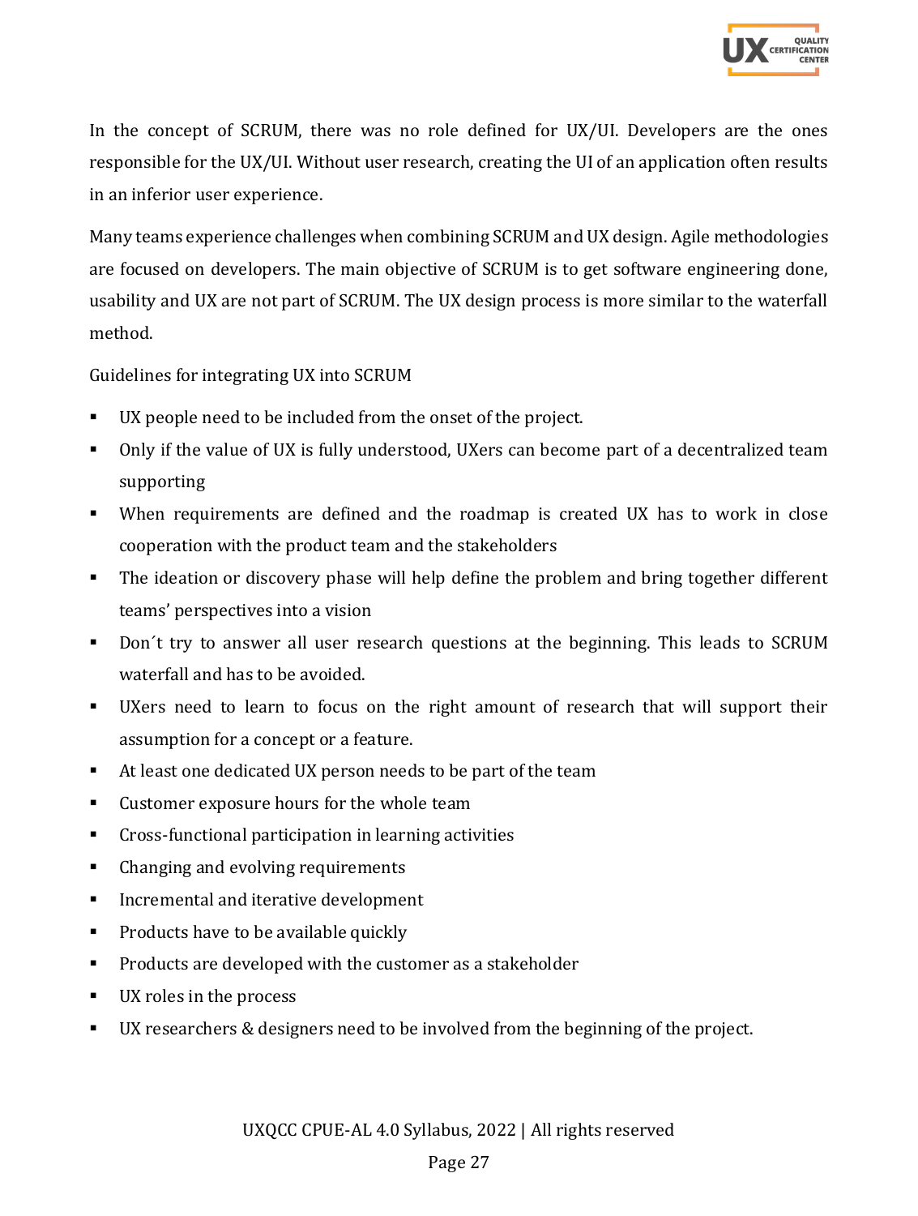In the concept of SCRUM, there was no role defined for UX/UI. Developers are the ones responsible for the UX/UI. Without user research, creating the UI of an application often results in an inferior user experience.

Many teams experience challenges when combining SCRUM and UX design. Agile methodologies are focused on developers. The main objective of SCRUM is to get software engineering done, usability and UX are not part of SCRUM. The UX design process is more similar to the waterfall method.

Guidelines for integrating UX into SCRUM

- UX people need to be included from the onset of the project.
- Only if the value of UX is fully understood, UXers can become part of a decentralized team supporting
- When requirements are defined and the roadmap is created UX has to work in close cooperation with the product team and the stakeholders
- The ideation or discovery phase will help define the problem and bring together different teams' perspectives into a vision
- Don´t try to answer all user research questions at the beginning. This leads to SCRUM waterfall and has to be avoided.
- UXers need to learn to focus on the right amount of research that will support their assumption for a concept or a feature.
- At least one dedicated UX person needs to be part of the team
- Customer exposure hours for the whole team
- Cross-functional participation in learning activities
- Changing and evolving requirements
- Incremental and iterative development
- Products have to be available quickly
- Products are developed with the customer as a stakeholder
- UX roles in the process
- UX researchers & designers need to be involved from the beginning of the project.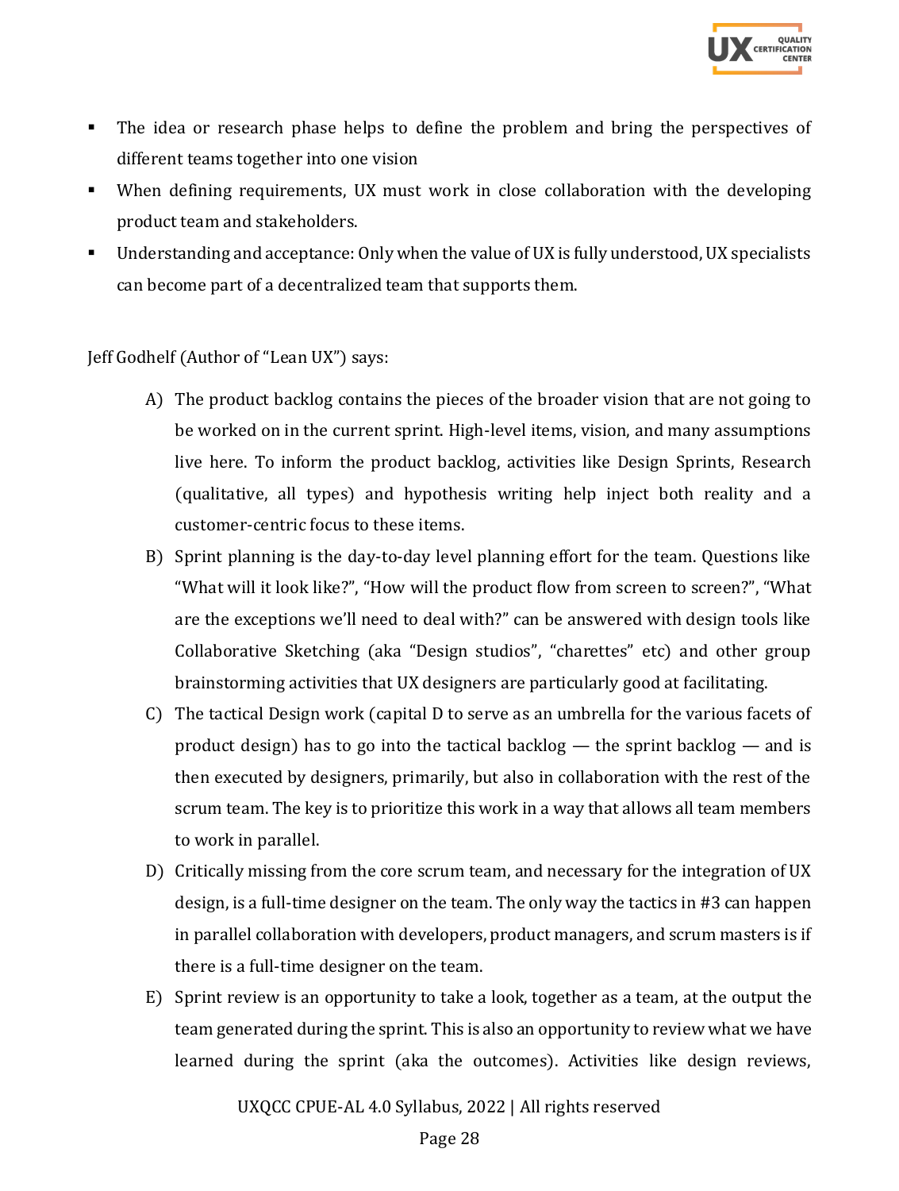- The idea or research phase helps to define the problem and bring the perspectives of different teams together into one vision
- When defining requirements, UX must work in close collaboration with the developing product team and stakeholders.
- Understanding and acceptance: Only when the value of UX is fully understood, UX specialists can become part of a decentralized team that supports them.

Jeff Godhelf (Author of "Lean UX") says:

A) The product backlog contains the pieces of the broader vision that are not going to be worked on in the current sprint. High-level items, vision, and many assumptions live here. To inform the product backlog, activities like Design Sprints, Research (qualitative, all types) and hypothesis writing help inject both reality and a customer-centric focus to these items.

B) Sprint planning is the day-to-day level planning effort for the team. Questions like "What will it look like?", "How will the product flow from screen to screen?", "What are the exceptions we'll need to deal with?" can be answered with design tools like Collaborative Sketching (aka "Design studios", "charettes" etc) and other group brainstorming activities that UX designers are particularly good at facilitating.

C) The tactical Design work (capital D to serve as an umbrella for the various facets of product design) has to go into the tactical backlog — the sprint backlog — and is then executed by designers, primarily, but also in collaboration with the rest of the scrum team. The key is to prioritize this work in a way that allows all team members to work in parallel.

D) Critically missing from the core scrum team, and necessary for the integration of UX design, is a full-time designer on the team. The only way the tactics in #3 can happen in parallel collaboration with developers, product managers, and scrum masters is if there is a full-time designer on the team.

E) Sprint review is an opportunity to take a look, together as a team, at the output the team generated during the sprint. This is also an opportunity to review what we have learned during the sprint (aka the outcomes). Activities like design reviews,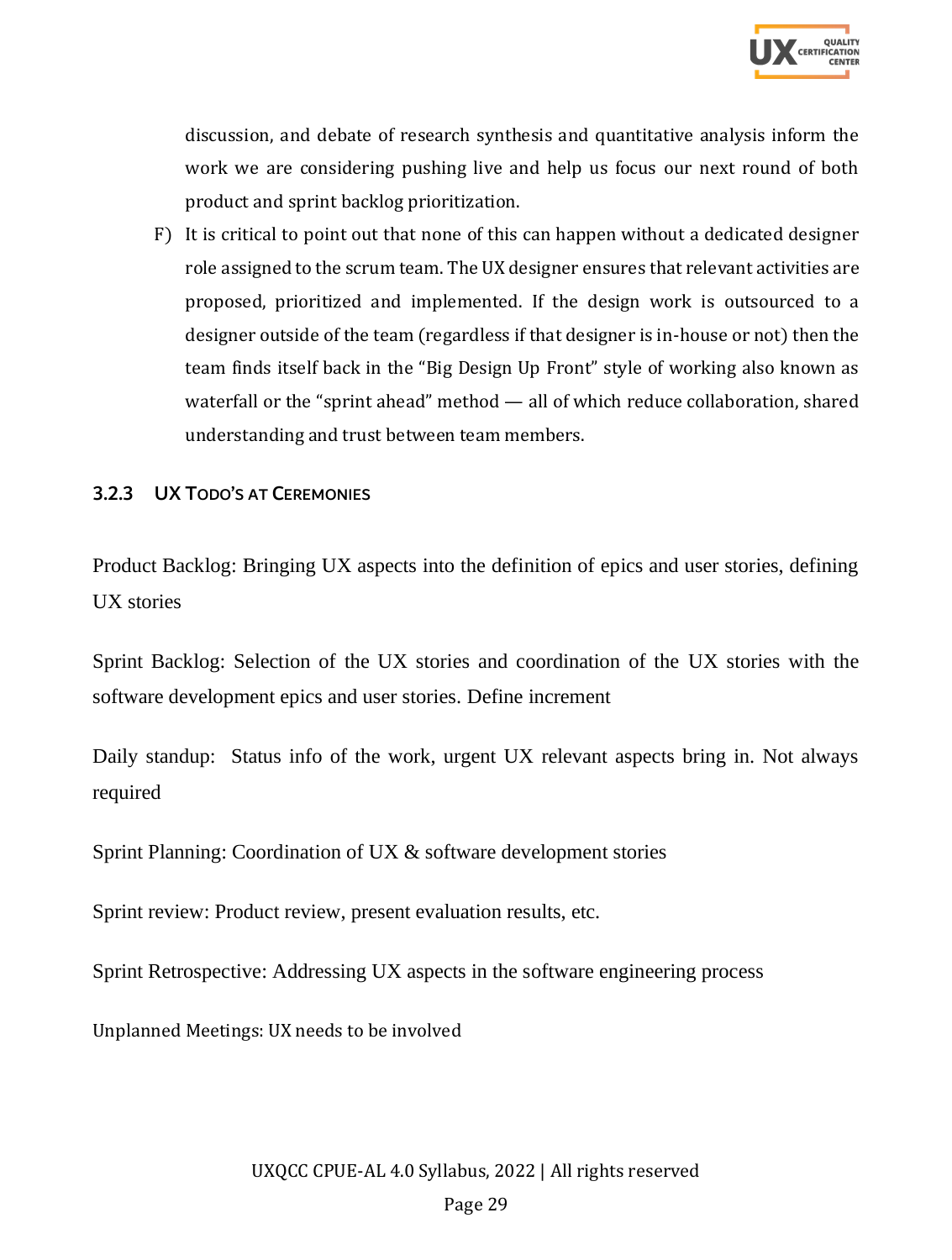discussion, and debate of research synthesis and quantitative analysis inform the work we are considering pushing live and help us focus our next round of both product and sprint backlog prioritization.

F) It is critical to point out that none of this can happen without a dedicated designer role assigned to the scrum team. The UX designer ensures that relevant activities are proposed, prioritized and implemented. If the design work is outsourced to a designer outside of the team (regardless if that designer is in-house or not) then the team finds itself back in the “Big Design Up Front” style of working also known as waterfall or the “sprint ahead” method — all of which reduce collaboration, shared understanding and trust between team members.

### 3.2.3 UX ToDo’s at Ceremonies

Product Backlog: Bringing UX aspects into the definition of epics and user stories, defining UX stories

Sprint Backlog: Selection of the UX stories and coordination of the UX stories with the software development epics and user stories. Define increment

Daily standup: Status info of the work, urgent UX relevant aspects bring in. Not always required

Sprint Planning: Coordination of UX & software development stories

Sprint review: Product review, present evaluation results, etc.

Sprint Retrospective: Addressing UX aspects in the software engineering process

Unplanned Meetings: UX needs to be involved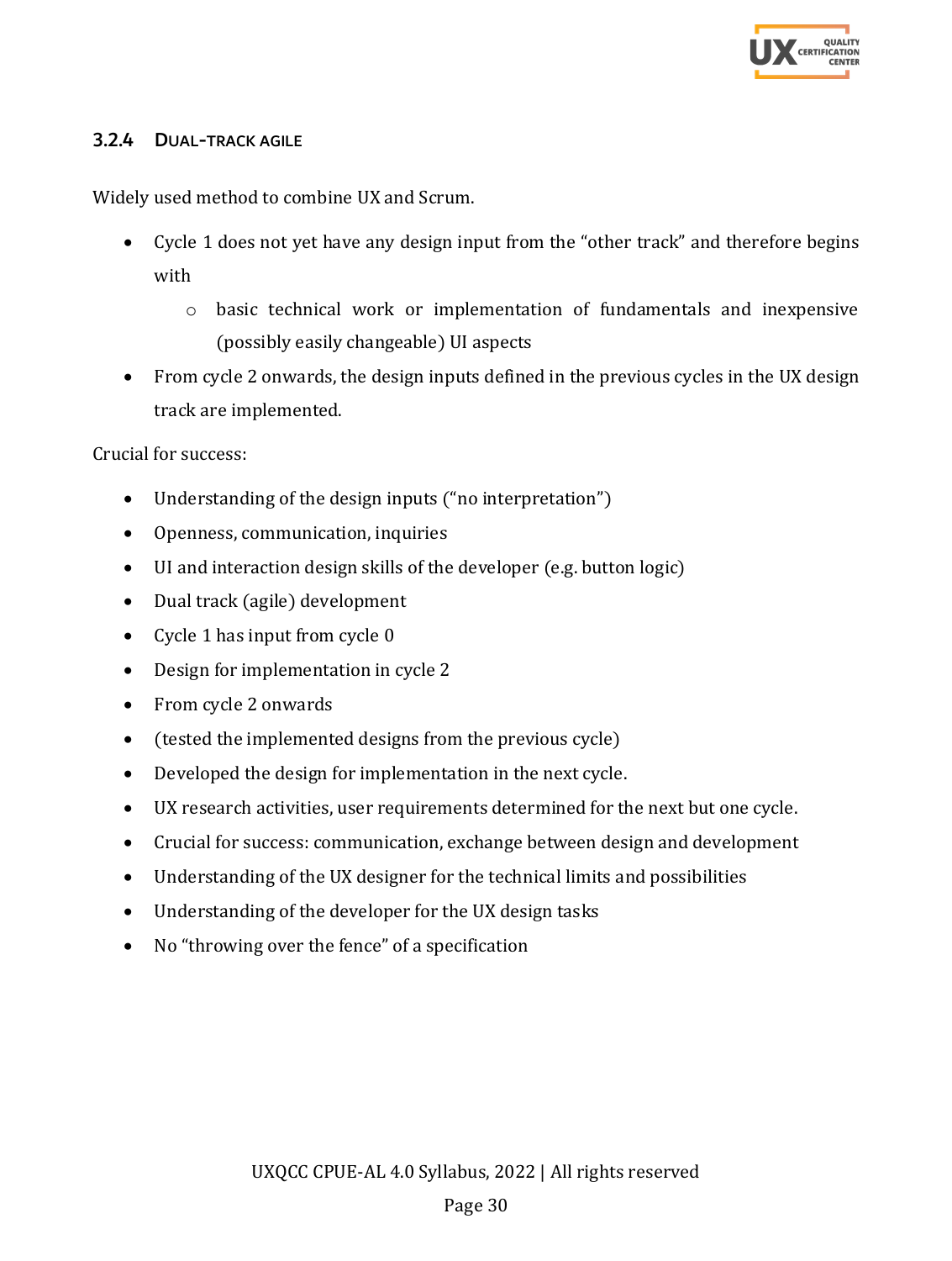### 3.2.4 DUAL-TRACK AGILE

Widely used method to combine UX and Scrum.

- Cycle 1 does not yet have any design input from the "other track" and therefore begins with
  - basic technical work or implementation of fundamentals and inexpensive (possibly easily changeable) UI aspects
- From cycle 2 onwards, the design inputs defined in the previous cycles in the UX design track are implemented.

Crucial for success:

- Understanding of the design inputs ("no interpretation")
- Openness, communication, inquiries
- UI and interaction design skills of the developer (e.g. button logic)
- Dual track (agile) development
- Cycle 1 has input from cycle 0
- Design for implementation in cycle 2
- From cycle 2 onwards
- (tested the implemented designs from the previous cycle)
- Developed the design for implementation in the next cycle.
- UX research activities, user requirements determined for the next but one cycle.
- Crucial for success: communication, exchange between design and development
- Understanding of the UX designer for the technical limits and possibilities
- Understanding of the developer for the UX design tasks
- No "throwing over the fence" of a specification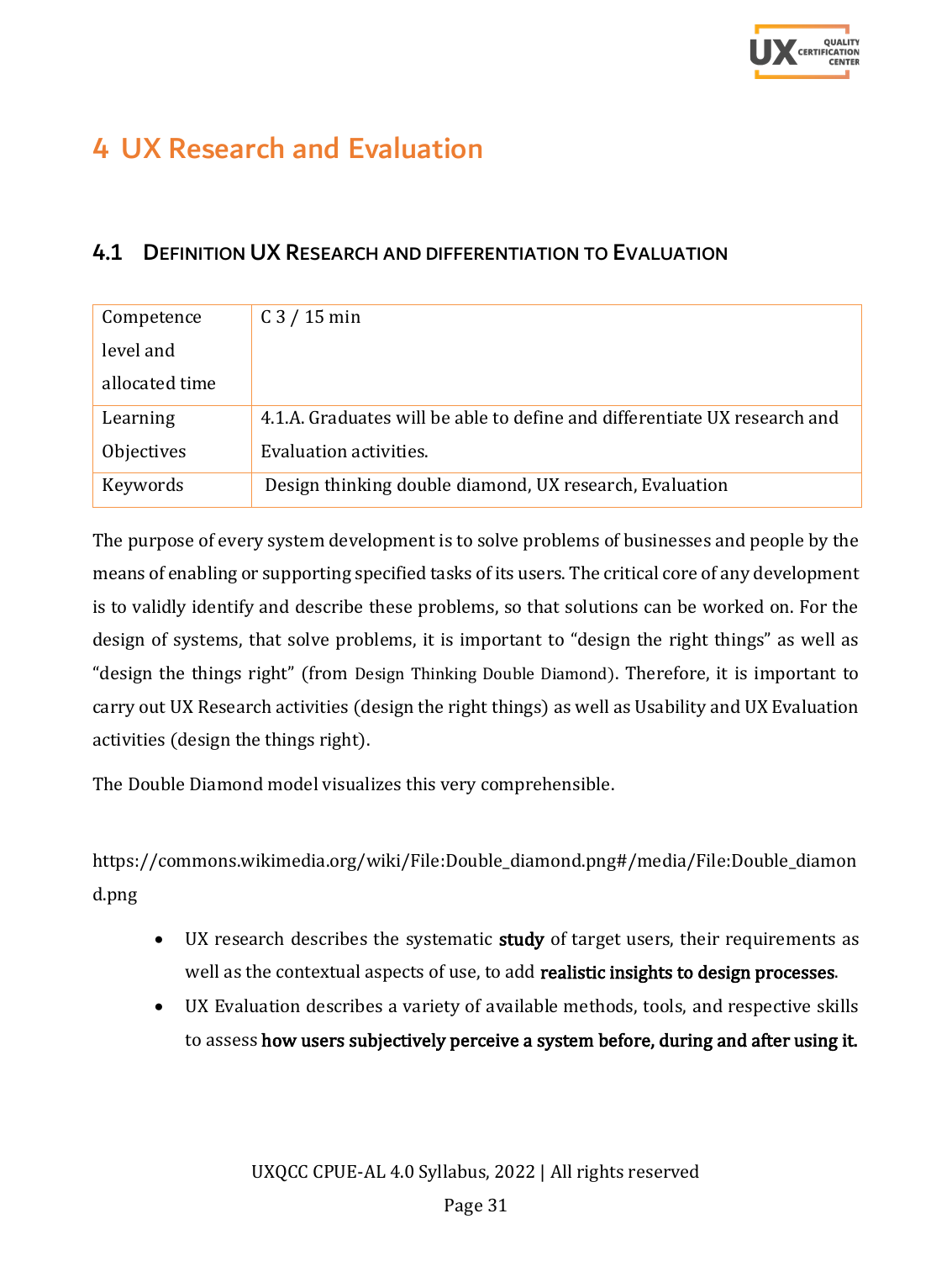# 4 UX Research and Evaluation

## 4.1 Definition UX Research and differentiation to Evaluation

| Competence level and allocated time | C 3 / 15 min |
|---|---|
| Learning Objectives | 4.1.A. Graduates will be able to define and differentiate UX research and Evaluation activities. |
| Keywords | Design thinking double diamond, UX research, Evaluation |

The purpose of every system development is to solve problems of businesses and people by the means of enabling or supporting specified tasks of its users. The critical core of any development is to validly identify and describe these problems, so that solutions can be worked on. For the design of systems, that solve problems, it is important to "design the right things" as well as "design the things right" (from Design Thinking Double Diamond). Therefore, it is important to carry out UX Research activities (design the right things) as well as Usability and UX Evaluation activities (design the things right).

The Double Diamond model visualizes this very comprehensible.

https://commons.wikimedia.org/wiki/File:Double_diamond.png#/media/File:Double_diamond.png

- UX research describes the systematic **study** of target users, their requirements as well as the contextual aspects of use, to add **realistic insights to design processes**.
- UX Evaluation describes a variety of available methods, tools, and respective skills to assess **how users subjectively perceive a system before, during and after using it.**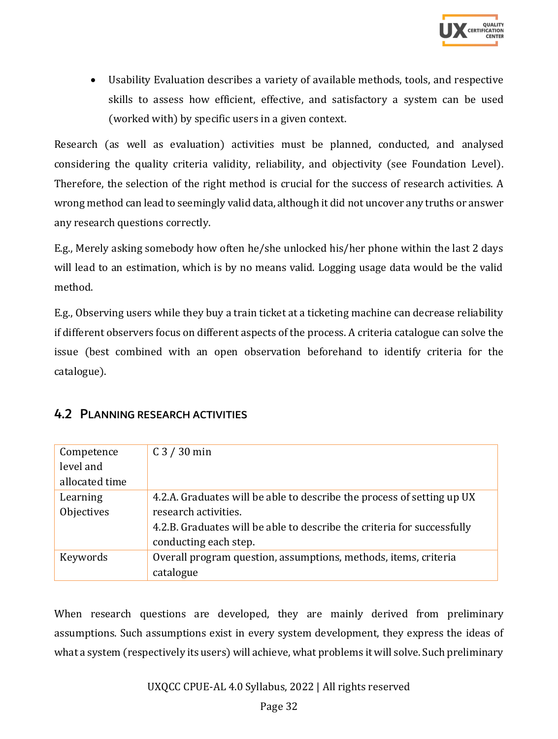- Usability Evaluation describes a variety of available methods, tools, and respective skills to assess how efficient, effective, and satisfactory a system can be used (worked with) by specific users in a given context.

Research (as well as evaluation) activities must be planned, conducted, and analysed considering the quality criteria validity, reliability, and objectivity (see Foundation Level). Therefore, the selection of the right method is crucial for the success of research activities. A wrong method can lead to seemingly valid data, although it did not uncover any truths or answer any research questions correctly.

E.g., Merely asking somebody how often he/she unlocked his/her phone within the last 2 days will lead to an estimation, which is by no means valid. Logging usage data would be the valid method.

E.g., Observing users while they buy a train ticket at a ticketing machine can decrease reliability if different observers focus on different aspects of the process. A criteria catalogue can solve the issue (best combined with an open observation beforehand to identify criteria for the catalogue).

## 4.2 Planning research activities

| Competence level and allocated time | C 3 / 30 min |
|---|---|
| Learning Objectives | 4.2.A. Graduates will be able to describe the process of setting up UX research activities.<br>4.2.B. Graduates will be able to describe the criteria for successfully conducting each step. |
| Keywords | Overall program question, assumptions, methods, items, criteria catalogue |

When research questions are developed, they are mainly derived from preliminary assumptions. Such assumptions exist in every system development, they express the ideas of what a system (respectively its users) will achieve, what problems it will solve. Such preliminary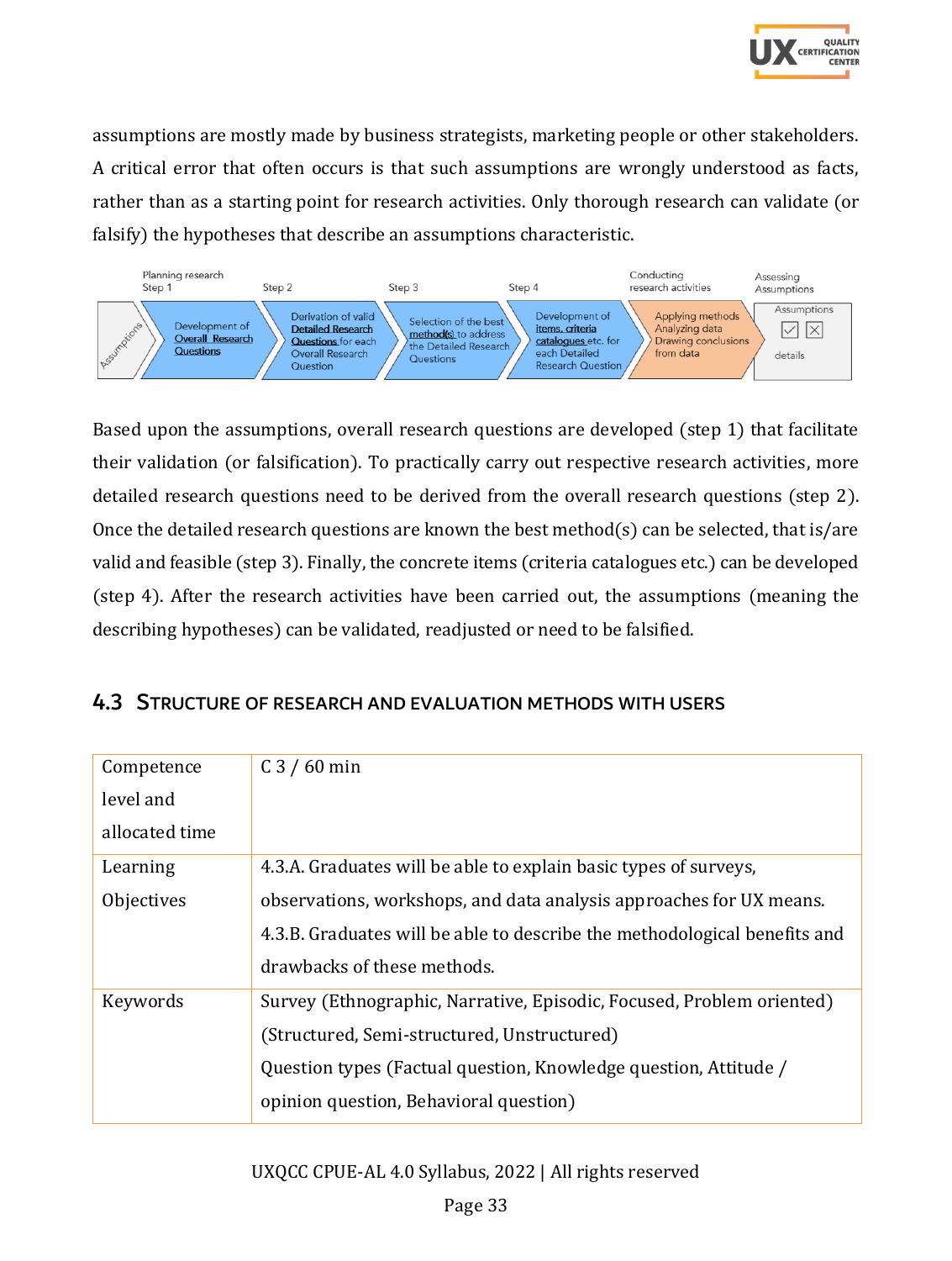assumptions are mostly made by business strategists, marketing people or other stakeholders. A critical error that often occurs is that such assumptions are wrongly understood as facts, rather than as a starting point for research activities. Only thorough research can validate (or falsify) the hypotheses that describe an assumptions characteristic.

| Assumptions | Planning research Step 1 | Step 2 | Step 3 | Step 4 | Conducting research activities | Assessing Assumptions |
|---|---|---|---|---|---|---|
| Assumptions | Development of **Overall Research Questions** | Derivation of valid **Detailed Research Questions** for each Overall Research Question | Selection of the best **method(s)** to address the Detailed Research Questions | Development of **items, criteria catalogues** etc. for each Detailed Research Question | Applying methods, Analyzing data, Drawing conclusions from data | Assumptions ☑ ☒ details |

Based upon the assumptions, overall research questions are developed (step 1) that facilitate their validation (or falsification). To practically carry out respective research activities, more detailed research questions need to be derived from the overall research questions (step 2). Once the detailed research questions are known the best method(s) can be selected, that is/are valid and feasible (step 3). Finally, the concrete items (criteria catalogues etc.) can be developed (step 4). After the research activities have been carried out, the assumptions (meaning the describing hypotheses) can be validated, readjusted or need to be falsified.

## 4.3 Structure of Research and Evaluation Methods with Users

| Competence level and allocated time | C 3 / 60 min |
|---|---|
| Learning Objectives | 4.3.A. Graduates will be able to explain basic types of surveys, observations, workshops, and data analysis approaches for UX means.<br>4.3.B. Graduates will be able to describe the methodological benefits and drawbacks of these methods. |
| Keywords | Survey (Ethnographic, Narrative, Episodic, Focused, Problem oriented) (Structured, Semi-structured, Unstructured)<br>Question types (Factual question, Knowledge question, Attitude / opinion question, Behavioral question) |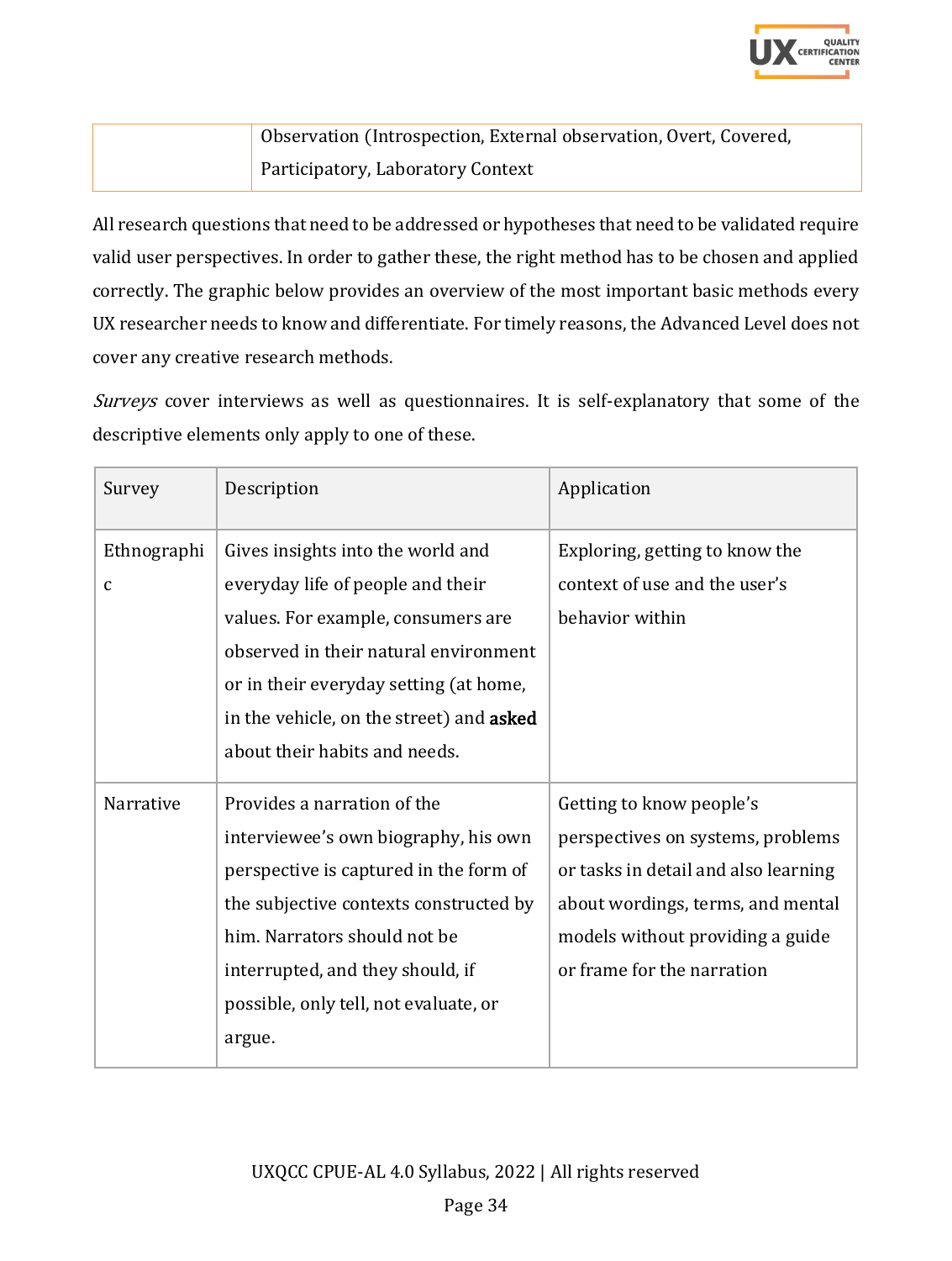| | Observation (Introspection, External observation, Overt, Covered, Participatory, Laboratory Context |
|---|---|

All research questions that need to be addressed or hypotheses that need to be validated require valid user perspectives. In order to gather these, the right method has to be chosen and applied correctly. The graphic below provides an overview of the most important basic methods every UX researcher needs to know and differentiate. For timely reasons, the Advanced Level does not cover any creative research methods.

*Surveys* cover interviews as well as questionnaires. It is self-explanatory that some of the descriptive elements only apply to one of these.

| Survey | Description | Application |
|---|---|---|
| Ethnographic | Gives insights into the world and everyday life of people and their values. For example, consumers are observed in their natural environment or in their everyday setting (at home, in the vehicle, on the street) and **asked** about their habits and needs. | Exploring, getting to know the context of use and the user's behavior within |
| Narrative | Provides a narration of the interviewee's own biography, his own perspective is captured in the form of the subjective contexts constructed by him. Narrators should not be interrupted, and they should, if possible, only tell, not evaluate, or argue. | Getting to know people's perspectives on systems, problems or tasks in detail and also learning about wordings, terms, and mental models without providing a guide or frame for the narration |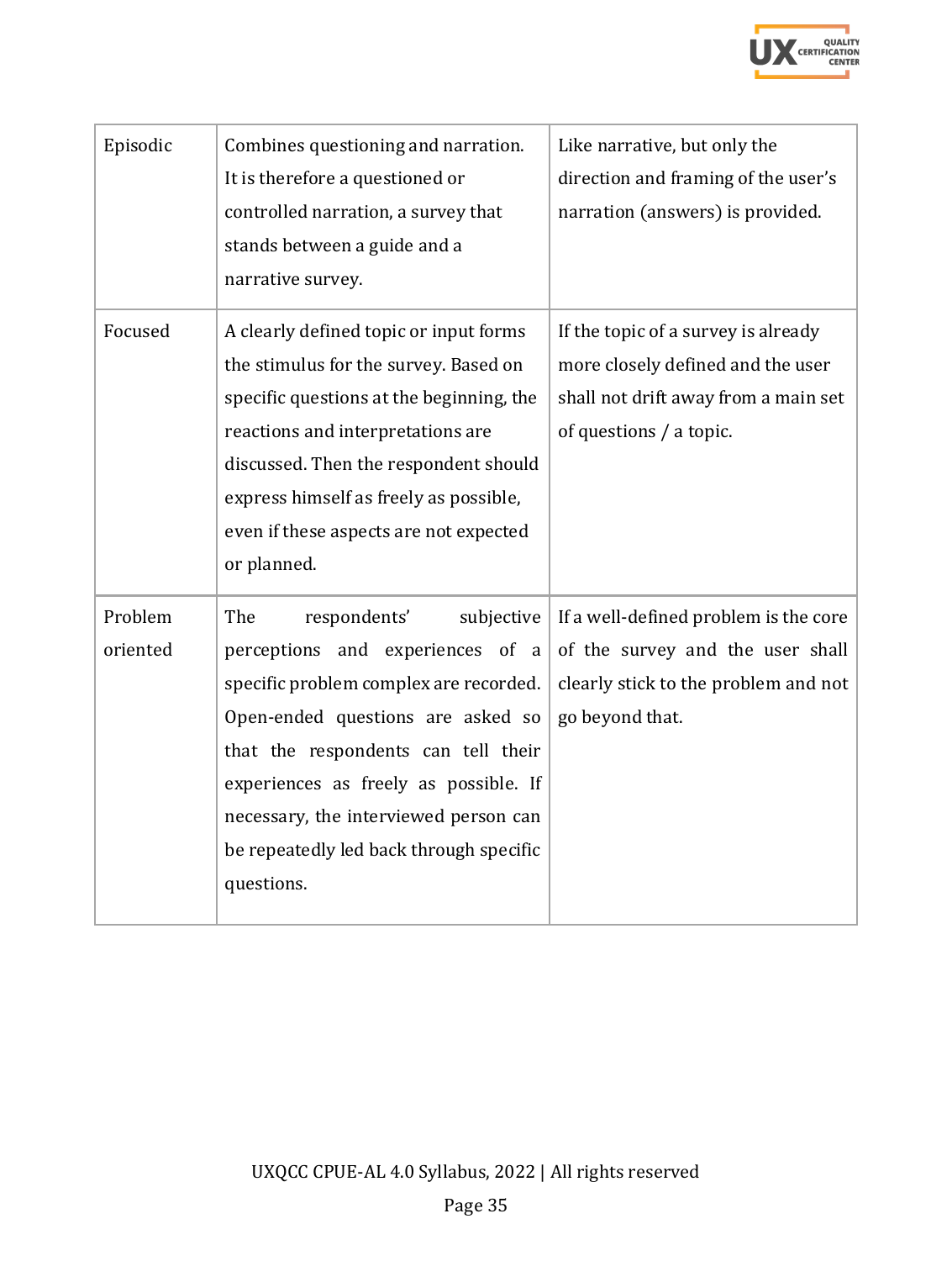| Episodic | Combines questioning and narration. It is therefore a questioned or controlled narration, a survey that stands between a guide and a narrative survey. | Like narrative, but only the direction and framing of the user's narration (answers) is provided. |
|---|---|---|
| Focused | A clearly defined topic or input forms the stimulus for the survey. Based on specific questions at the beginning, the reactions and interpretations are discussed. Then the respondent should express himself as freely as possible, even if these aspects are not expected or planned. | If the topic of a survey is already more closely defined and the user shall not drift away from a main set of questions / a topic. |
| Problem oriented | The respondents' subjective perceptions and experiences of a specific problem complex are recorded. Open-ended questions are asked so that the respondents can tell their experiences as freely as possible. If necessary, the interviewed person can be repeatedly led back through specific questions. | If a well-defined problem is the core of the survey and the user shall clearly stick to the problem and not go beyond that. |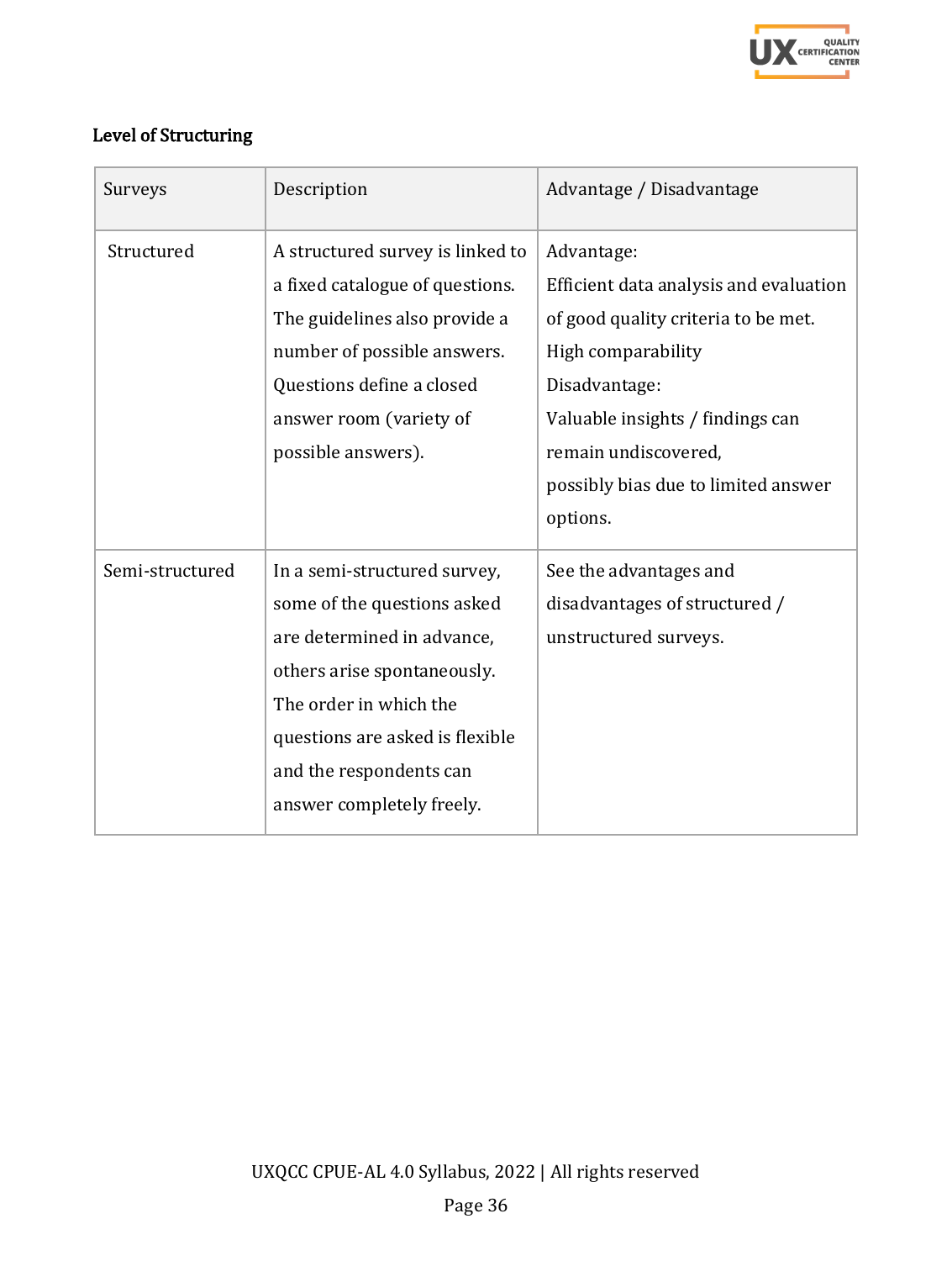**Level of Structuring**

| Surveys | Description | Advantage / Disadvantage |
| --- | --- | --- |
| Structured | A structured survey is linked to a fixed catalogue of questions. The guidelines also provide a number of possible answers. Questions define a closed answer room (variety of possible answers). | Advantage:<br>Efficient data analysis and evaluation of good quality criteria to be met.<br>High comparability<br>Disadvantage:<br>Valuable insights / findings can remain undiscovered,<br>possibly bias due to limited answer options. |
| Semi-structured | In a semi-structured survey, some of the questions asked are determined in advance, others arise spontaneously. The order in which the questions are asked is flexible and the respondents can answer completely freely. | See the advantages and disadvantages of structured / unstructured surveys. |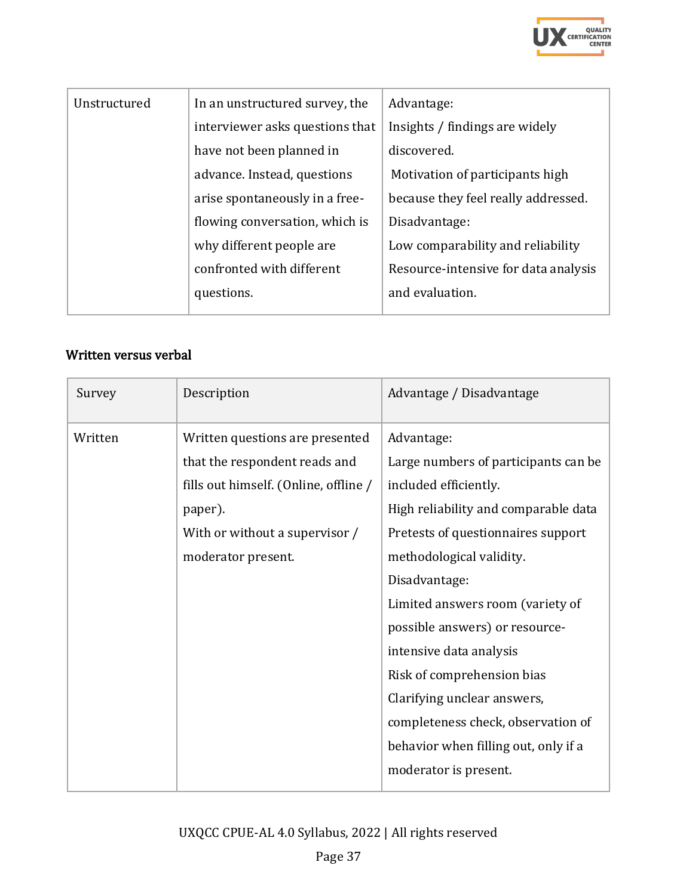| Unstructured | In an unstructured survey, the interviewer asks questions that have not been planned in advance. Instead, questions arise spontaneously in a free-flowing conversation, which is why different people are confronted with different questions. | Advantage:<br>Insights / findings are widely discovered.<br>Motivation of participants high because they feel really addressed.<br>Disadvantage:<br>Low comparability and reliability<br>Resource-intensive for data analysis and evaluation. |
|---|---|---|

**Written versus verbal**

| Survey | Description | Advantage / Disadvantage |
|---|---|---|
| Written | Written questions are presented that the respondent reads and fills out himself. (Online, offline / paper).<br>With or without a supervisor / moderator present. | Advantage:<br>Large numbers of participants can be included efficiently.<br>High reliability and comparable data<br>Pretests of questionnaires support methodological validity.<br>Disadvantage:<br>Limited answers room (variety of possible answers) or resource-intensive data analysis<br>Risk of comprehension bias<br>Clarifying unclear answers, completeness check, observation of behavior when filling out, only if a moderator is present. |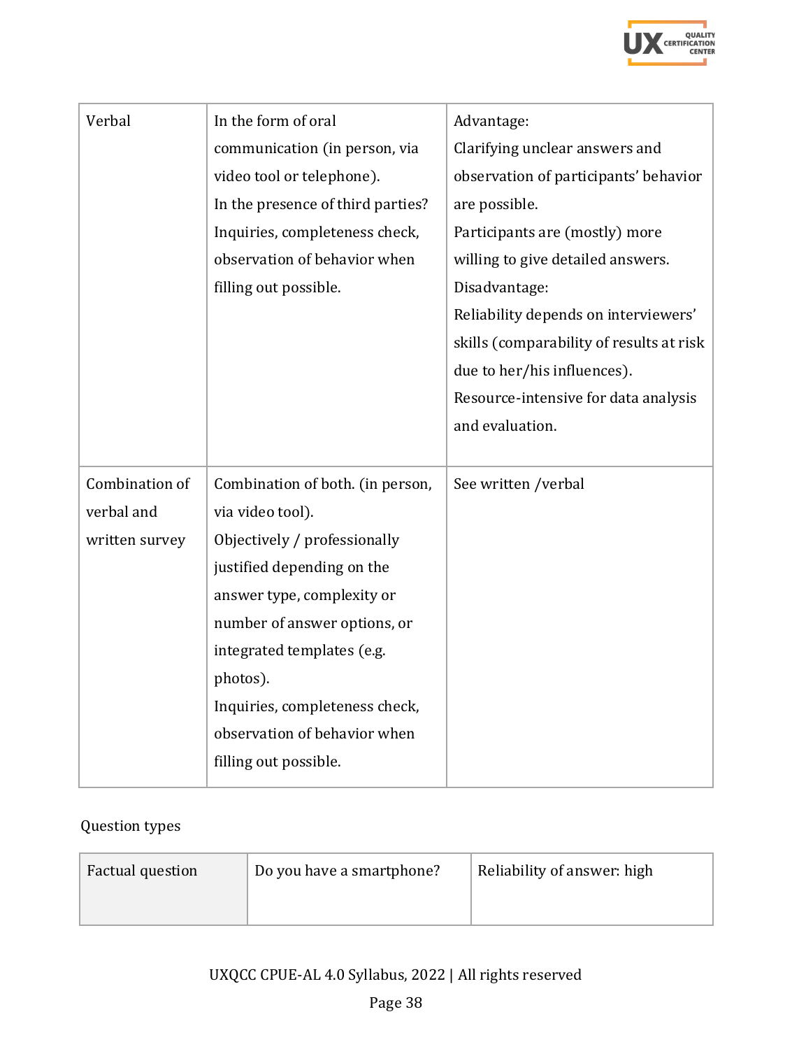| | | |
|---|---|---|
| Verbal | In the form of oral communication (in person, via video tool or telephone).<br>In the presence of third parties?<br>Inquiries, completeness check, observation of behavior when filling out possible. | Advantage:<br>Clarifying unclear answers and observation of participants' behavior are possible.<br>Participants are (mostly) more willing to give detailed answers.<br>Disadvantage:<br>Reliability depends on interviewers' skills (comparability of results at risk due to her/his influences).<br>Resource-intensive for data analysis and evaluation. |
| Combination of verbal and written survey | Combination of both. (in person, via video tool).<br>Objectively / professionally justified depending on the answer type, complexity or number of answer options, or integrated templates (e.g. photos).<br>Inquiries, completeness check, observation of behavior when filling out possible. | See written /verbal |

Question types

| | | |
|---|---|---|
| Factual question | Do you have a smartphone? | Reliability of answer: high |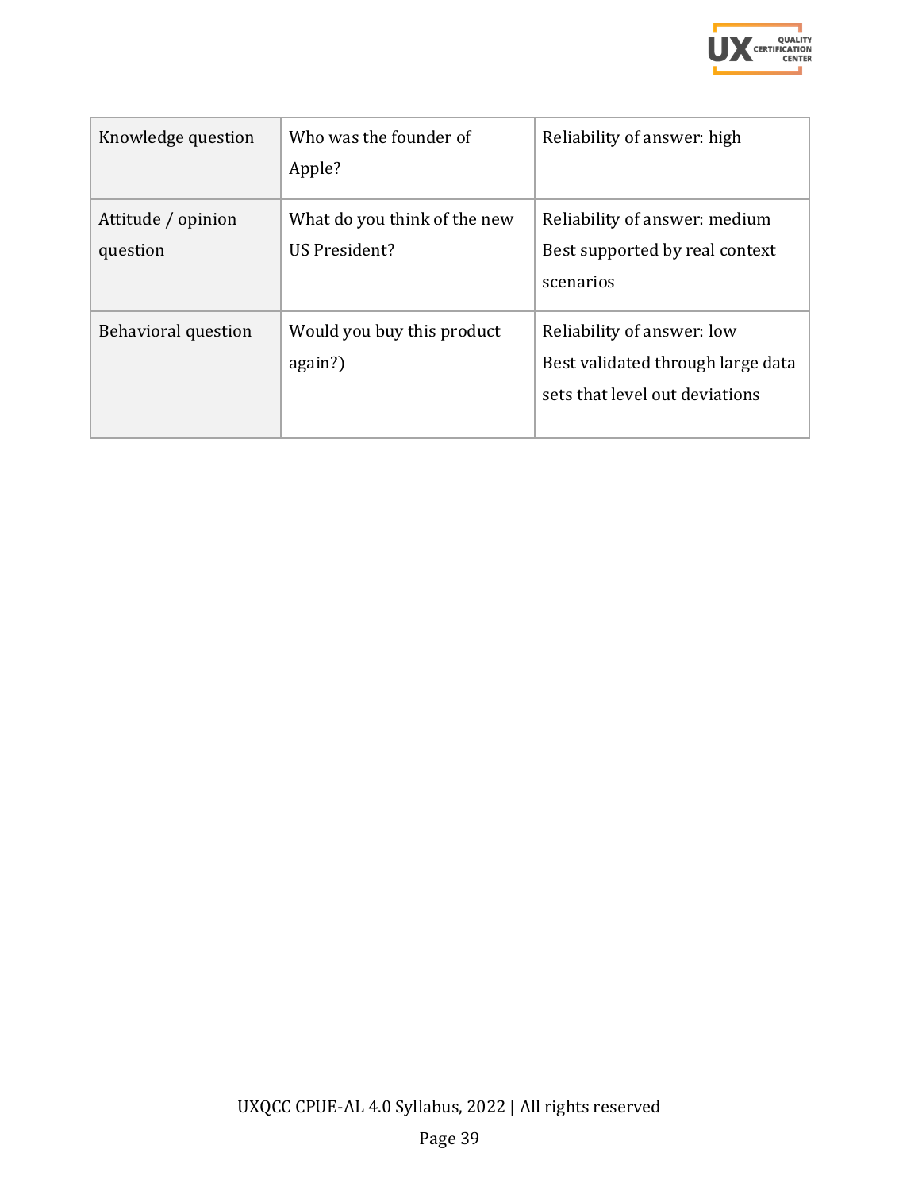| Knowledge question | Who was the founder of Apple? | Reliability of answer: high |
|---|---|---|
| Attitude / opinion question | What do you think of the new US President? | Reliability of answer: medium<br>Best supported by real context scenarios |
| Behavioral question | Would you buy this product again?) | Reliability of answer: low<br>Best validated through large data sets that level out deviations |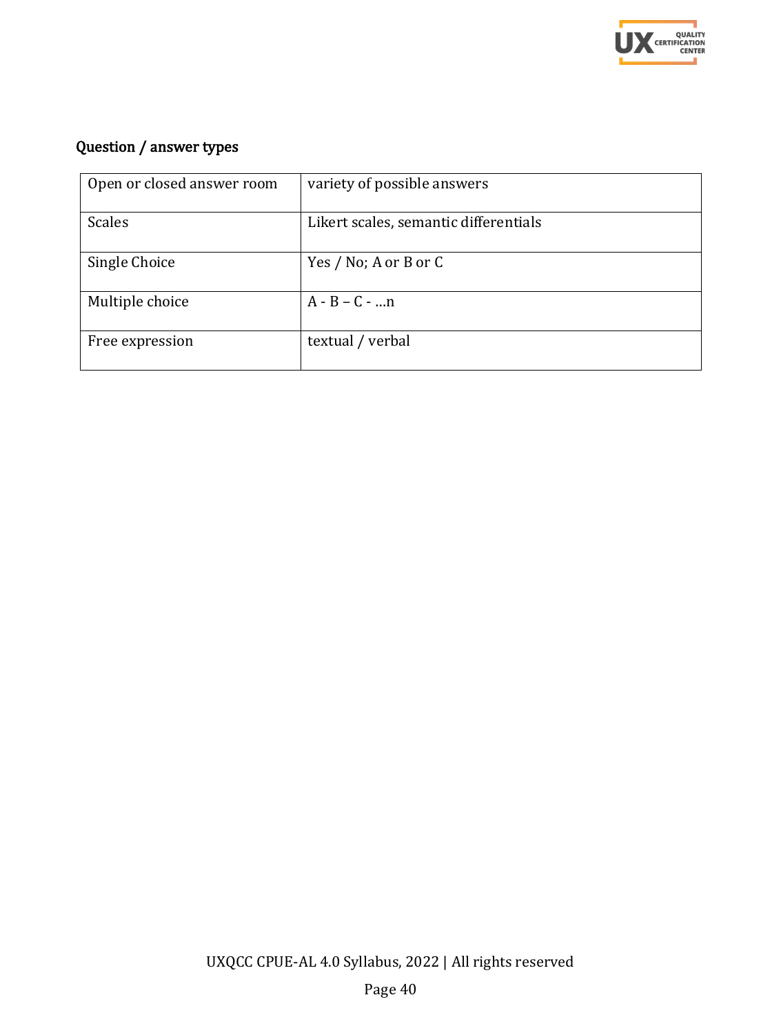### Question / answer types

| Open or closed answer room | variety of possible answers |
|---|---|
| Scales | Likert scales, semantic differentials |
| Single Choice | Yes / No; A or B or C |
| Multiple choice | A - B – C - …n |
| Free expression | textual / verbal |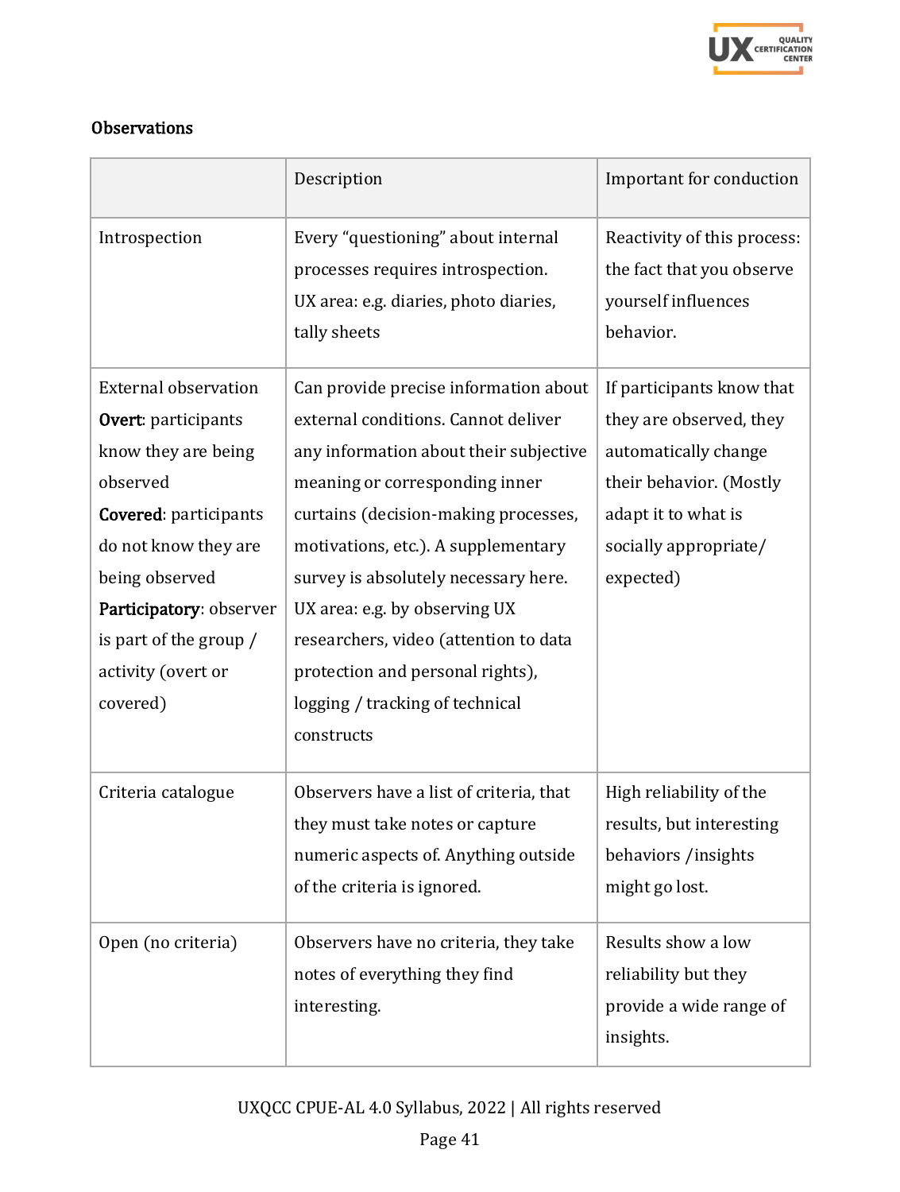**Observations**

| | Description | Important for conduction |
|---|---|---|
| Introspection | Every "questioning" about internal processes requires introspection.<br>UX area: e.g. diaries, photo diaries, tally sheets | Reactivity of this process: the fact that you observe yourself influences behavior. |
| External observation<br>**Overt**: participants know they are being observed<br>**Covered**: participants do not know they are being observed<br>**Participatory**: observer is part of the group / activity (overt or covered) | Can provide precise information about external conditions. Cannot deliver any information about their subjective meaning or corresponding inner curtains (decision-making processes, motivations, etc.). A supplementary survey is absolutely necessary here.<br>UX area: e.g. by observing UX researchers, video (attention to data protection and personal rights), logging / tracking of technical constructs | If participants know that they are observed, they automatically change their behavior. (Mostly adapt it to what is socially appropriate/ expected) |
| Criteria catalogue | Observers have a list of criteria, that they must take notes or capture numeric aspects of. Anything outside of the criteria is ignored. | High reliability of the results, but interesting behaviors /insights might go lost. |
| Open (no criteria) | Observers have no criteria, they take notes of everything they find interesting. | Results show a low reliability but they provide a wide range of insights. |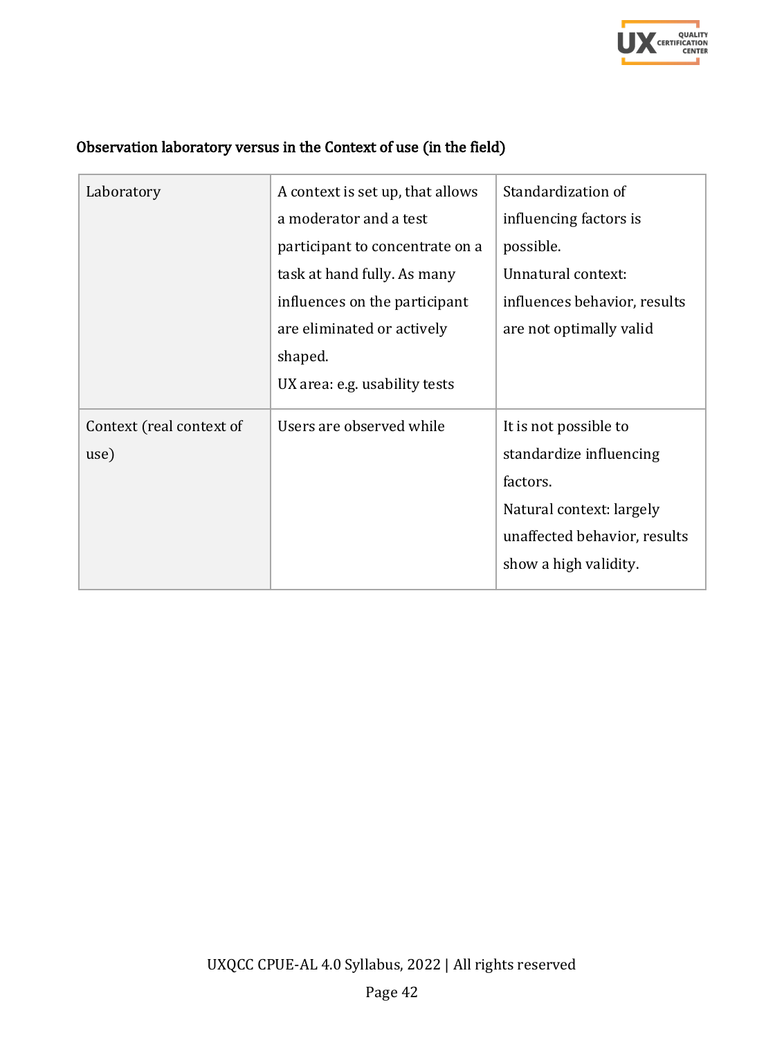**Observation laboratory versus in the Context of use (in the field)**

| | | |
|---|---|---|
| Laboratory | A context is set up, that allows a moderator and a test participant to concentrate on a task at hand fully. As many influences on the participant are eliminated or actively shaped.<br>UX area: e.g. usability tests | Standardization of influencing factors is possible.<br>Unnatural context: influences behavior, results are not optimally valid |
| Context (real context of use) | Users are observed while | It is not possible to standardize influencing factors.<br>Natural context: largely unaffected behavior, results show a high validity. |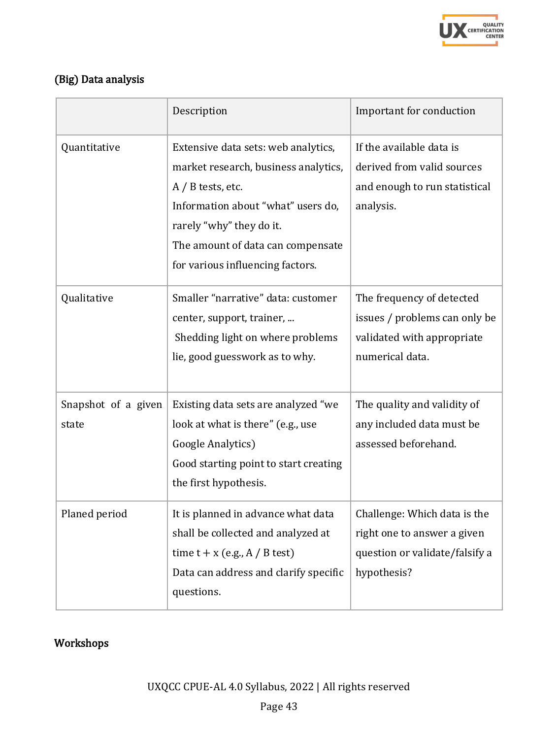### (Big) Data analysis

| | Description | Important for conduction |
|---|---|---|
| Quantitative | Extensive data sets: web analytics, market research, business analytics, A / B tests, etc.<br>Information about "what" users do, rarely "why" they do it.<br>The amount of data can compensate for various influencing factors. | If the available data is derived from valid sources and enough to run statistical analysis. |
| Qualitative | Smaller "narrative" data: customer center, support, trainer, ...<br>Shedding light on where problems lie, good guesswork as to why. | The frequency of detected issues / problems can only be validated with appropriate numerical data. |
| Snapshot of a given state | Existing data sets are analyzed "we look at what is there" (e.g., use Google Analytics)<br>Good starting point to start creating the first hypothesis. | The quality and validity of any included data must be assessed beforehand. |
| Planed period | It is planned in advance what data shall be collected and analyzed at time t + x (e.g., A / B test)<br>Data can address and clarify specific questions. | Challenge: Which data is the right one to answer a given question or validate/falsify a hypothesis? |

### Workshops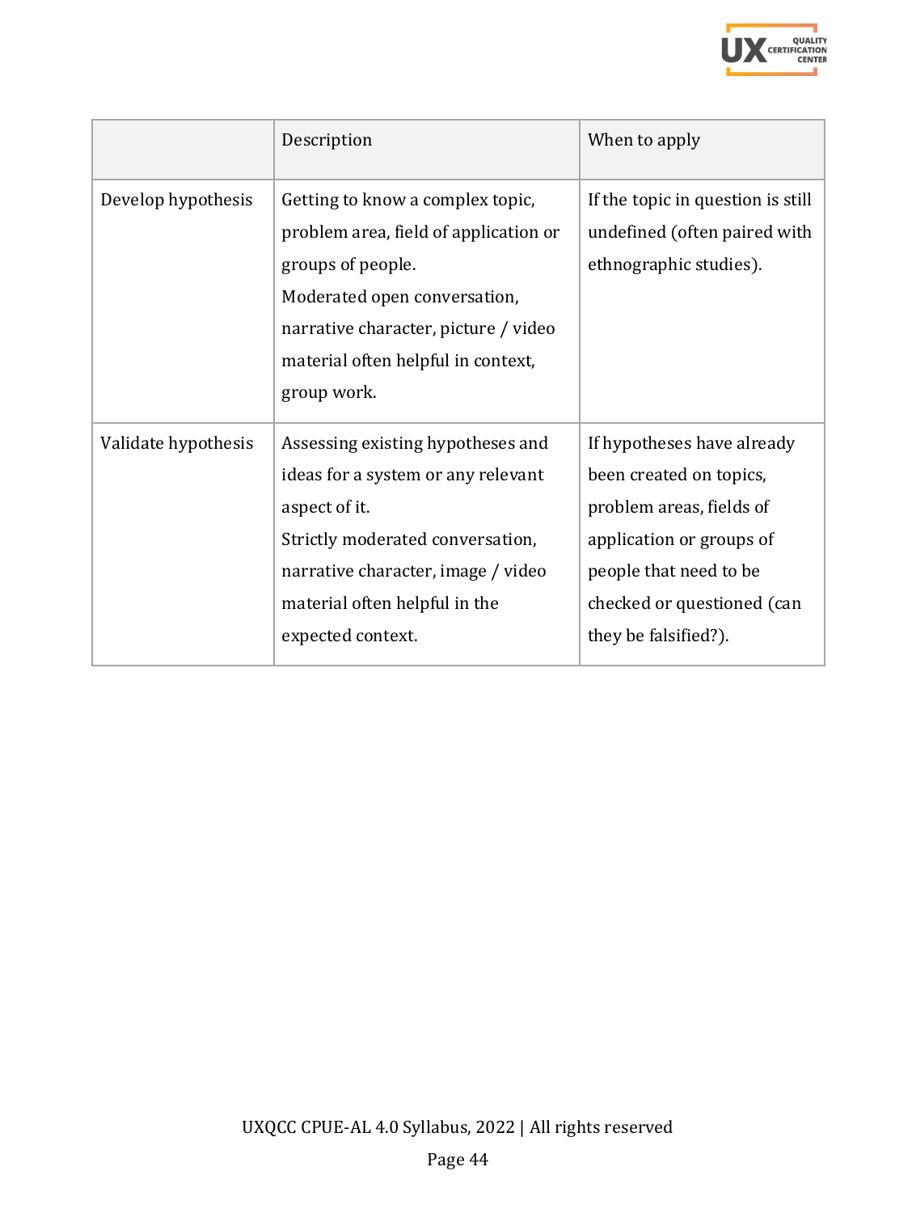| | Description | When to apply |
|---|---|---|
| Develop hypothesis | Getting to know a complex topic, problem area, field of application or groups of people.<br>Moderated open conversation, narrative character, picture / video material often helpful in context, group work. | If the topic in question is still undefined (often paired with ethnographic studies). |
| Validate hypothesis | Assessing existing hypotheses and ideas for a system or any relevant aspect of it.<br>Strictly moderated conversation, narrative character, image / video material often helpful in the expected context. | If hypotheses have already been created on topics, problem areas, fields of application or groups of people that need to be checked or questioned (can they be falsified?). |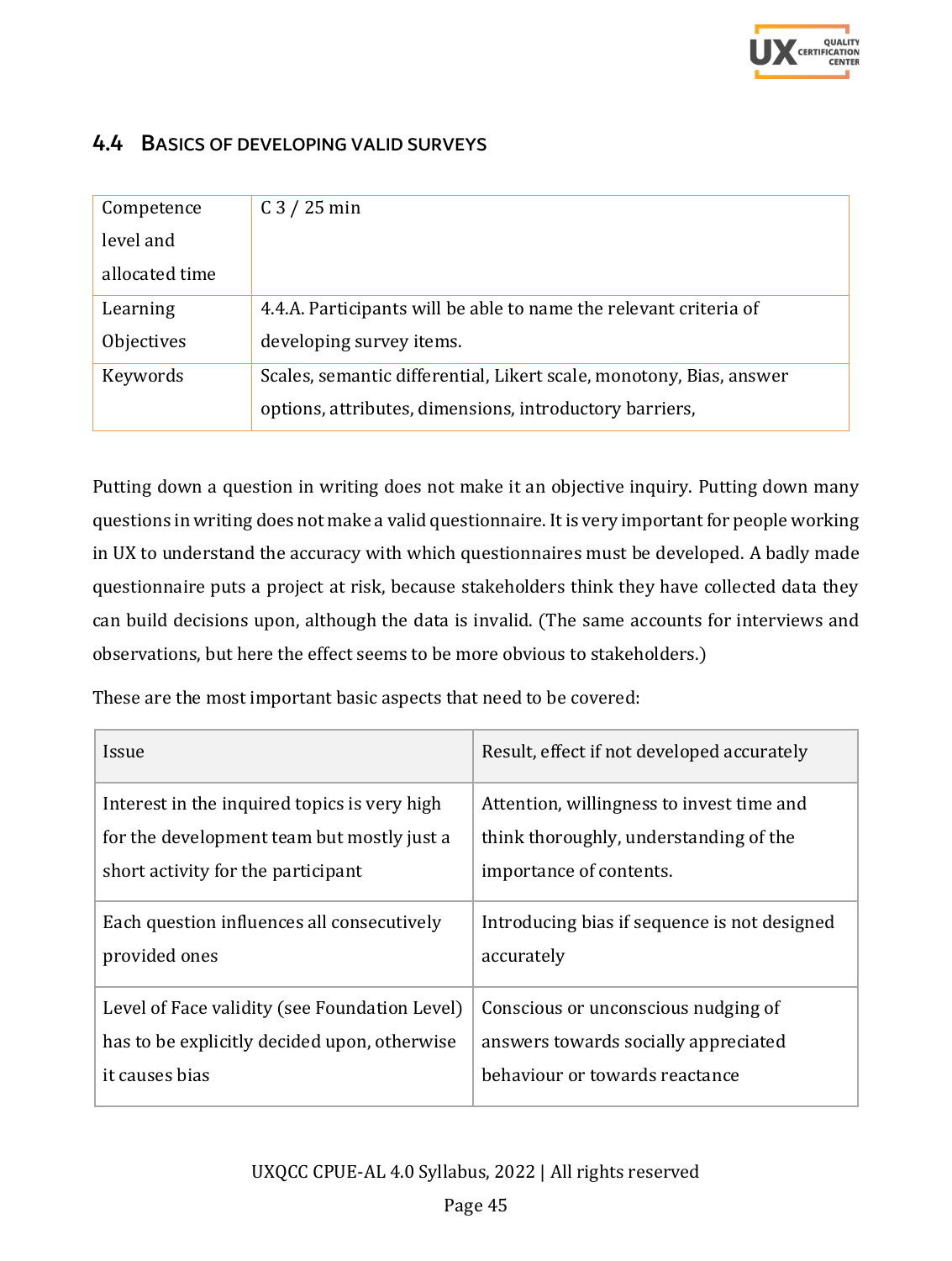## 4.4 Basics of developing valid surveys

| Competence level and allocated time | C 3 / 25 min |
|---|---|
| Learning Objectives | 4.4.A. Participants will be able to name the relevant criteria of developing survey items. |
| Keywords | Scales, semantic differential, Likert scale, monotony, Bias, answer options, attributes, dimensions, introductory barriers, |

Putting down a question in writing does not make it an objective inquiry. Putting down many questions in writing does not make a valid questionnaire. It is very important for people working in UX to understand the accuracy with which questionnaires must be developed. A badly made questionnaire puts a project at risk, because stakeholders think they have collected data they can build decisions upon, although the data is invalid. (The same accounts for interviews and observations, but here the effect seems to be more obvious to stakeholders.)

These are the most important basic aspects that need to be covered:

| Issue | Result, effect if not developed accurately |
|---|---|
| Interest in the inquired topics is very high for the development team but mostly just a short activity for the participant | Attention, willingness to invest time and think thoroughly, understanding of the importance of contents. |
| Each question influences all consecutively provided ones | Introducing bias if sequence is not designed accurately |
| Level of Face validity (see Foundation Level) has to be explicitly decided upon, otherwise it causes bias | Conscious or unconscious nudging of answers towards socially appreciated behaviour or towards reactance |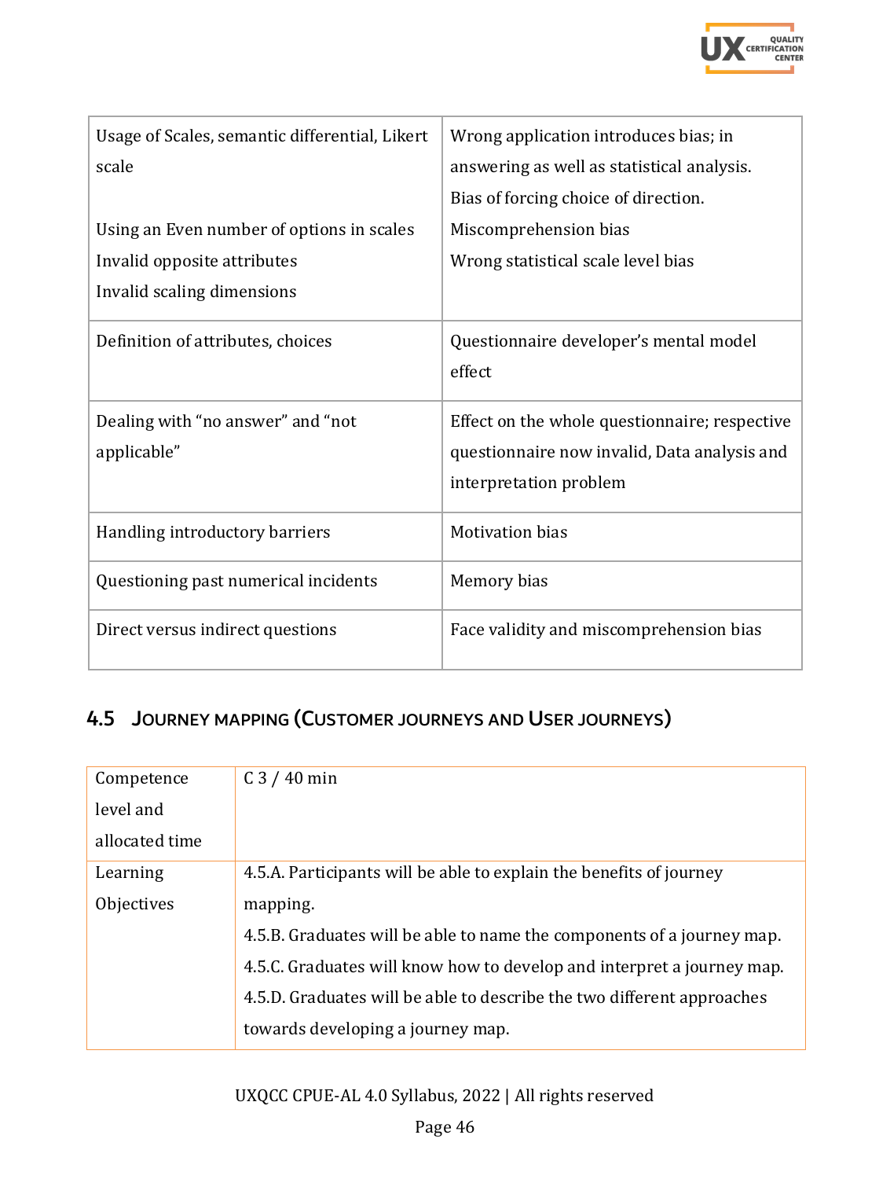| | |
|---|---|
| Usage of Scales, semantic differential, Likert scale<br><br>Using an Even number of options in scales<br>Invalid opposite attributes<br>Invalid scaling dimensions | Wrong application introduces bias; in answering as well as statistical analysis.<br>Bias of forcing choice of direction.<br>Miscomprehension bias<br>Wrong statistical scale level bias |
| Definition of attributes, choices | Questionnaire developer's mental model effect |
| Dealing with "no answer" and "not applicable" | Effect on the whole questionnaire; respective questionnaire now invalid, Data analysis and interpretation problem |
| Handling introductory barriers | Motivation bias |
| Questioning past numerical incidents | Memory bias |
| Direct versus indirect questions | Face validity and miscomprehension bias |

## 4.5 Journey mapping (Customer journeys and User journeys)

| | |
|---|---|
| Competence level and allocated time | C 3 / 40 min |
| Learning Objectives | 4.5.A. Participants will be able to explain the benefits of journey mapping.<br>4.5.B. Graduates will be able to name the components of a journey map.<br>4.5.C. Graduates will know how to develop and interpret a journey map.<br>4.5.D. Graduates will be able to describe the two different approaches towards developing a journey map. |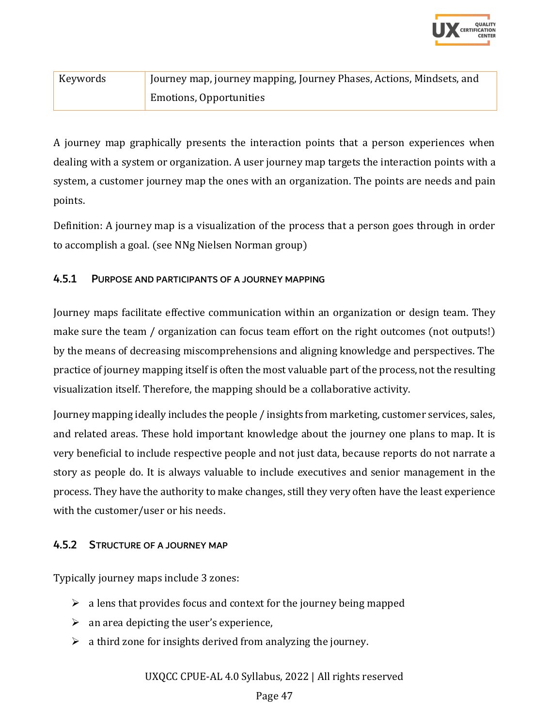| Keywords | Journey map, journey mapping, Journey Phases, Actions, Mindsets, and Emotions, Opportunities |
|---|---|

A journey map graphically presents the interaction points that a person experiences when dealing with a system or organization. A user journey map targets the interaction points with a system, a customer journey map the ones with an organization. The points are needs and pain points.

Definition: A journey map is a visualization of the process that a person goes through in order to accomplish a goal. (see NNg Nielsen Norman group)

### 4.5.1 Purpose and participants of a journey mapping

Journey maps facilitate effective communication within an organization or design team. They make sure the team / organization can focus team effort on the right outcomes (not outputs!) by the means of decreasing miscomprehensions and aligning knowledge and perspectives. The practice of journey mapping itself is often the most valuable part of the process, not the resulting visualization itself. Therefore, the mapping should be a collaborative activity.

Journey mapping ideally includes the people / insights from marketing, customer services, sales, and related areas. These hold important knowledge about the journey one plans to map. It is very beneficial to include respective people and not just data, because reports do not narrate a story as people do. It is always valuable to include executives and senior management in the process. They have the authority to make changes, still they very often have the least experience with the customer/user or his needs.

### 4.5.2 Structure of a journey map

Typically journey maps include 3 zones:

- a lens that provides focus and context for the journey being mapped
- an area depicting the user's experience,
- a third zone for insights derived from analyzing the journey.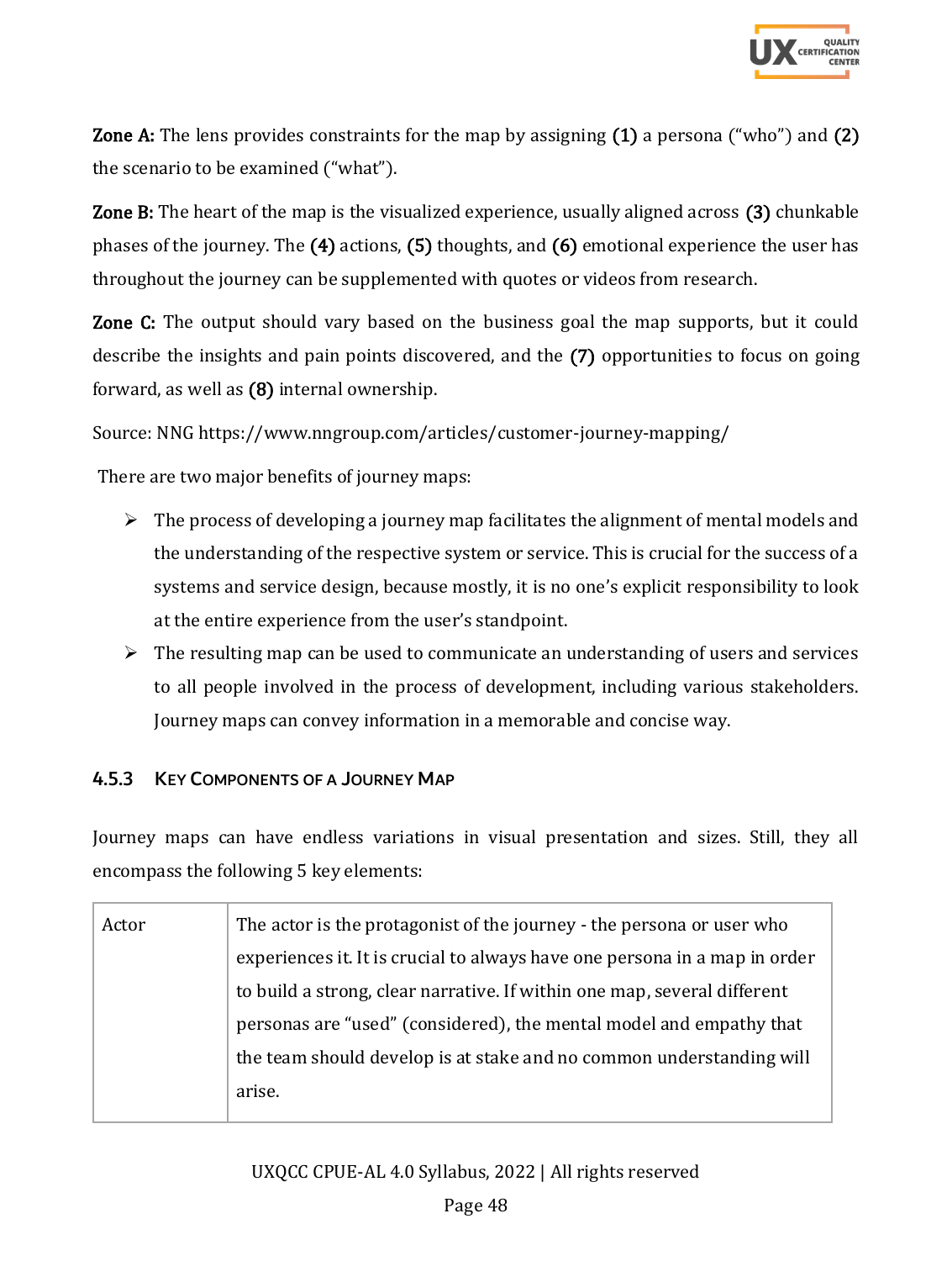**Zone A:** The lens provides constraints for the map by assigning **(1)** a persona ("who") and **(2)** the scenario to be examined ("what").

**Zone B:** The heart of the map is the visualized experience, usually aligned across **(3)** chunkable phases of the journey. The **(4)** actions, **(5)** thoughts, and **(6)** emotional experience the user has throughout the journey can be supplemented with quotes or videos from research.

**Zone C:** The output should vary based on the business goal the map supports, but it could describe the insights and pain points discovered, and the **(7)** opportunities to focus on going forward, as well as **(8)** internal ownership.

Source: NNG https://www.nngroup.com/articles/customer-journey-mapping/

There are two major benefits of journey maps:

- The process of developing a journey map facilitates the alignment of mental models and the understanding of the respective system or service. This is crucial for the success of a systems and service design, because mostly, it is no one's explicit responsibility to look at the entire experience from the user's standpoint.
- The resulting map can be used to communicate an understanding of users and services to all people involved in the process of development, including various stakeholders. Journey maps can convey information in a memorable and concise way.

### 4.5.3 Key Components of a Journey Map

Journey maps can have endless variations in visual presentation and sizes. Still, they all encompass the following 5 key elements:

| | |
|---|---|
| Actor | The actor is the protagonist of the journey - the persona or user who experiences it. It is crucial to always have one persona in a map in order to build a strong, clear narrative. If within one map, several different personas are "used" (considered), the mental model and empathy that the team should develop is at stake and no common understanding will arise. |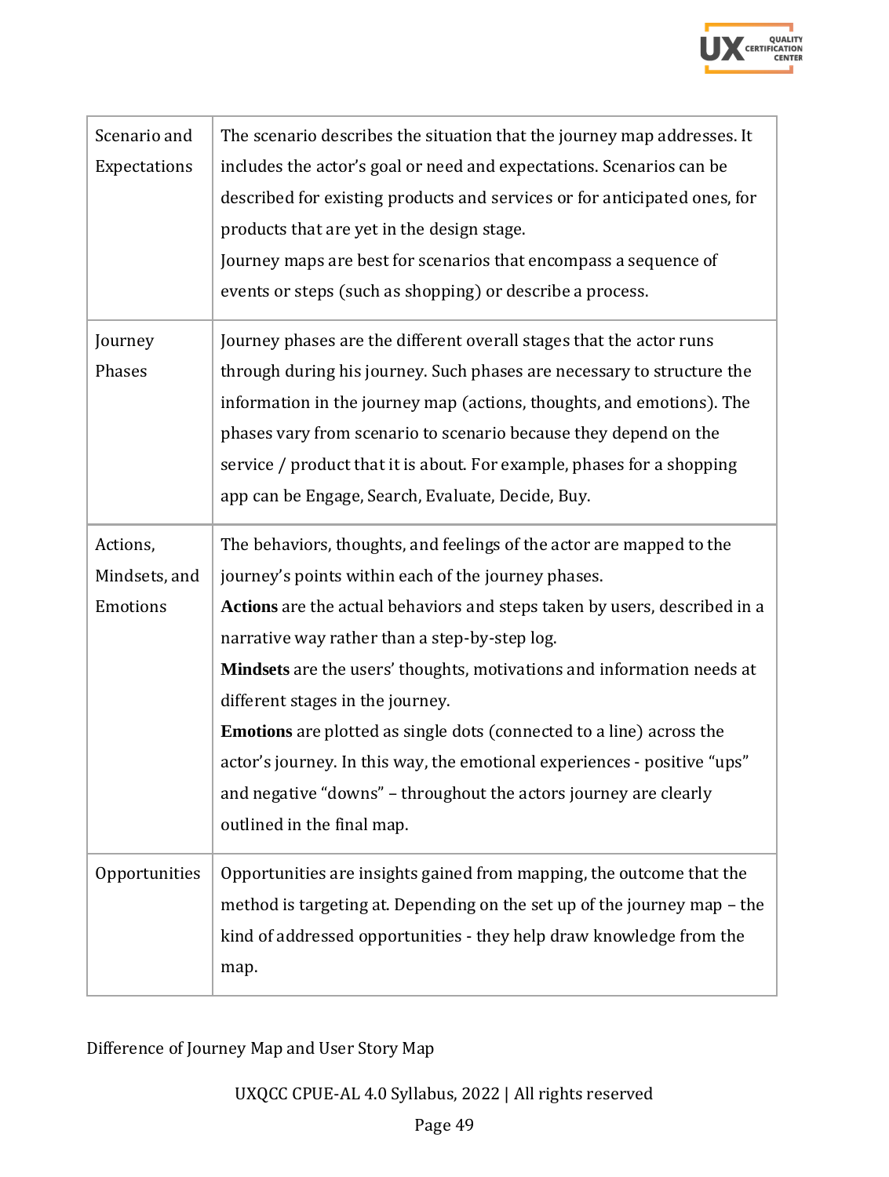| | |
|---|---|
| Scenario and Expectations | The scenario describes the situation that the journey map addresses. It includes the actor's goal or need and expectations. Scenarios can be described for existing products and services or for anticipated ones, for products that are yet in the design stage.<br>Journey maps are best for scenarios that encompass a sequence of events or steps (such as shopping) or describe a process. |
| Journey Phases | Journey phases are the different overall stages that the actor runs through during his journey. Such phases are necessary to structure the information in the journey map (actions, thoughts, and emotions). The phases vary from scenario to scenario because they depend on the service / product that it is about. For example, phases for a shopping app can be Engage, Search, Evaluate, Decide, Buy. |
| Actions, Mindsets, and Emotions | The behaviors, thoughts, and feelings of the actor are mapped to the journey's points within each of the journey phases.<br>**Actions** are the actual behaviors and steps taken by users, described in a narrative way rather than a step-by-step log.<br>**Mindsets** are the users' thoughts, motivations and information needs at different stages in the journey.<br>**Emotions** are plotted as single dots (connected to a line) across the actor's journey. In this way, the emotional experiences - positive "ups" and negative "downs" – throughout the actors journey are clearly outlined in the final map. |
| Opportunities | Opportunities are insights gained from mapping, the outcome that the method is targeting at. Depending on the set up of the journey map – the kind of addressed opportunities - they help draw knowledge from the map. |

Difference of Journey Map and User Story Map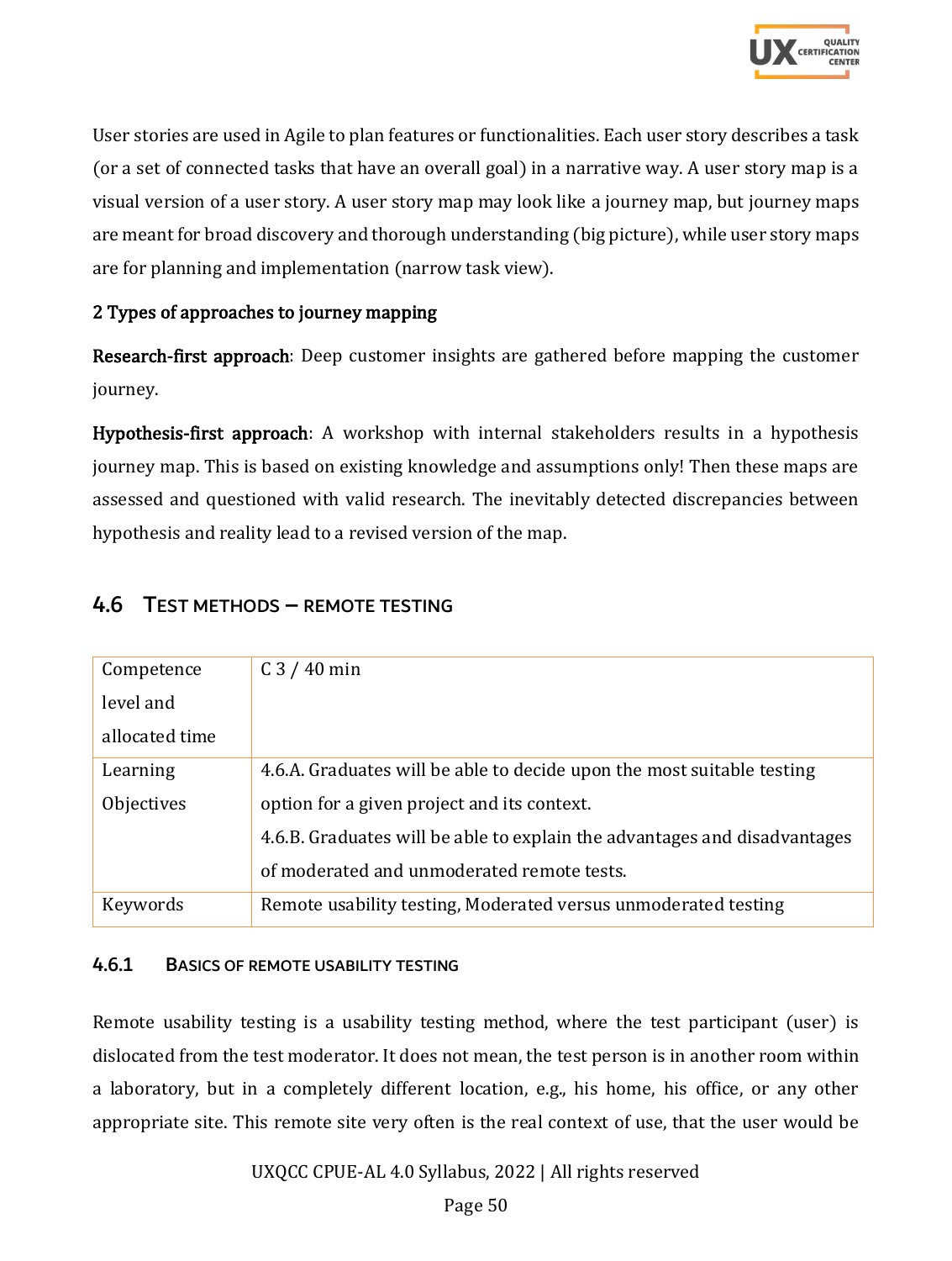User stories are used in Agile to plan features or functionalities. Each user story describes a task (or a set of connected tasks that have an overall goal) in a narrative way. A user story map is a visual version of a user story. A user story map may look like a journey map, but journey maps are meant for broad discovery and thorough understanding (big picture), while user story maps are for planning and implementation (narrow task view).

**2 Types of approaches to journey mapping**

**Research-first approach**: Deep customer insights are gathered before mapping the customer journey.

**Hypothesis-first approach**: A workshop with internal stakeholders results in a hypothesis journey map. This is based on existing knowledge and assumptions only! Then these maps are assessed and questioned with valid research. The inevitably detected discrepancies between hypothesis and reality lead to a revised version of the map.

## 4.6 Test Methods – Remote Testing

| Competence level and allocated time | C 3 / 40 min |
|---|---|
| Learning Objectives | 4.6.A. Graduates will be able to decide upon the most suitable testing option for a given project and its context.<br>4.6.B. Graduates will be able to explain the advantages and disadvantages of moderated and unmoderated remote tests. |
| Keywords | Remote usability testing, Moderated versus unmoderated testing |

### 4.6.1 Basics of remote usability testing

Remote usability testing is a usability testing method, where the test participant (user) is dislocated from the test moderator. It does not mean, the test person is in another room within a laboratory, but in a completely different location, e.g., his home, his office, or any other appropriate site. This remote site very often is the real context of use, that the user would be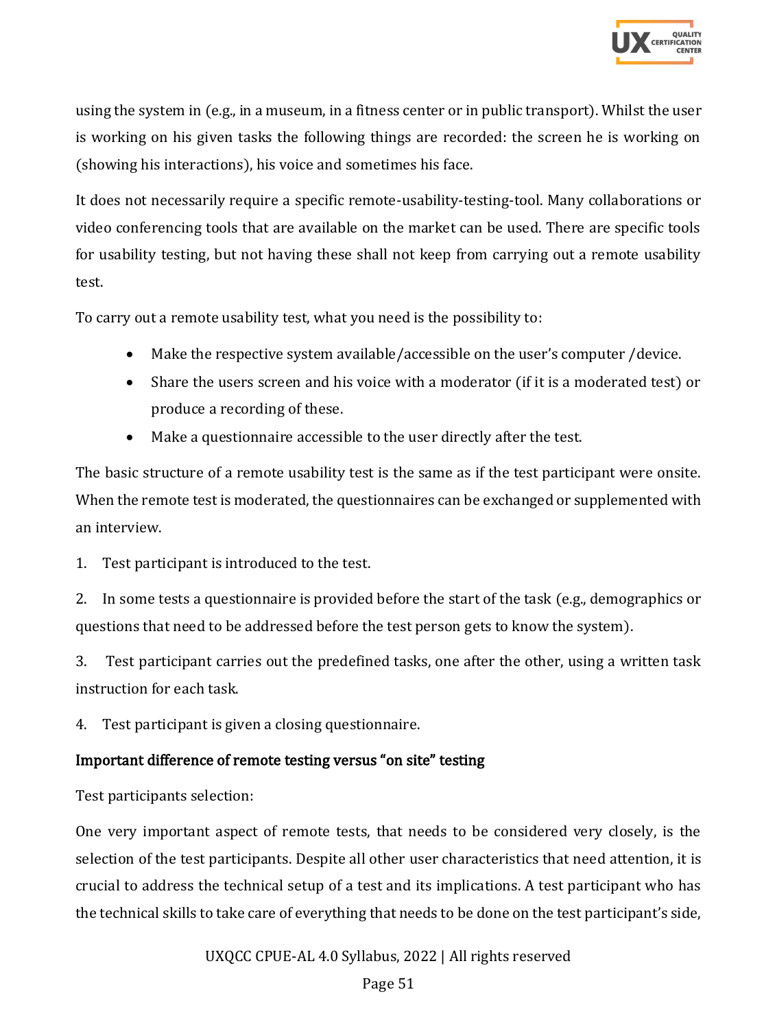using the system in (e.g., in a museum, in a fitness center or in public transport). Whilst the user is working on his given tasks the following things are recorded: the screen he is working on (showing his interactions), his voice and sometimes his face.

It does not necessarily require a specific remote-usability-testing-tool. Many collaborations or video conferencing tools that are available on the market can be used. There are specific tools for usability testing, but not having these shall not keep from carrying out a remote usability test.

To carry out a remote usability test, what you need is the possibility to:

- Make the respective system available/accessible on the user's computer /device.
- Share the users screen and his voice with a moderator (if it is a moderated test) or produce a recording of these.
- Make a questionnaire accessible to the user directly after the test.

The basic structure of a remote usability test is the same as if the test participant were onsite. When the remote test is moderated, the questionnaires can be exchanged or supplemented with an interview.

1. Test participant is introduced to the test.

2. In some tests a questionnaire is provided before the start of the task (e.g., demographics or questions that need to be addressed before the test person gets to know the system).

3. Test participant carries out the predefined tasks, one after the other, using a written task instruction for each task.

4. Test participant is given a closing questionnaire.

### Important difference of remote testing versus "on site" testing

Test participants selection:

One very important aspect of remote tests, that needs to be considered very closely, is the selection of the test participants. Despite all other user characteristics that need attention, it is crucial to address the technical setup of a test and its implications. A test participant who has the technical skills to take care of everything that needs to be done on the test participant's side,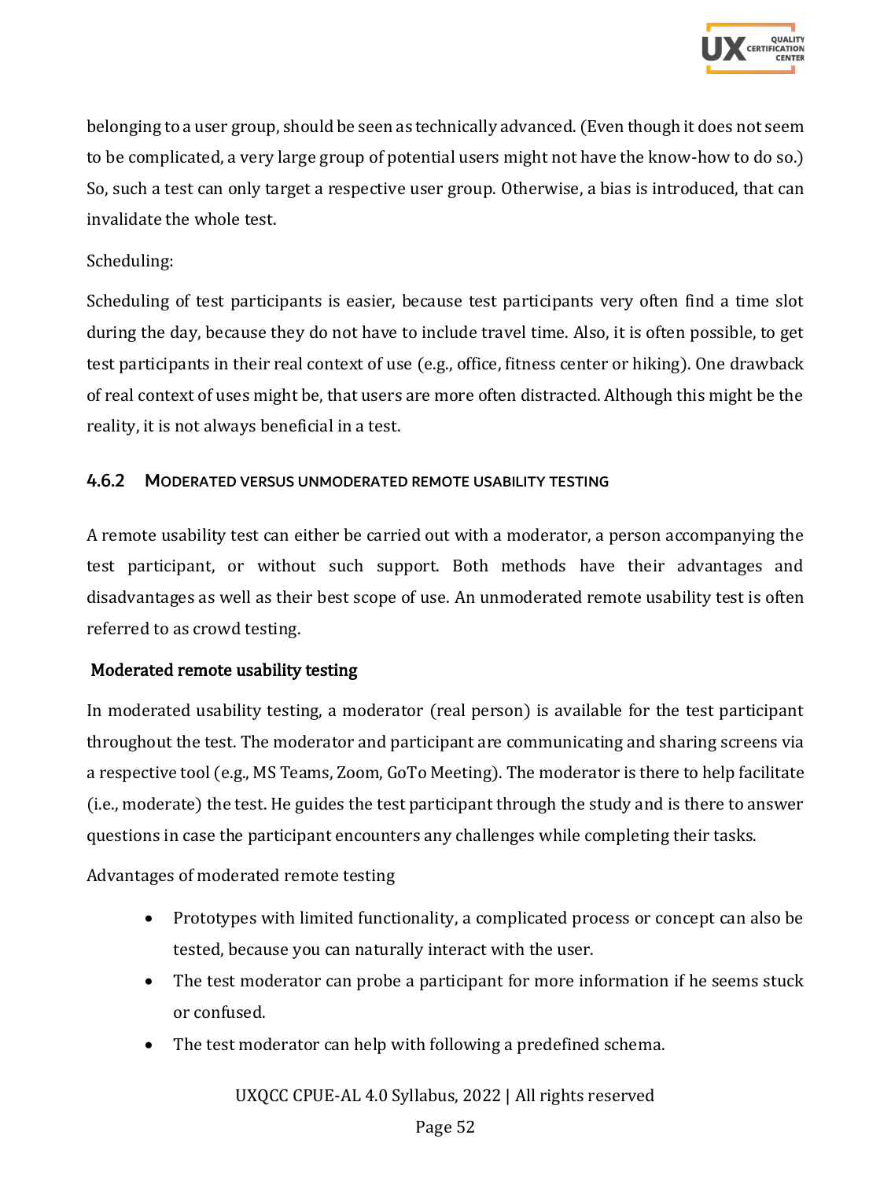belonging to a user group, should be seen as technically advanced. (Even though it does not seem to be complicated, a very large group of potential users might not have the know-how to do so.) So, such a test can only target a respective user group. Otherwise, a bias is introduced, that can invalidate the whole test.

Scheduling:

Scheduling of test participants is easier, because test participants very often find a time slot during the day, because they do not have to include travel time. Also, it is often possible, to get test participants in their real context of use (e.g., office, fitness center or hiking). One drawback of real context of uses might be, that users are more often distracted. Although this might be the reality, it is not always beneficial in a test.

### 4.6.2 Moderated versus unmoderated remote usability testing

A remote usability test can either be carried out with a moderator, a person accompanying the test participant, or without such support. Both methods have their advantages and disadvantages as well as their best scope of use. An unmoderated remote usability test is often referred to as crowd testing.

**Moderated remote usability testing**

In moderated usability testing, a moderator (real person) is available for the test participant throughout the test. The moderator and participant are communicating and sharing screens via a respective tool (e.g., MS Teams, Zoom, GoTo Meeting). The moderator is there to help facilitate (i.e., moderate) the test. He guides the test participant through the study and is there to answer questions in case the participant encounters any challenges while completing their tasks.

Advantages of moderated remote testing

- Prototypes with limited functionality, a complicated process or concept can also be tested, because you can naturally interact with the user.
- The test moderator can probe a participant for more information if he seems stuck or confused.
- The test moderator can help with following a predefined schema.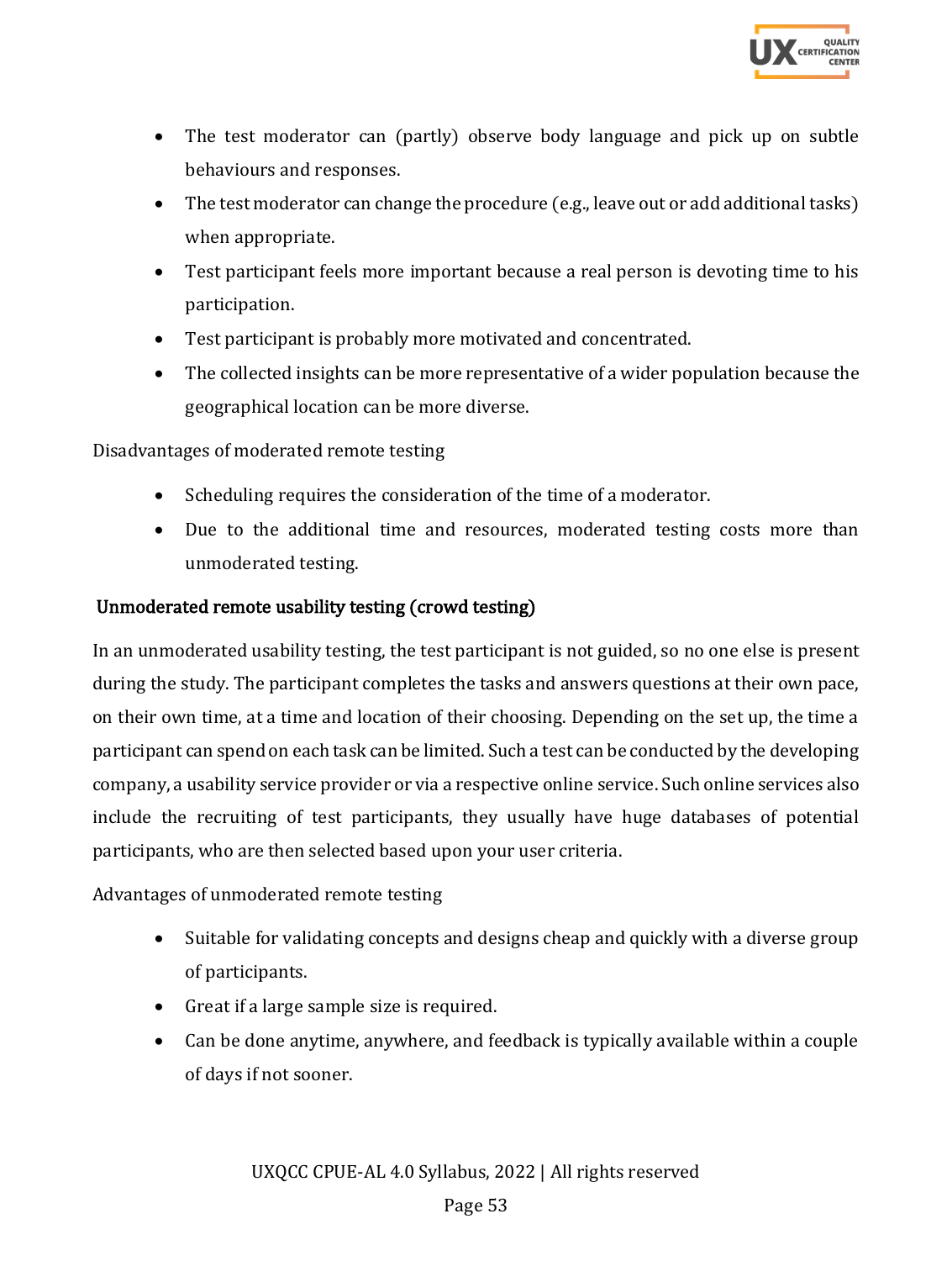- The test moderator can (partly) observe body language and pick up on subtle behaviours and responses.
- The test moderator can change the procedure (e.g., leave out or add additional tasks) when appropriate.
- Test participant feels more important because a real person is devoting time to his participation.
- Test participant is probably more motivated and concentrated.
- The collected insights can be more representative of a wider population because the geographical location can be more diverse.

Disadvantages of moderated remote testing

- Scheduling requires the consideration of the time of a moderator.
- Due to the additional time and resources, moderated testing costs more than unmoderated testing.

### Unmoderated remote usability testing (crowd testing)

In an unmoderated usability testing, the test participant is not guided, so no one else is present during the study. The participant completes the tasks and answers questions at their own pace, on their own time, at a time and location of their choosing. Depending on the set up, the time a participant can spend on each task can be limited. Such a test can be conducted by the developing company, a usability service provider or via a respective online service. Such online services also include the recruiting of test participants, they usually have huge databases of potential participants, who are then selected based upon your user criteria.

Advantages of unmoderated remote testing

- Suitable for validating concepts and designs cheap and quickly with a diverse group of participants.
- Great if a large sample size is required.
- Can be done anytime, anywhere, and feedback is typically available within a couple of days if not sooner.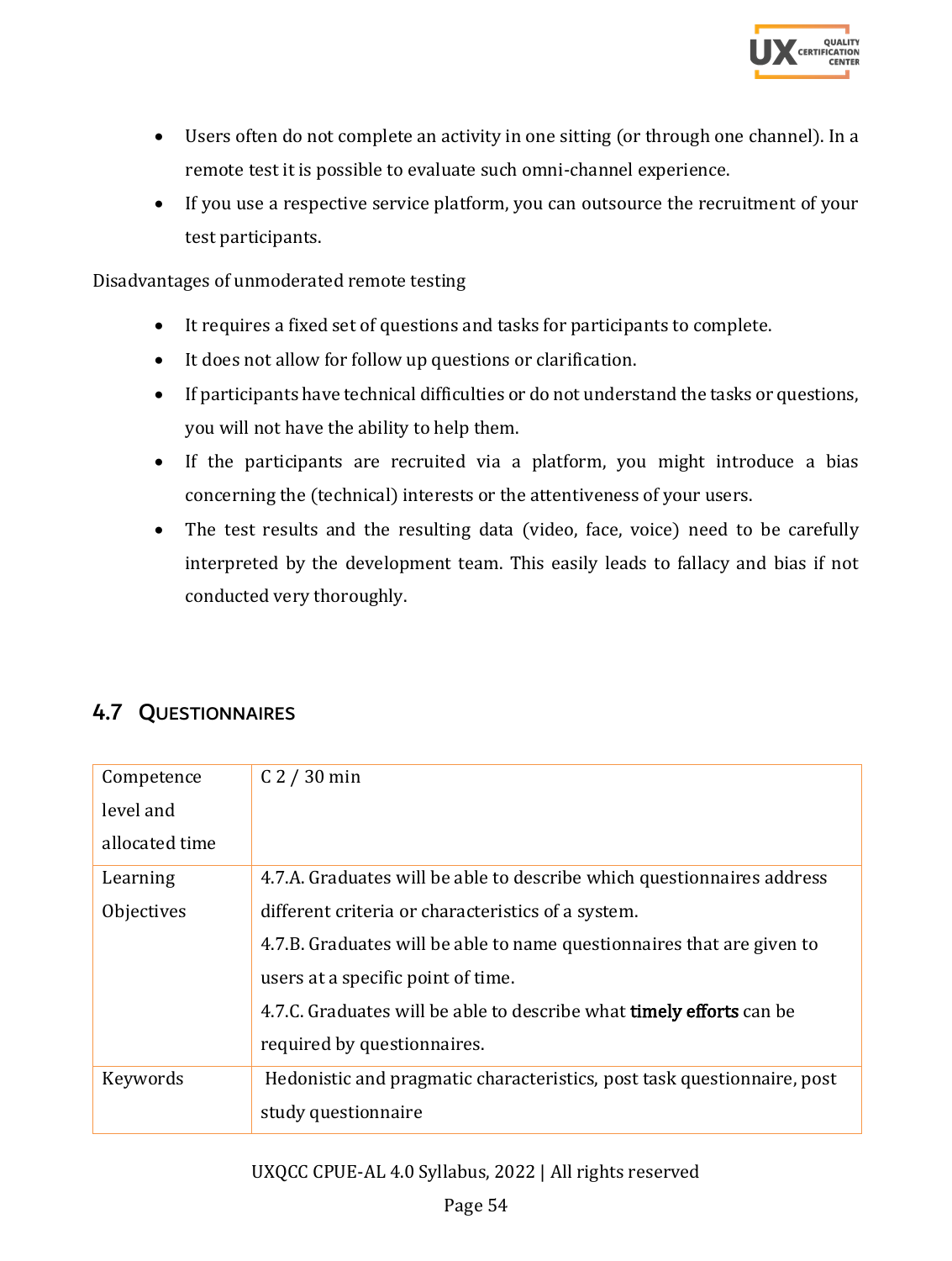- Users often do not complete an activity in one sitting (or through one channel). In a remote test it is possible to evaluate such omni-channel experience.
- If you use a respective service platform, you can outsource the recruitment of your test participants.

Disadvantages of unmoderated remote testing

- It requires a fixed set of questions and tasks for participants to complete.
- It does not allow for follow up questions or clarification.
- If participants have technical difficulties or do not understand the tasks or questions, you will not have the ability to help them.
- If the participants are recruited via a platform, you might introduce a bias concerning the (technical) interests or the attentiveness of your users.
- The test results and the resulting data (video, face, voice) need to be carefully interpreted by the development team. This easily leads to fallacy and bias if not conducted very thoroughly.

## 4.7 Questionnaires

| Competence level and allocated time | C 2 / 30 min |
|---|---|
| Learning Objectives | 4.7.A. Graduates will be able to describe which questionnaires address different criteria or characteristics of a system.<br>4.7.B. Graduates will be able to name questionnaires that are given to users at a specific point of time.<br>4.7.C. Graduates will be able to describe what timely efforts can be required by questionnaires. |
| Keywords | Hedonistic and pragmatic characteristics, post task questionnaire, post study questionnaire |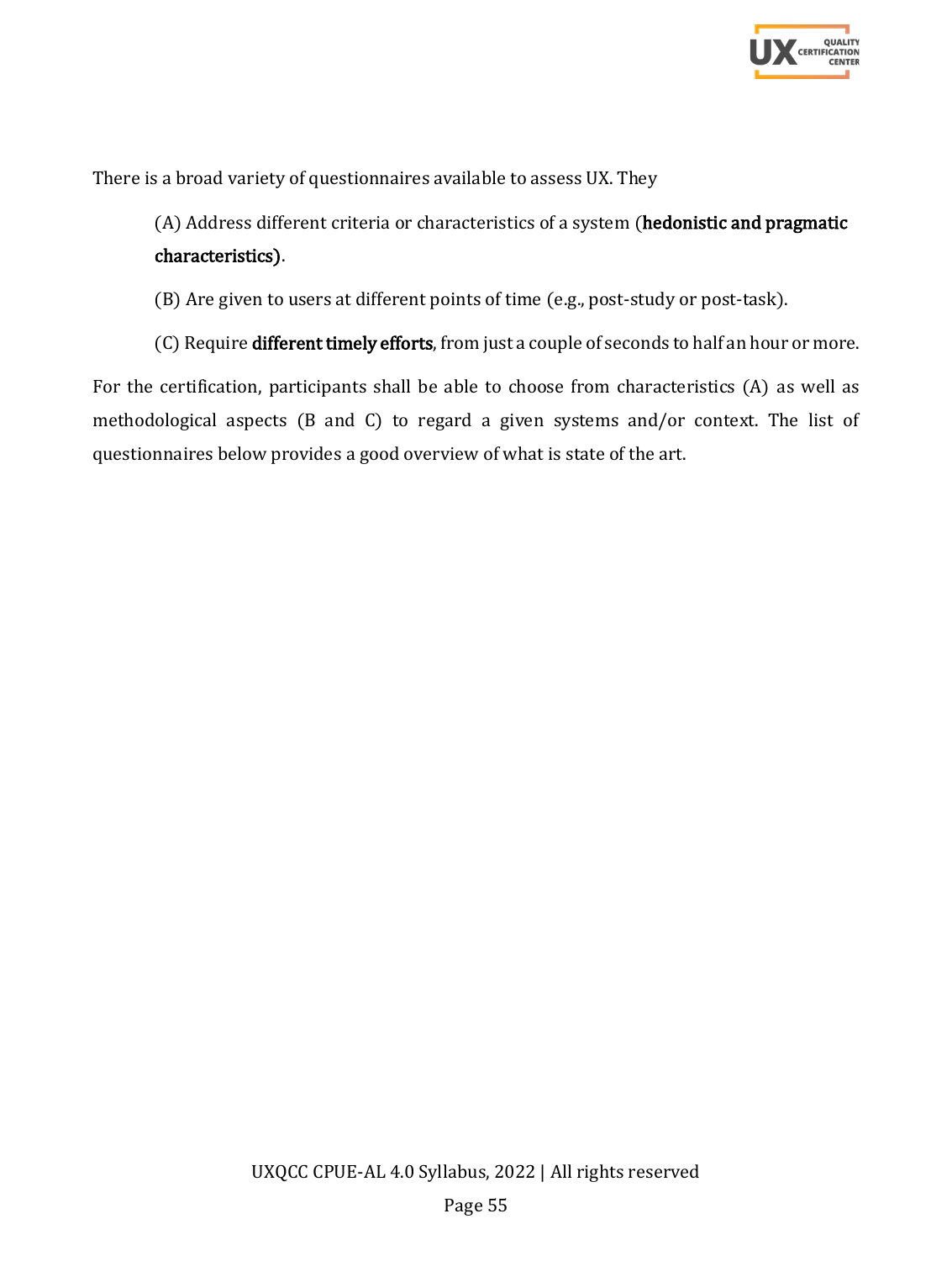There is a broad variety of questionnaires available to assess UX. They

(A) Address different criteria or characteristics of a system (**hedonistic and pragmatic characteristics)**.

(B) Are given to users at different points of time (e.g., post-study or post-task).

(C) Require **different timely efforts**, from just a couple of seconds to half an hour or more.

For the certification, participants shall be able to choose from characteristics (A) as well as methodological aspects (B and C) to regard a given systems and/or context. The list of questionnaires below provides a good overview of what is state of the art.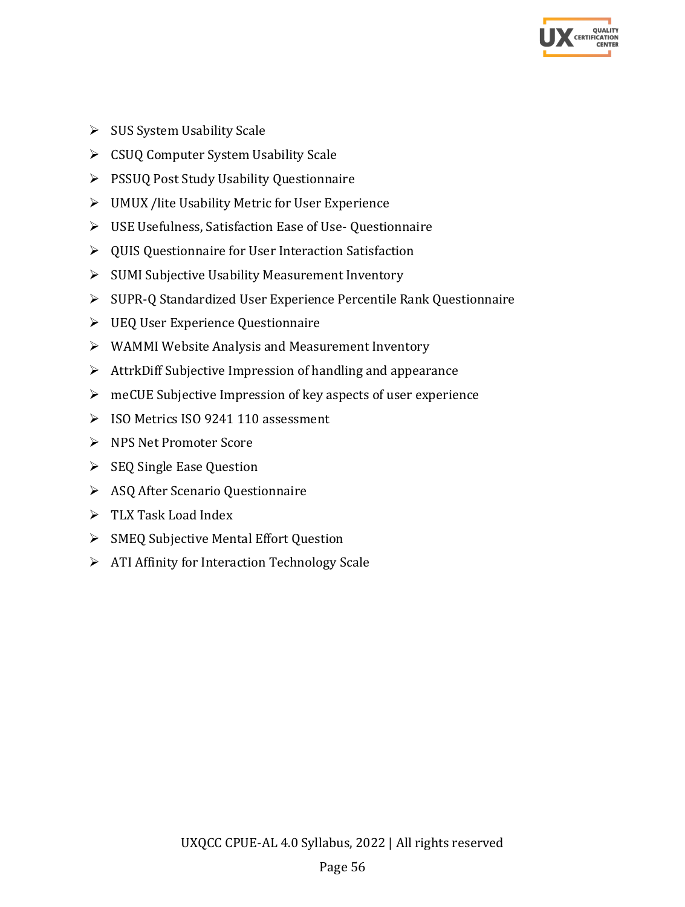- SUS System Usability Scale
- CSUQ Computer System Usability Scale
- PSSUQ Post Study Usability Questionnaire
- UMUX /lite Usability Metric for User Experience
- USE Usefulness, Satisfaction Ease of Use- Questionnaire
- QUIS Questionnaire for User Interaction Satisfaction
- SUMI Subjective Usability Measurement Inventory
- SUPR-Q Standardized User Experience Percentile Rank Questionnaire
- UEQ User Experience Questionnaire
- WAMMI Website Analysis and Measurement Inventory
- AttrkDiff Subjective Impression of handling and appearance
- meCUE Subjective Impression of key aspects of user experience
- ISO Metrics ISO 9241 110 assessment
- NPS Net Promoter Score
- SEQ Single Ease Question
- ASQ After Scenario Questionnaire
- TLX Task Load Index
- SMEQ Subjective Mental Effort Question
- ATI Affinity for Interaction Technology Scale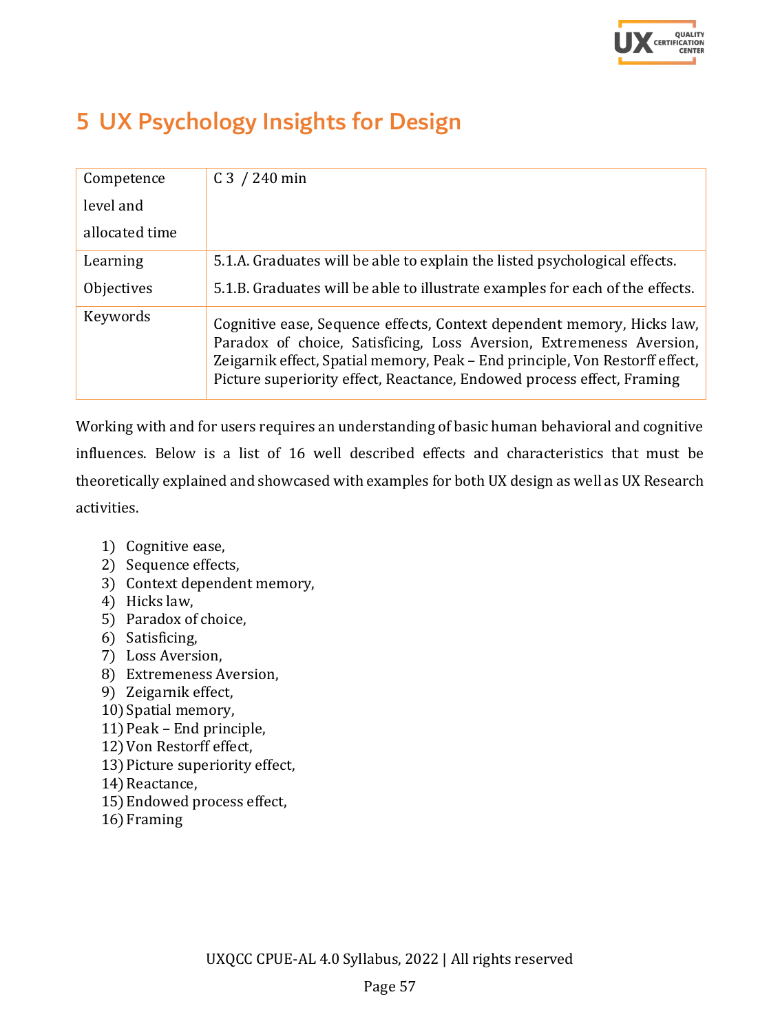# 5 UX Psychology Insights for Design

| Competence level and allocated time | C 3 / 240 min |
|---|---|
| Learning Objectives | 5.1.A. Graduates will be able to explain the listed psychological effects.<br>5.1.B. Graduates will be able to illustrate examples for each of the effects. |
| Keywords | Cognitive ease, Sequence effects, Context dependent memory, Hicks law, Paradox of choice, Satisficing, Loss Aversion, Extremeness Aversion, Zeigarnik effect, Spatial memory, Peak – End principle, Von Restorff effect, Picture superiority effect, Reactance, Endowed process effect, Framing |

Working with and for users requires an understanding of basic human behavioral and cognitive influences. Below is a list of 16 well described effects and characteristics that must be theoretically explained and showcased with examples for both UX design as well as UX Research activities.

1) Cognitive ease,
2) Sequence effects,
3) Context dependent memory,
4) Hicks law,
5) Paradox of choice,
6) Satisficing,
7) Loss Aversion,
8) Extremeness Aversion,
9) Zeigarnik effect,
10) Spatial memory,
11) Peak – End principle,
12) Von Restorff effect,
13) Picture superiority effect,
14) Reactance,
15) Endowed process effect,
16) Framing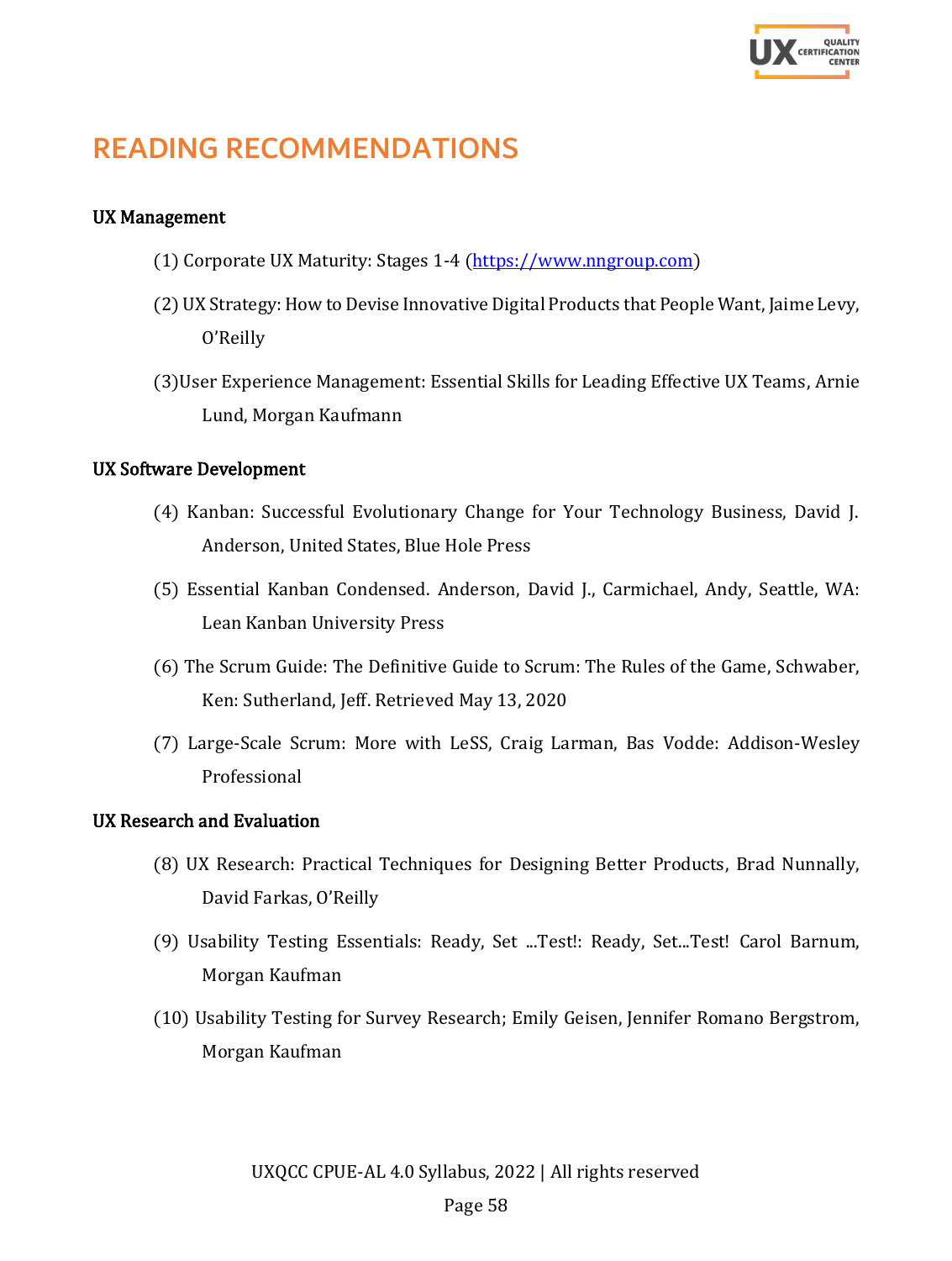# READING RECOMMENDATIONS

**UX Management**

(1) Corporate UX Maturity: Stages 1-4 (https://www.nngroup.com)

(2) UX Strategy: How to Devise Innovative Digital Products that People Want, Jaime Levy, O'Reilly

(3)User Experience Management: Essential Skills for Leading Effective UX Teams, Arnie Lund, Morgan Kaufmann

**UX Software Development**

(4) Kanban: Successful Evolutionary Change for Your Technology Business, David J. Anderson, United States, Blue Hole Press

(5) Essential Kanban Condensed. Anderson, David J., Carmichael, Andy, Seattle, WA: Lean Kanban University Press

(6) The Scrum Guide: The Definitive Guide to Scrum: The Rules of the Game, Schwaber, Ken: Sutherland, Jeff. Retrieved May 13, 2020

(7) Large-Scale Scrum: More with LeSS, Craig Larman, Bas Vodde: Addison-Wesley Professional

**UX Research and Evaluation**

(8) UX Research: Practical Techniques for Designing Better Products, Brad Nunnally, David Farkas, O'Reilly

(9) Usability Testing Essentials: Ready, Set ...Test!: Ready, Set...Test! Carol Barnum, Morgan Kaufman

(10) Usability Testing for Survey Research; Emily Geisen, Jennifer Romano Bergstrom, Morgan Kaufman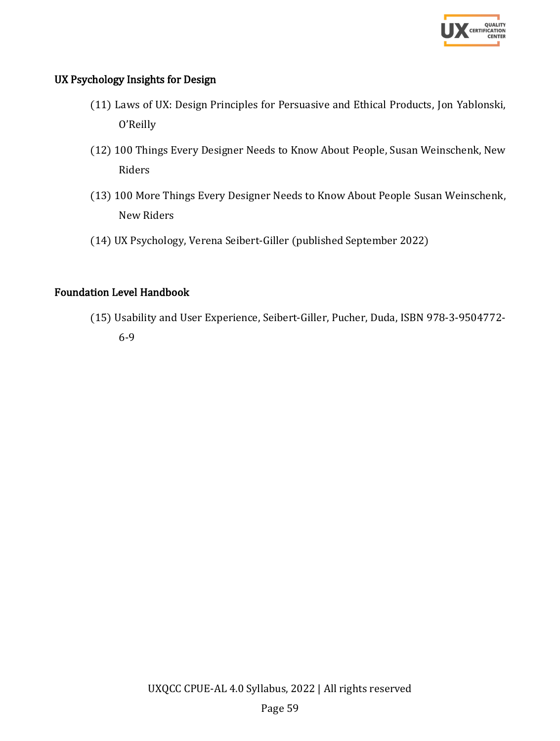### UX Psychology Insights for Design

(11) Laws of UX: Design Principles for Persuasive and Ethical Products, Jon Yablonski, O'Reilly

(12) 100 Things Every Designer Needs to Know About People, Susan Weinschenk, New Riders

(13) 100 More Things Every Designer Needs to Know About People Susan Weinschenk, New Riders

(14) UX Psychology, Verena Seibert-Giller (published September 2022)

### Foundation Level Handbook

(15) Usability and User Experience, Seibert-Giller, Pucher, Duda, ISBN 978-3-9504772-6-9